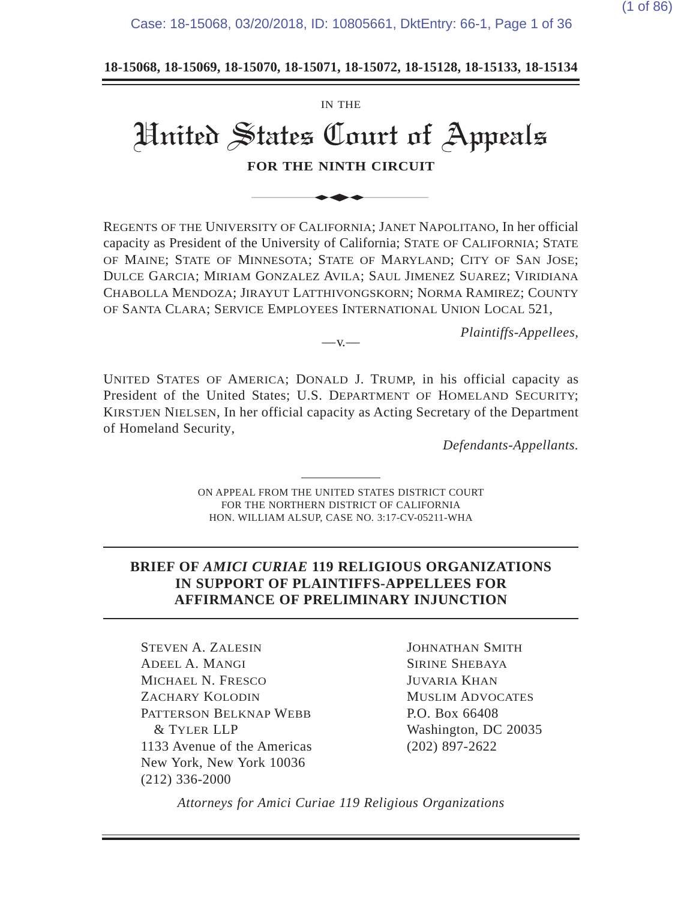**18-15068, 18-15069, 18-15070, 18-15071, 18-15072, 18-15128, 18-15133, 18-15134**

IN THE

# United States Court of Appeals

**FOR THE NINTH CIRCUIT**

REGENTS OF THE UNIVERSITY OF CALIFORNIA; JANET NAPOLITANO, In her official capacity as President of the University of California; STATE OF CALIFORNIA; STATE OF MAINE; STATE OF MINNESOTA; STATE OF MARYLAND; CITY OF SAN JOSE; DULCE GARCIA; MIRIAM GONZALEZ AVILA; SAUL JIMENEZ SUAREZ; VIRIDIANA CHABOLLA MENDOZA; JIRAYUT LATTHIVONGSKORN; NORMA RAMIREZ; COUNTY OF SANTA CLARA; SERVICE EMPLOYEES INTERNATIONAL UNION LOCAL 521,

*Plaintiffs-Appellees,*

—v.—

UNITED STATES OF AMERICA; DONALD J. TRUMP, in his official capacity as President of the United States; U.S. DEPARTMENT OF HOMELAND SECURITY; KIRSTJEN NIELSEN, In her official capacity as Acting Secretary of the Department of Homeland Security,

*Defendants-Appellants.*

ON APPEAL FROM THE UNITED STATES DISTRICT COURT
FOR THE NORTHERN DISTRICT OF CALIFORNIA
HON. WILLIAM ALSUP, CASE NO. 3:17-CV-05211-WHA

**BRIEF OF *AMICI CURIAE* 119 RELIGIOUS ORGANIZATIONS IN SUPPORT OF PLAINTIFFS-APPELLEES FOR AFFIRMANCE OF PRELIMINARY INJUNCTION**

STEVEN A. ZALESIN
ADEEL A. MANGI
MICHAEL N. FRESCO
ZACHARY KOLODIN
PATTERSON BELKNAP WEBB & TYLER LLP
1133 Avenue of the Americas
New York, New York 10036
(212) 336-2000

JOHNATHAN SMITH
SIRINE SHEBAYA
JUVARIA KHAN
MUSLIM ADVOCATES
P.O. Box 66408
Washington, DC 20035
(202) 897-2622

*Attorneys for Amici Curiae 119 Religious Organizations*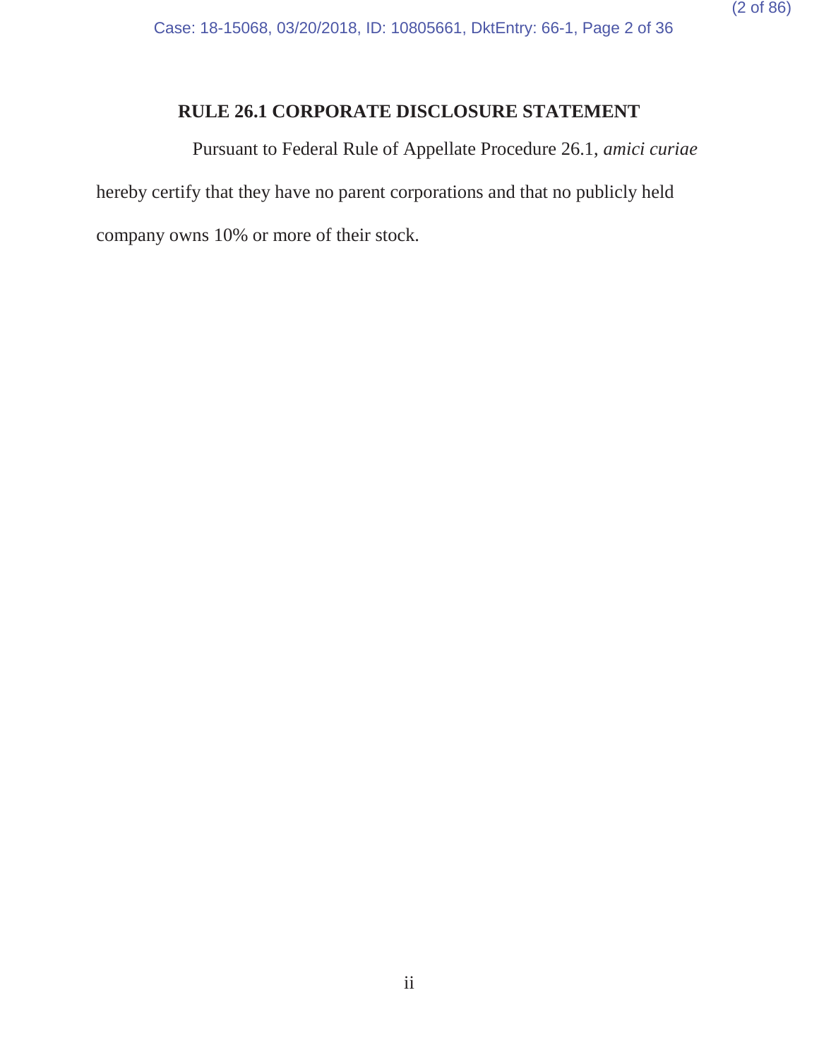# RULE 26.1 CORPORATE DISCLOSURE STATEMENT

Pursuant to Federal Rule of Appellate Procedure 26.1, *amici curiae* hereby certify that they have no parent corporations and that no publicly held company owns 10% or more of their stock.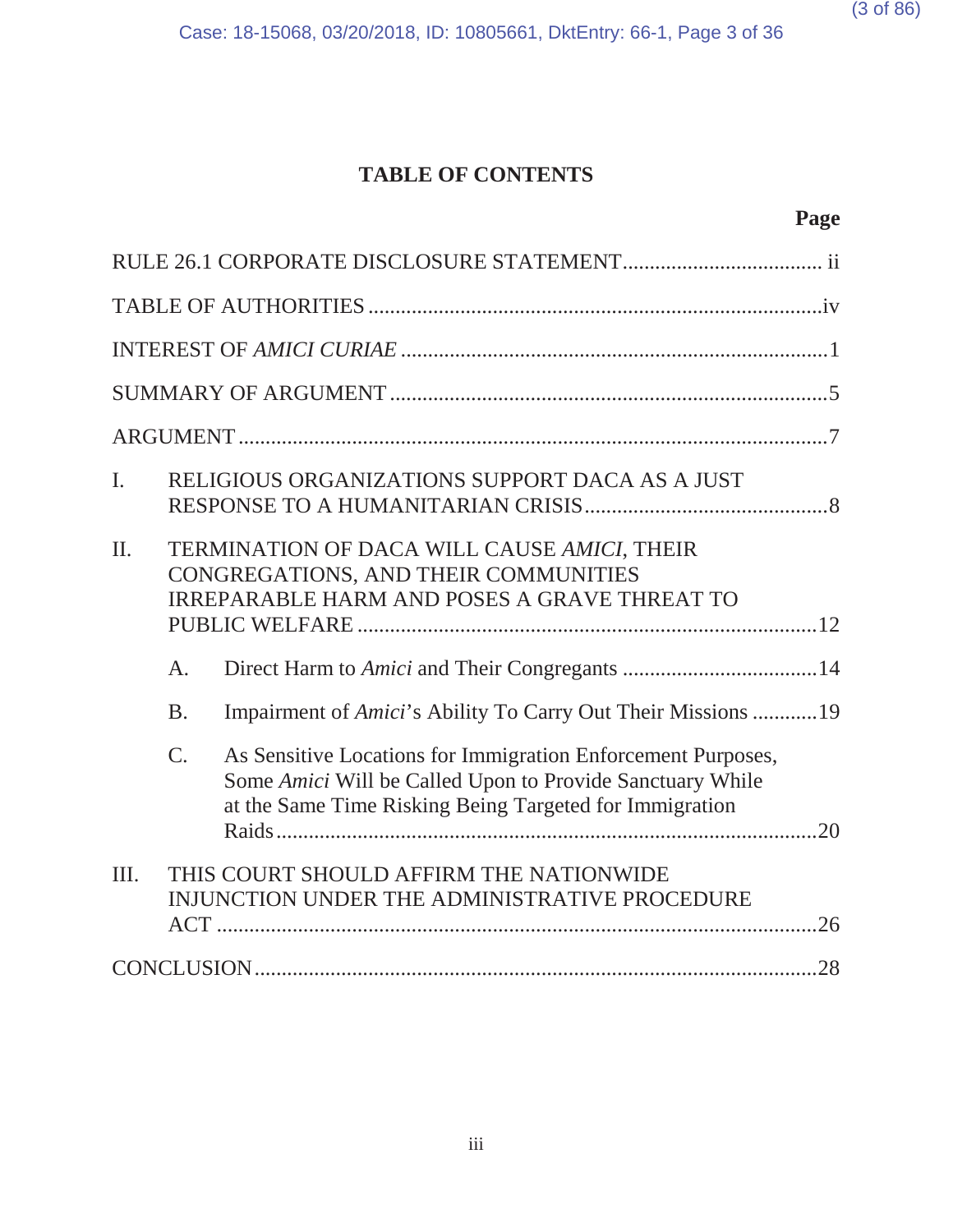## TABLE OF CONTENTS

**Page**

RULE 26.1 CORPORATE DISCLOSURE STATEMENT ..................................... ii

TABLE OF AUTHORITIES ....................................................................................iv

INTEREST OF *AMICI CURIAE* ...............................................................................1

SUMMARY OF ARGUMENT .................................................................................5

ARGUMENT ............................................................................................................7

I. RELIGIOUS ORGANIZATIONS SUPPORT DACA AS A JUST RESPONSE TO A HUMANITARIAN CRISIS .............................................8

II. TERMINATION OF DACA WILL CAUSE *AMICI*, THEIR CONGREGATIONS, AND THEIR COMMUNITIES IRREPARABLE HARM AND POSES A GRAVE THREAT TO PUBLIC WELFARE .....................................................................................12

   A. Direct Harm to *Amici* and Their Congregants ....................................14

   B. Impairment of *Amici*'s Ability To Carry Out Their Missions ............19

   C. As Sensitive Locations for Immigration Enforcement Purposes, Some *Amici* Will be Called Upon to Provide Sanctuary While at the Same Time Risking Being Targeted for Immigration Raids ....................................................................................................20

III. THIS COURT SHOULD AFFIRM THE NATIONWIDE INJUNCTION UNDER THE ADMINISTRATIVE PROCEDURE ACT .................................................................................................................26

CONCLUSION ........................................................................................................28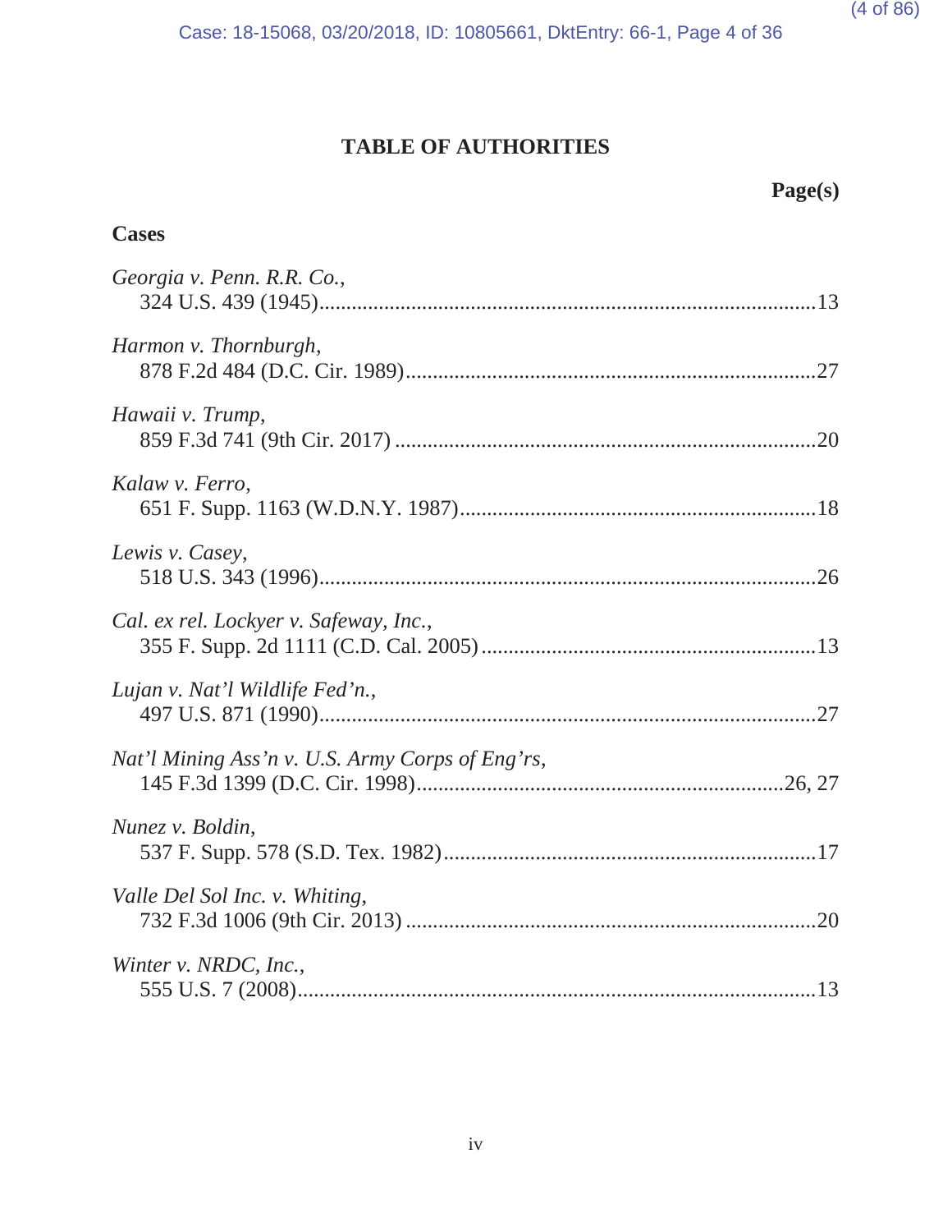# TABLE OF AUTHORITIES

**Page(s)**

## Cases

*Georgia v. Penn. R.R. Co.*,
324 U.S. 439 (1945)....................................................................................13

*Harmon v. Thornburgh*,
878 F.2d 484 (D.C. Cir. 1989)......................................................................27

*Hawaii v. Trump*,
859 F.3d 741 (9th Cir. 2017) ........................................................................20

*Kalaw v. Ferro*,
651 F. Supp. 1163 (W.D.N.Y. 1987)............................................................18

*Lewis v. Casey*,
518 U.S. 343 (1996)......................................................................................26

*Cal. ex rel. Lockyer v. Safeway, Inc.*,
355 F. Supp. 2d 1111 (C.D. Cal. 2005) ........................................................13

*Lujan v. Nat'l Wildlife Fed'n.*,
497 U.S. 871 (1990)......................................................................................27

*Nat'l Mining Ass'n v. U.S. Army Corps of Eng'rs*,
145 F.3d 1399 (D.C. Cir. 1998).............................................................26, 27

*Nunez v. Boldin*,
537 F. Supp. 578 (S.D. Tex. 1982)...............................................................17

*Valle Del Sol Inc. v. Whiting*,
732 F.3d 1006 (9th Cir. 2013) ......................................................................20

*Winter v. NRDC, Inc.*,
555 U.S. 7 (2008)..........................................................................................13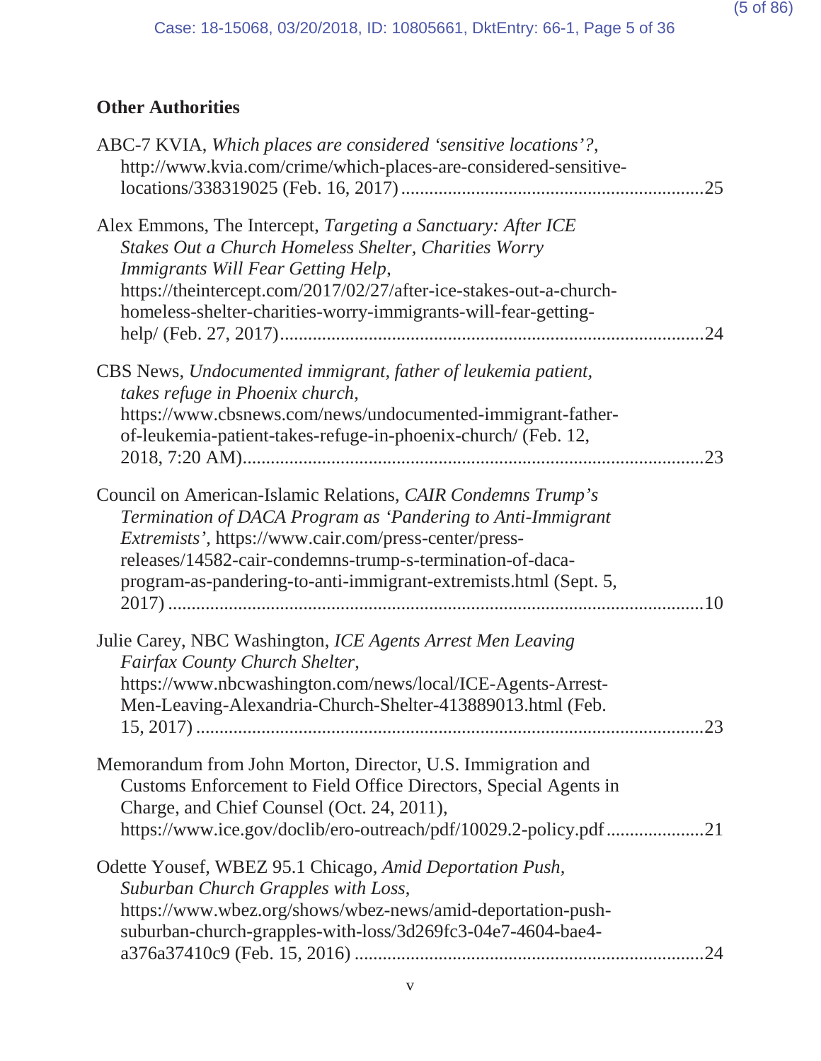**Other Authorities**

ABC-7 KVIA, *Which places are considered 'sensitive locations'?*, http://www.kvia.com/crime/which-places-are-considered-sensitive-locations/338319025 (Feb. 16, 2017)................................................................25

Alex Emmons, The Intercept, *Targeting a Sanctuary: After ICE Stakes Out a Church Homeless Shelter, Charities Worry Immigrants Will Fear Getting Help*, https://theintercept.com/2017/02/27/after-ice-stakes-out-a-church-homeless-shelter-charities-worry-immigrants-will-fear-getting-help/ (Feb. 27, 2017)..........................................................................................24

CBS News, *Undocumented immigrant, father of leukemia patient, takes refuge in Phoenix church*, https://www.cbsnews.com/news/undocumented-immigrant-father-of-leukemia-patient-takes-refuge-in-phoenix-church/ (Feb. 12, 2018, 7:20 AM)..................................................................................................23

Council on American-Islamic Relations, *CAIR Condemns Trump's Termination of DACA Program as 'Pandering to Anti-Immigrant Extremists'*, https://www.cair.com/press-center/press-releases/14582-cair-condemns-trump-s-termination-of-daca-program-as-pandering-to-anti-immigrant-extremists.html (Sept. 5, 2017) ...................................................................................................10

Julie Carey, NBC Washington, *ICE Agents Arrest Men Leaving Fairfax County Church Shelter*, https://www.nbcwashington.com/news/local/ICE-Agents-Arrest-Men-Leaving-Alexandria-Church-Shelter-413889013.html (Feb. 15, 2017) ...........................................................................................23

Memorandum from John Morton, Director, U.S. Immigration and Customs Enforcement to Field Office Directors, Special Agents in Charge, and Chief Counsel (Oct. 24, 2011), https://www.ice.gov/doclib/ero-outreach/pdf/10029.2-policy.pdf....................21

Odette Yousef, WBEZ 95.1 Chicago, *Amid Deportation Push, Suburban Church Grapples with Loss*, https://www.wbez.org/shows/wbez-news/amid-deportation-push-suburban-church-grapples-with-loss/3d269fc3-04e7-4604-bae4-a376a37410c9 (Feb. 15, 2016) ..........................................................................24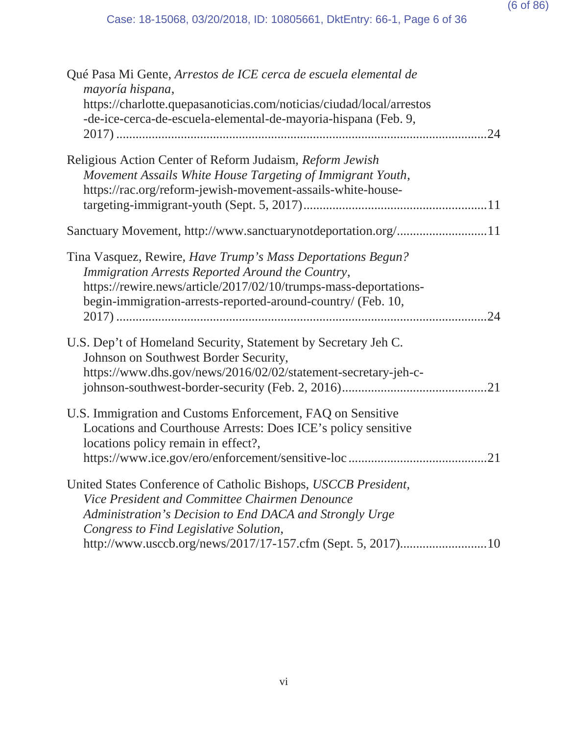Qué Pasa Mi Gente, *Arrestos de ICE cerca de escuela elemental de mayoría hispana*, https://charlotte.quepasanoticias.com/noticias/ciudad/local/arrestos-de-ice-cerca-de-escuela-elemental-de-mayoria-hispana (Feb. 9, 2017) ....................24

Religious Action Center of Reform Judaism, *Reform Jewish Movement Assails White House Targeting of Immigrant Youth*, https://rac.org/reform-jewish-movement-assails-white-house-targeting-immigrant-youth (Sept. 5, 2017)....................11

Sanctuary Movement, http://www.sanctuarynotdeportation.org/....................11

Tina Vasquez, Rewire, *Have Trump's Mass Deportations Begun? Immigration Arrests Reported Around the Country*, https://rewire.news/article/2017/02/10/trumps-mass-deportations-begin-immigration-arrests-reported-around-country/ (Feb. 10, 2017) ....................24

U.S. Dep't of Homeland Security, Statement by Secretary Jeh C. Johnson on Southwest Border Security, https://www.dhs.gov/news/2016/02/02/statement-secretary-jeh-c-johnson-southwest-border-security (Feb. 2, 2016)....................21

U.S. Immigration and Customs Enforcement, FAQ on Sensitive Locations and Courthouse Arrests: Does ICE's policy sensitive locations policy remain in effect?, https://www.ice.gov/ero/enforcement/sensitive-loc ....................21

United States Conference of Catholic Bishops, *USCCB President, Vice President and Committee Chairmen Denounce Administration's Decision to End DACA and Strongly Urge Congress to Find Legislative Solution*, http://www.usccb.org/news/2017/17-157.cfm (Sept. 5, 2017)....................10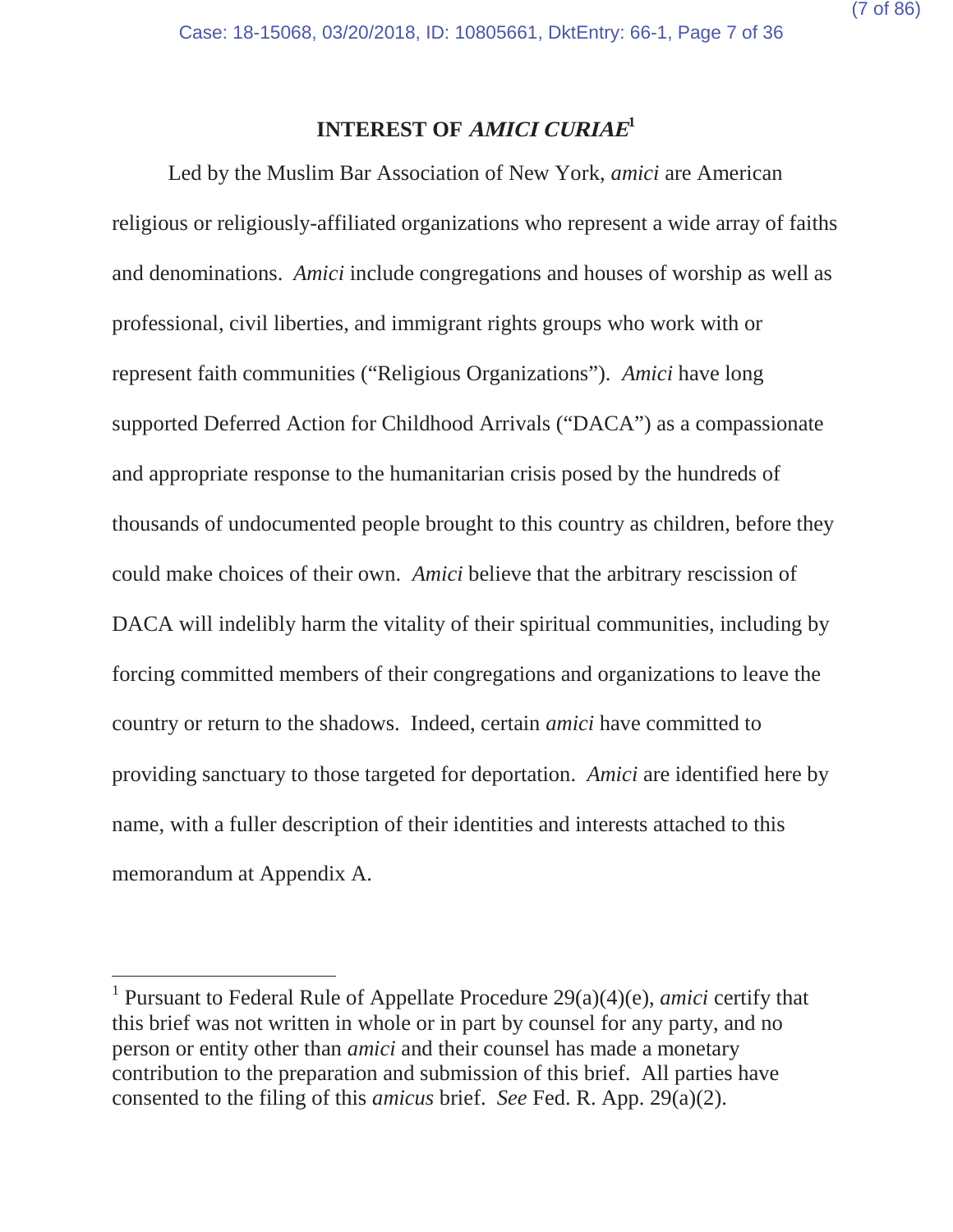## INTEREST OF *AMICI CURIAE*[1]

Led by the Muslim Bar Association of New York, *amici* are American religious or religiously-affiliated organizations who represent a wide array of faiths and denominations. *Amici* include congregations and houses of worship as well as professional, civil liberties, and immigrant rights groups who work with or represent faith communities ("Religious Organizations"). *Amici* have long supported Deferred Action for Childhood Arrivals ("DACA") as a compassionate and appropriate response to the humanitarian crisis posed by the hundreds of thousands of undocumented people brought to this country as children, before they could make choices of their own. *Amici* believe that the arbitrary rescission of DACA will indelibly harm the vitality of their spiritual communities, including by forcing committed members of their congregations and organizations to leave the country or return to the shadows. Indeed, certain *amici* have committed to providing sanctuary to those targeted for deportation. *Amici* are identified here by name, with a fuller description of their identities and interests attached to this memorandum at Appendix A.

---

[1] Pursuant to Federal Rule of Appellate Procedure 29(a)(4)(e), *amici* certify that this brief was not written in whole or in part by counsel for any party, and no person or entity other than *amici* and their counsel has made a monetary contribution to the preparation and submission of this brief. All parties have consented to the filing of this *amicus* brief. *See* Fed. R. App. 29(a)(2).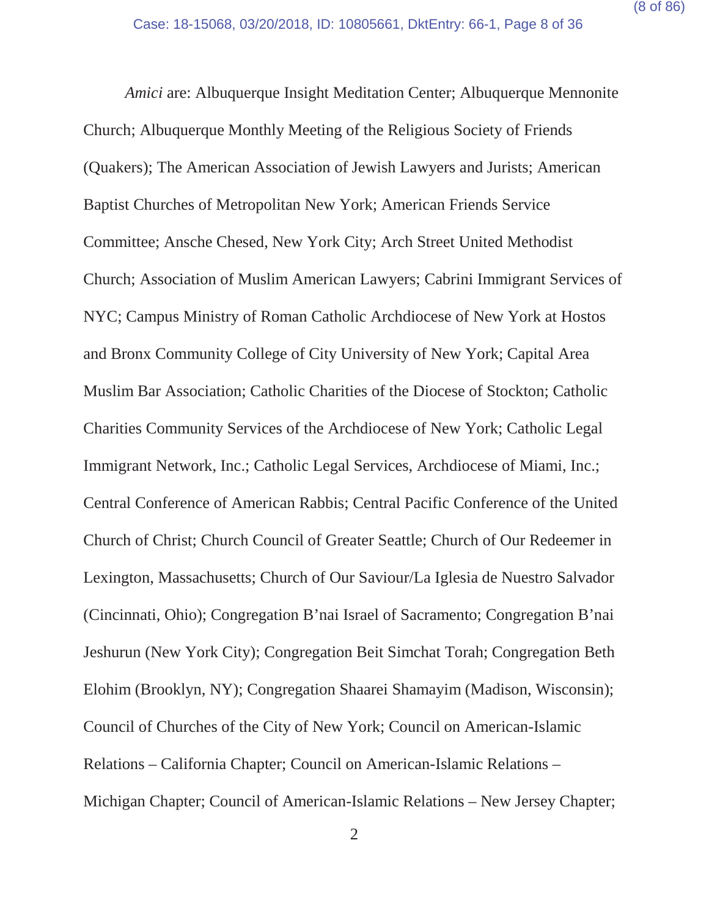*Amici* are: Albuquerque Insight Meditation Center; Albuquerque Mennonite Church; Albuquerque Monthly Meeting of the Religious Society of Friends (Quakers); The American Association of Jewish Lawyers and Jurists; American Baptist Churches of Metropolitan New York; American Friends Service Committee; Ansche Chesed, New York City; Arch Street United Methodist Church; Association of Muslim American Lawyers; Cabrini Immigrant Services of NYC; Campus Ministry of Roman Catholic Archdiocese of New York at Hostos and Bronx Community College of City University of New York; Capital Area Muslim Bar Association; Catholic Charities of the Diocese of Stockton; Catholic Charities Community Services of the Archdiocese of New York; Catholic Legal Immigrant Network, Inc.; Catholic Legal Services, Archdiocese of Miami, Inc.; Central Conference of American Rabbis; Central Pacific Conference of the United Church of Christ; Church Council of Greater Seattle; Church of Our Redeemer in Lexington, Massachusetts; Church of Our Saviour/La Iglesia de Nuestro Salvador (Cincinnati, Ohio); Congregation B'nai Israel of Sacramento; Congregation B'nai Jeshurun (New York City); Congregation Beit Simchat Torah; Congregation Beth Elohim (Brooklyn, NY); Congregation Shaarei Shamayim (Madison, Wisconsin); Council of Churches of the City of New York; Council on American-Islamic Relations – California Chapter; Council on American-Islamic Relations – Michigan Chapter; Council of American-Islamic Relations – New Jersey Chapter;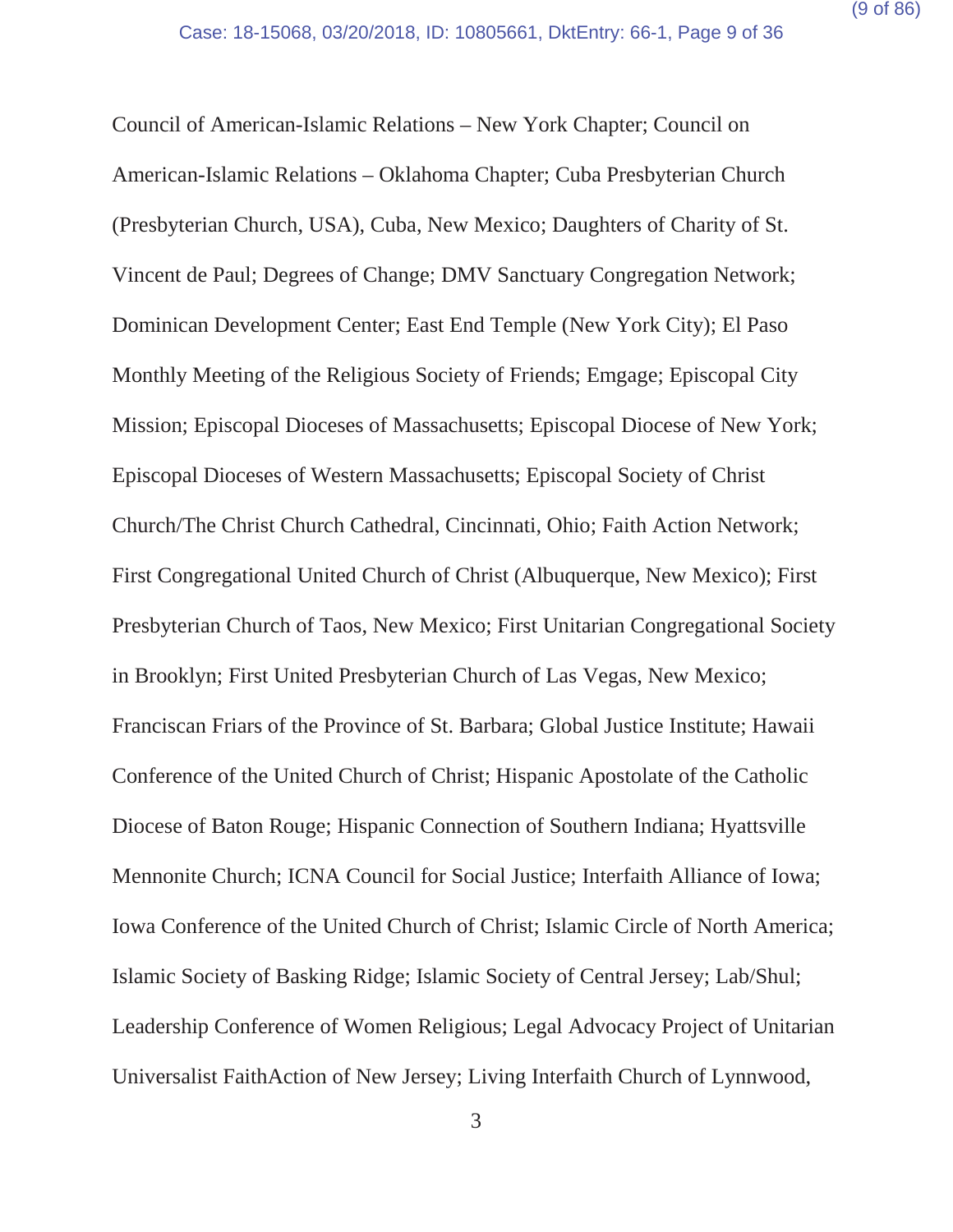Council of American-Islamic Relations – New York Chapter; Council on American-Islamic Relations – Oklahoma Chapter; Cuba Presbyterian Church (Presbyterian Church, USA), Cuba, New Mexico; Daughters of Charity of St. Vincent de Paul; Degrees of Change; DMV Sanctuary Congregation Network; Dominican Development Center; East End Temple (New York City); El Paso Monthly Meeting of the Religious Society of Friends; Emgage; Episcopal City Mission; Episcopal Dioceses of Massachusetts; Episcopal Diocese of New York; Episcopal Dioceses of Western Massachusetts; Episcopal Society of Christ Church/The Christ Church Cathedral, Cincinnati, Ohio; Faith Action Network; First Congregational United Church of Christ (Albuquerque, New Mexico); First Presbyterian Church of Taos, New Mexico; First Unitarian Congregational Society in Brooklyn; First United Presbyterian Church of Las Vegas, New Mexico; Franciscan Friars of the Province of St. Barbara; Global Justice Institute; Hawaii Conference of the United Church of Christ; Hispanic Apostolate of the Catholic Diocese of Baton Rouge; Hispanic Connection of Southern Indiana; Hyattsville Mennonite Church; ICNA Council for Social Justice; Interfaith Alliance of Iowa; Iowa Conference of the United Church of Christ; Islamic Circle of North America; Islamic Society of Basking Ridge; Islamic Society of Central Jersey; Lab/Shul; Leadership Conference of Women Religious; Legal Advocacy Project of Unitarian Universalist FaithAction of New Jersey; Living Interfaith Church of Lynnwood,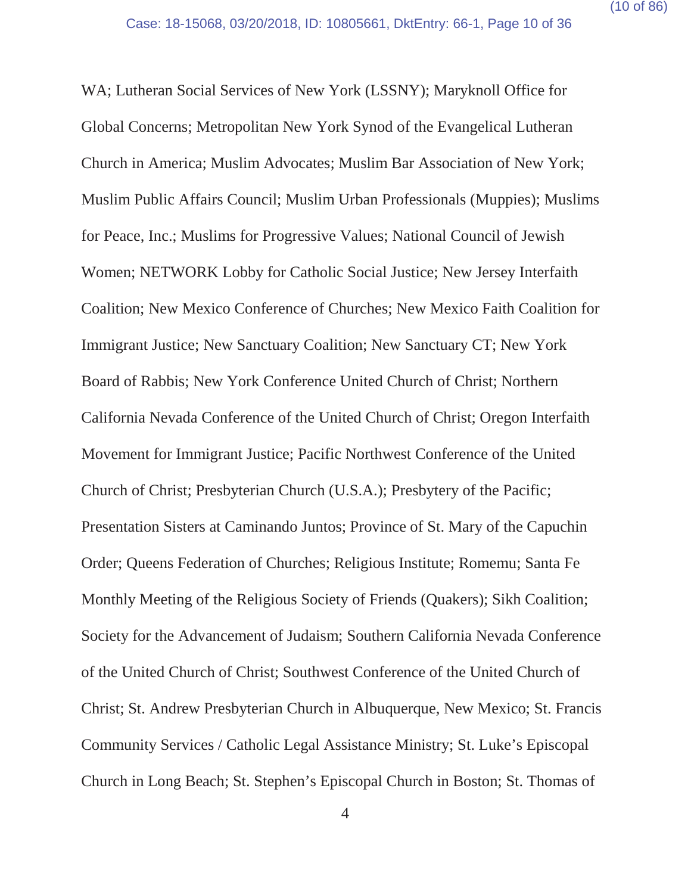WA; Lutheran Social Services of New York (LSSNY); Maryknoll Office for Global Concerns; Metropolitan New York Synod of the Evangelical Lutheran Church in America; Muslim Advocates; Muslim Bar Association of New York; Muslim Public Affairs Council; Muslim Urban Professionals (Muppies); Muslims for Peace, Inc.; Muslims for Progressive Values; National Council of Jewish Women; NETWORK Lobby for Catholic Social Justice; New Jersey Interfaith Coalition; New Mexico Conference of Churches; New Mexico Faith Coalition for Immigrant Justice; New Sanctuary Coalition; New Sanctuary CT; New York Board of Rabbis; New York Conference United Church of Christ; Northern California Nevada Conference of the United Church of Christ; Oregon Interfaith Movement for Immigrant Justice; Pacific Northwest Conference of the United Church of Christ; Presbyterian Church (U.S.A.); Presbytery of the Pacific; Presentation Sisters at Caminando Juntos; Province of St. Mary of the Capuchin Order; Queens Federation of Churches; Religious Institute; Romemu; Santa Fe Monthly Meeting of the Religious Society of Friends (Quakers); Sikh Coalition; Society for the Advancement of Judaism; Southern California Nevada Conference of the United Church of Christ; Southwest Conference of the United Church of Christ; St. Andrew Presbyterian Church in Albuquerque, New Mexico; St. Francis Community Services / Catholic Legal Assistance Ministry; St. Luke's Episcopal Church in Long Beach; St. Stephen's Episcopal Church in Boston; St. Thomas of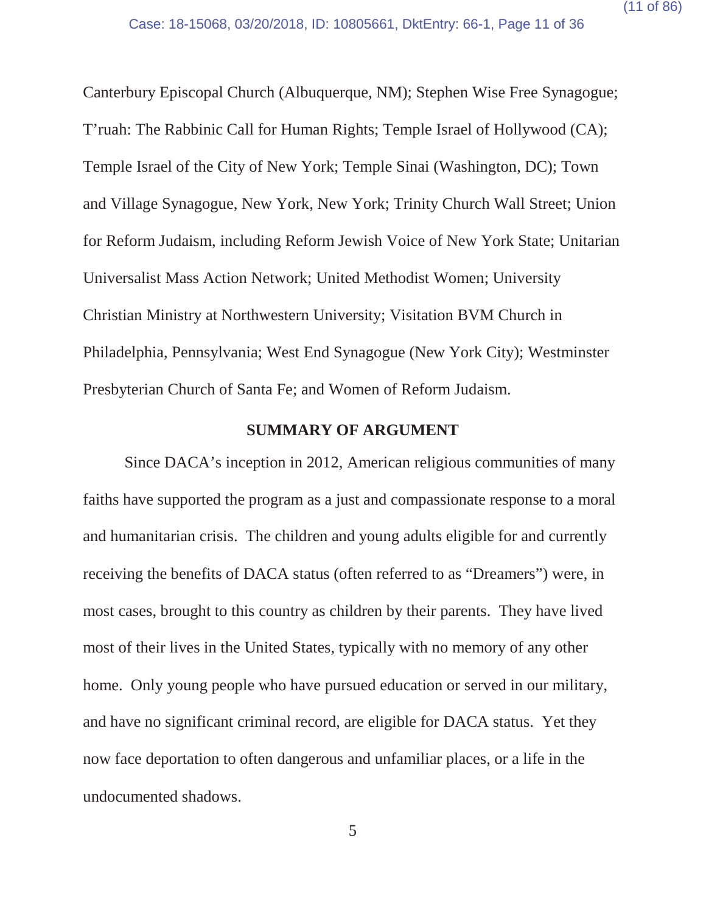Canterbury Episcopal Church (Albuquerque, NM); Stephen Wise Free Synagogue; T'ruah: The Rabbinic Call for Human Rights; Temple Israel of Hollywood (CA); Temple Israel of the City of New York; Temple Sinai (Washington, DC); Town and Village Synagogue, New York, New York; Trinity Church Wall Street; Union for Reform Judaism, including Reform Jewish Voice of New York State; Unitarian Universalist Mass Action Network; United Methodist Women; University Christian Ministry at Northwestern University; Visitation BVM Church in Philadelphia, Pennsylvania; West End Synagogue (New York City); Westminster Presbyterian Church of Santa Fe; and Women of Reform Judaism.

## SUMMARY OF ARGUMENT

Since DACA's inception in 2012, American religious communities of many faiths have supported the program as a just and compassionate response to a moral and humanitarian crisis. The children and young adults eligible for and currently receiving the benefits of DACA status (often referred to as "Dreamers") were, in most cases, brought to this country as children by their parents. They have lived most of their lives in the United States, typically with no memory of any other home. Only young people who have pursued education or served in our military, and have no significant criminal record, are eligible for DACA status. Yet they now face deportation to often dangerous and unfamiliar places, or a life in the undocumented shadows.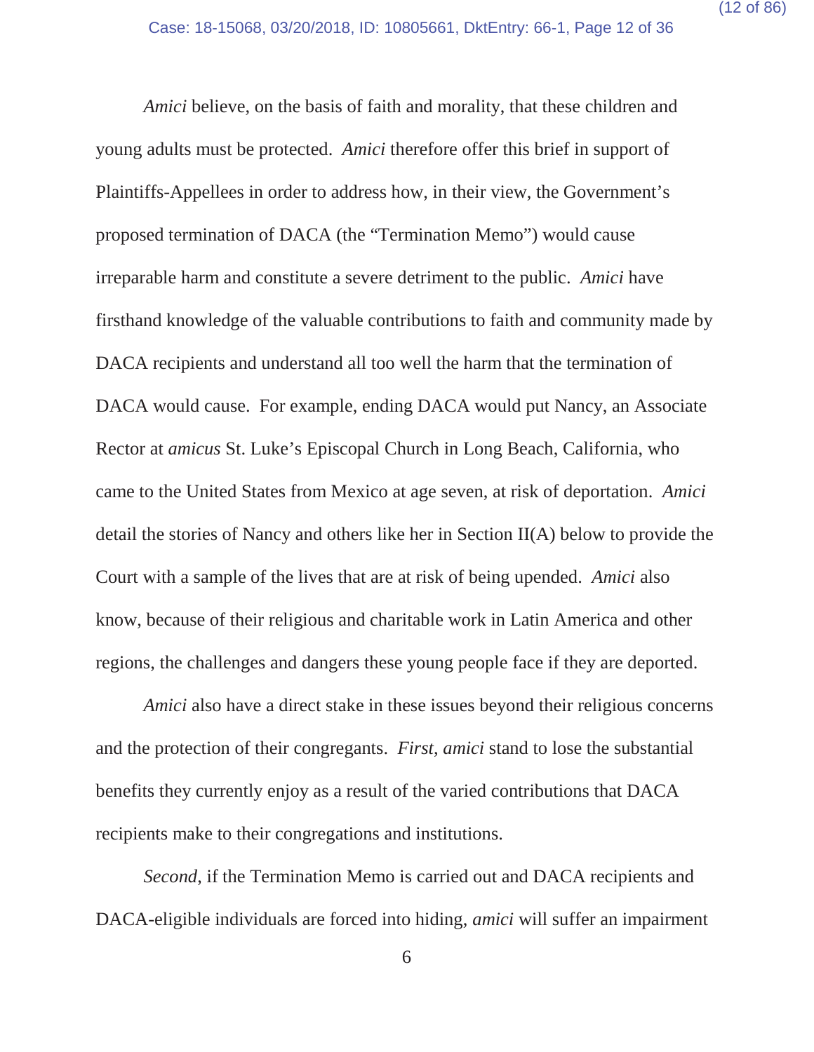*Amici* believe, on the basis of faith and morality, that these children and young adults must be protected. *Amici* therefore offer this brief in support of Plaintiffs-Appellees in order to address how, in their view, the Government's proposed termination of DACA (the "Termination Memo") would cause irreparable harm and constitute a severe detriment to the public. *Amici* have firsthand knowledge of the valuable contributions to faith and community made by DACA recipients and understand all too well the harm that the termination of DACA would cause. For example, ending DACA would put Nancy, an Associate Rector at *amicus* St. Luke's Episcopal Church in Long Beach, California, who came to the United States from Mexico at age seven, at risk of deportation. *Amici* detail the stories of Nancy and others like her in Section II(A) below to provide the Court with a sample of the lives that are at risk of being upended. *Amici* also know, because of their religious and charitable work in Latin America and other regions, the challenges and dangers these young people face if they are deported.

*Amici* also have a direct stake in these issues beyond their religious concerns and the protection of their congregants. *First*, *amici* stand to lose the substantial benefits they currently enjoy as a result of the varied contributions that DACA recipients make to their congregations and institutions.

*Second*, if the Termination Memo is carried out and DACA recipients and DACA-eligible individuals are forced into hiding, *amici* will suffer an impairment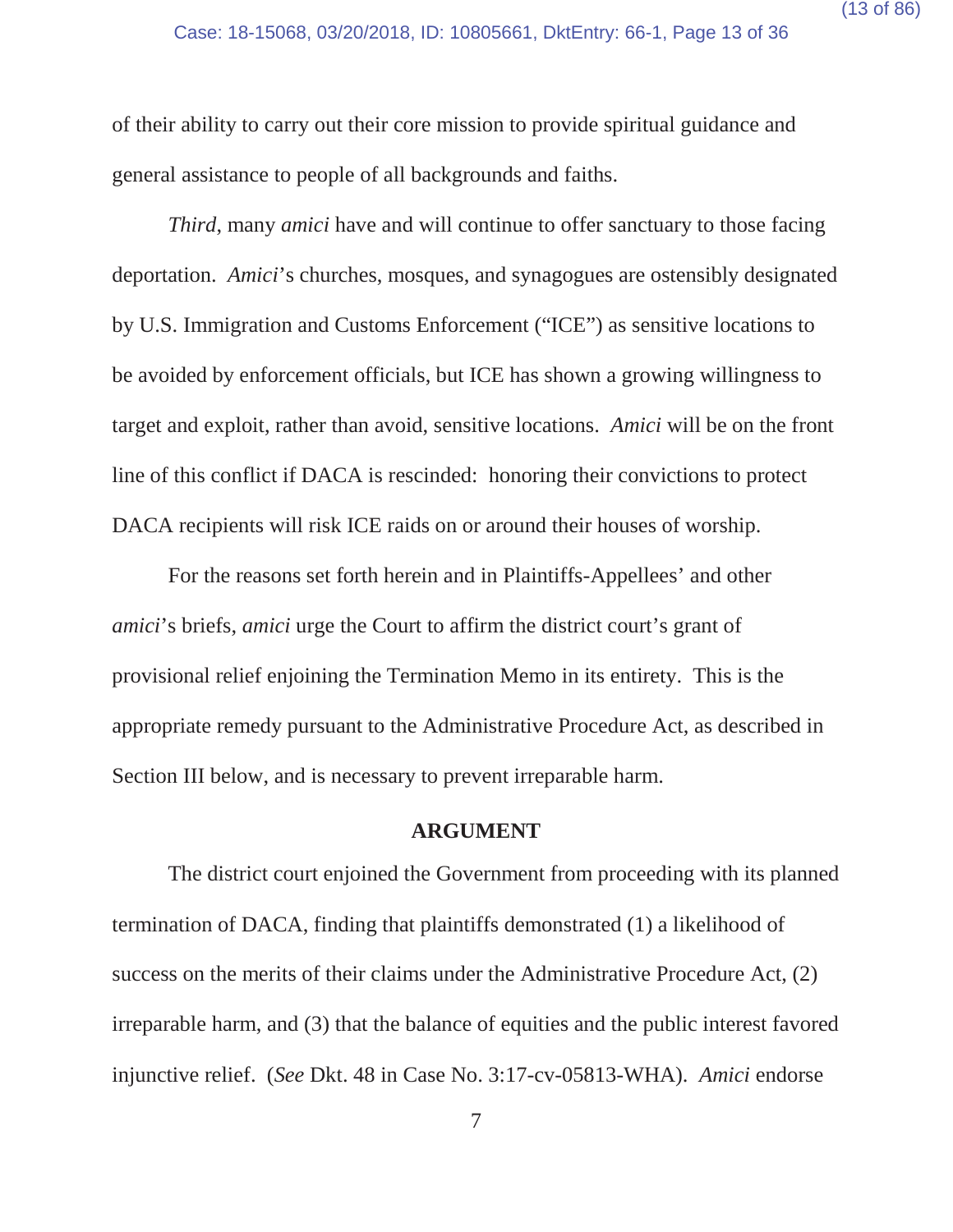of their ability to carry out their core mission to provide spiritual guidance and general assistance to people of all backgrounds and faiths.

*Third*, many *amici* have and will continue to offer sanctuary to those facing deportation. *Amici*'s churches, mosques, and synagogues are ostensibly designated by U.S. Immigration and Customs Enforcement ("ICE") as sensitive locations to be avoided by enforcement officials, but ICE has shown a growing willingness to target and exploit, rather than avoid, sensitive locations. *Amici* will be on the front line of this conflict if DACA is rescinded: honoring their convictions to protect DACA recipients will risk ICE raids on or around their houses of worship.

For the reasons set forth herein and in Plaintiffs-Appellees' and other *amici*'s briefs, *amici* urge the Court to affirm the district court's grant of provisional relief enjoining the Termination Memo in its entirety. This is the appropriate remedy pursuant to the Administrative Procedure Act, as described in Section III below, and is necessary to prevent irreparable harm.

## ARGUMENT

The district court enjoined the Government from proceeding with its planned termination of DACA, finding that plaintiffs demonstrated (1) a likelihood of success on the merits of their claims under the Administrative Procedure Act, (2) irreparable harm, and (3) that the balance of equities and the public interest favored injunctive relief. (*See* Dkt. 48 in Case No. 3:17-cv-05813-WHA). *Amici* endorse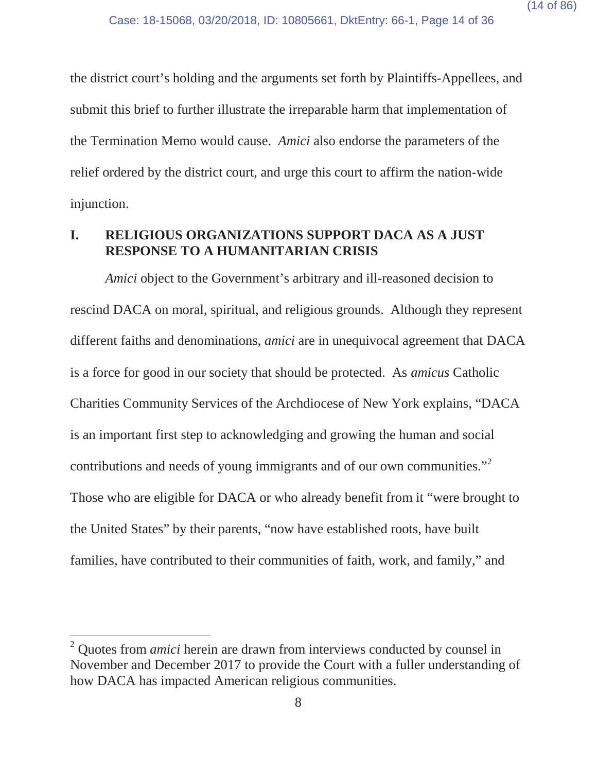the district court's holding and the arguments set forth by Plaintiffs-Appellees, and submit this brief to further illustrate the irreparable harm that implementation of the Termination Memo would cause. *Amici* also endorse the parameters of the relief ordered by the district court, and urge this court to affirm the nation-wide injunction.

## I. RELIGIOUS ORGANIZATIONS SUPPORT DACA AS A JUST RESPONSE TO A HUMANITARIAN CRISIS

*Amici* object to the Government's arbitrary and ill-reasoned decision to rescind DACA on moral, spiritual, and religious grounds. Although they represent different faiths and denominations, *amici* are in unequivocal agreement that DACA is a force for good in our society that should be protected. As *amicus* Catholic Charities Community Services of the Archdiocese of New York explains, "DACA is an important first step to acknowledging and growing the human and social contributions and needs of young immigrants and of our own communities."[2] Those who are eligible for DACA or who already benefit from it "were brought to the United States" by their parents, "now have established roots, have built families, have contributed to their communities of faith, work, and family," and

---

[2] Quotes from *amici* herein are drawn from interviews conducted by counsel in November and December 2017 to provide the Court with a fuller understanding of how DACA has impacted American religious communities.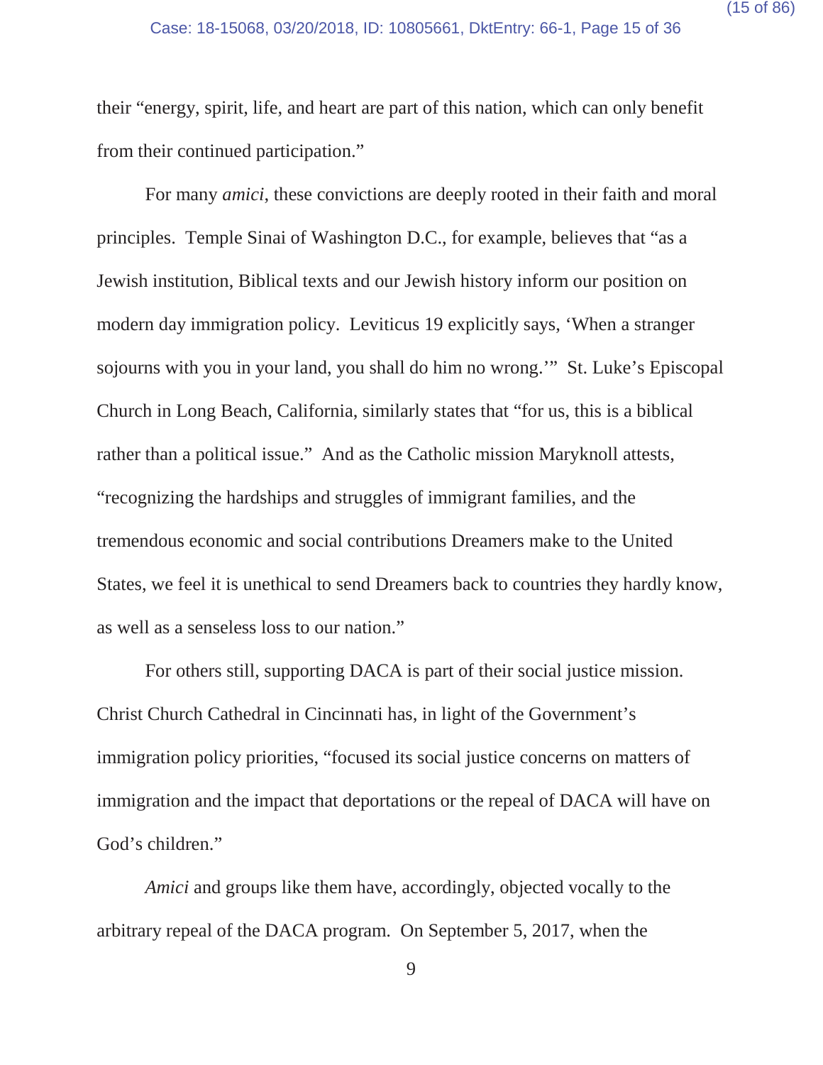their "energy, spirit, life, and heart are part of this nation, which can only benefit from their continued participation."

For many *amici*, these convictions are deeply rooted in their faith and moral principles. Temple Sinai of Washington D.C., for example, believes that "as a Jewish institution, Biblical texts and our Jewish history inform our position on modern day immigration policy. Leviticus 19 explicitly says, 'When a stranger sojourns with you in your land, you shall do him no wrong.'" St. Luke's Episcopal Church in Long Beach, California, similarly states that "for us, this is a biblical rather than a political issue." And as the Catholic mission Maryknoll attests, "recognizing the hardships and struggles of immigrant families, and the tremendous economic and social contributions Dreamers make to the United States, we feel it is unethical to send Dreamers back to countries they hardly know, as well as a senseless loss to our nation."

For others still, supporting DACA is part of their social justice mission. Christ Church Cathedral in Cincinnati has, in light of the Government's immigration policy priorities, "focused its social justice concerns on matters of immigration and the impact that deportations or the repeal of DACA will have on God's children."

*Amici* and groups like them have, accordingly, objected vocally to the arbitrary repeal of the DACA program. On September 5, 2017, when the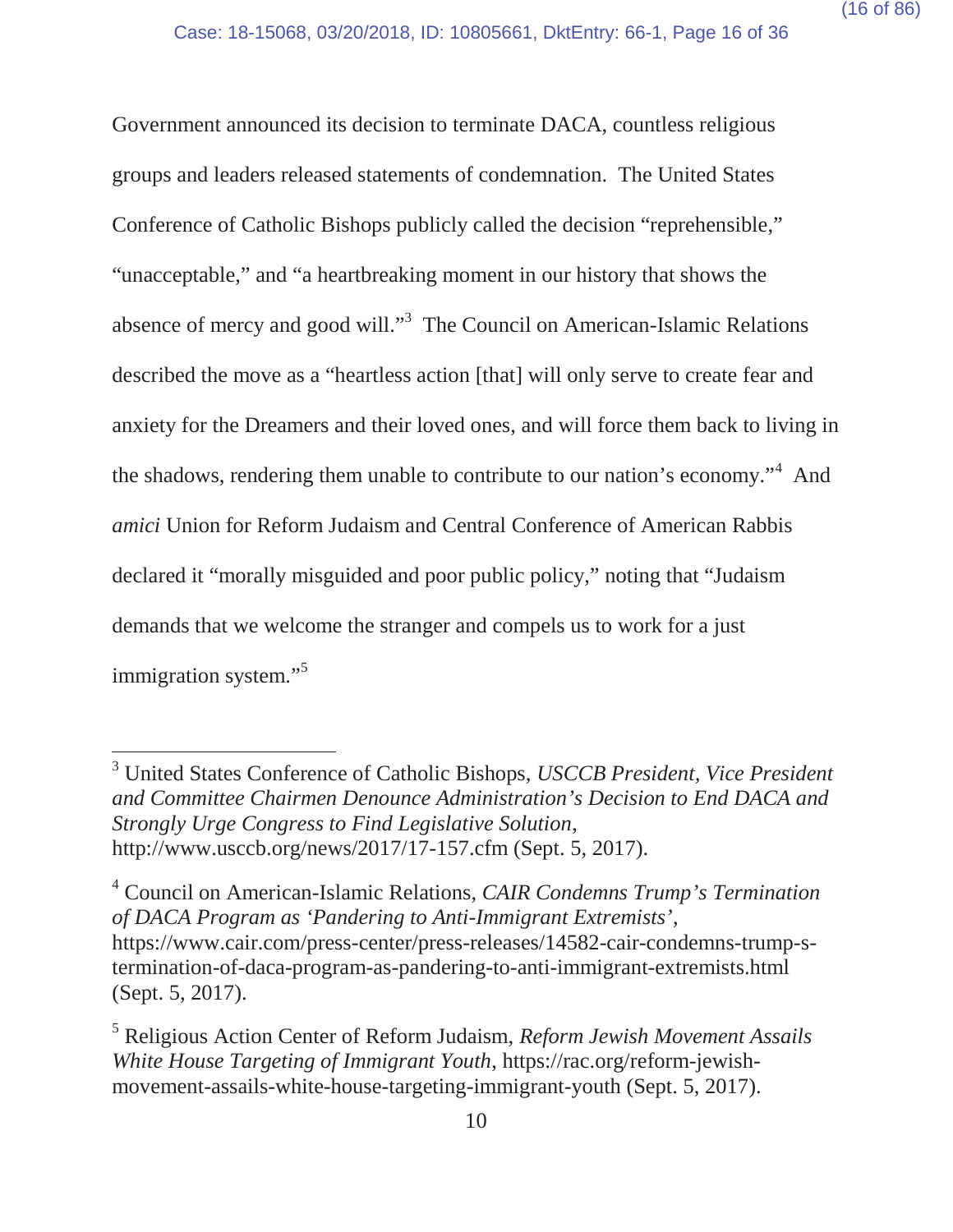Government announced its decision to terminate DACA, countless religious groups and leaders released statements of condemnation. The United States Conference of Catholic Bishops publicly called the decision "reprehensible," "unacceptable," and "a heartbreaking moment in our history that shows the absence of mercy and good will."[3] The Council on American-Islamic Relations described the move as a "heartless action [that] will only serve to create fear and anxiety for the Dreamers and their loved ones, and will force them back to living in the shadows, rendering them unable to contribute to our nation's economy."[4] And *amici* Union for Reform Judaism and Central Conference of American Rabbis declared it "morally misguided and poor public policy," noting that "Judaism demands that we welcome the stranger and compels us to work for a just immigration system."[5]

---

[3] United States Conference of Catholic Bishops, *USCCB President, Vice President and Committee Chairmen Denounce Administration's Decision to End DACA and Strongly Urge Congress to Find Legislative Solution*, http://www.usccb.org/news/2017/17-157.cfm (Sept. 5, 2017).

[4] Council on American-Islamic Relations, *CAIR Condemns Trump's Termination of DACA Program as 'Pandering to Anti-Immigrant Extremists'*, https://www.cair.com/press-center/press-releases/14582-cair-condemns-trump-s-termination-of-daca-program-as-pandering-to-anti-immigrant-extremists.html (Sept. 5, 2017).

[5] Religious Action Center of Reform Judaism, *Reform Jewish Movement Assails White House Targeting of Immigrant Youth*, https://rac.org/reform-jewish-movement-assails-white-house-targeting-immigrant-youth (Sept. 5, 2017).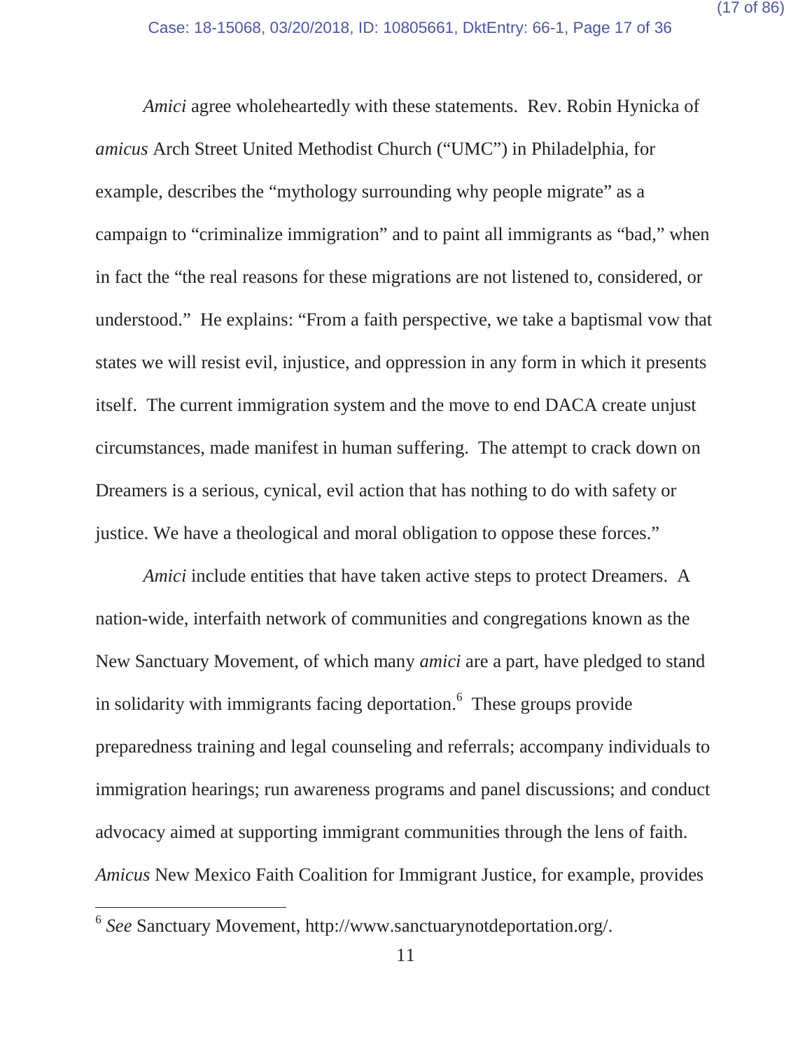*Amici* agree wholeheartedly with these statements. Rev. Robin Hynicka of *amicus* Arch Street United Methodist Church ("UMC") in Philadelphia, for example, describes the "mythology surrounding why people migrate" as a campaign to "criminalize immigration" and to paint all immigrants as "bad," when in fact the "the real reasons for these migrations are not listened to, considered, or understood." He explains: "From a faith perspective, we take a baptismal vow that states we will resist evil, injustice, and oppression in any form in which it presents itself. The current immigration system and the move to end DACA create unjust circumstances, made manifest in human suffering. The attempt to crack down on Dreamers is a serious, cynical, evil action that has nothing to do with safety or justice. We have a theological and moral obligation to oppose these forces."

*Amici* include entities that have taken active steps to protect Dreamers. A nation-wide, interfaith network of communities and congregations known as the New Sanctuary Movement, of which many *amici* are a part, have pledged to stand in solidarity with immigrants facing deportation.[6] These groups provide preparedness training and legal counseling and referrals; accompany individuals to immigration hearings; run awareness programs and panel discussions; and conduct advocacy aimed at supporting immigrant communities through the lens of faith. *Amicus* New Mexico Faith Coalition for Immigrant Justice, for example, provides

[6] *See* Sanctuary Movement, http://www.sanctuarynotdeportation.org/.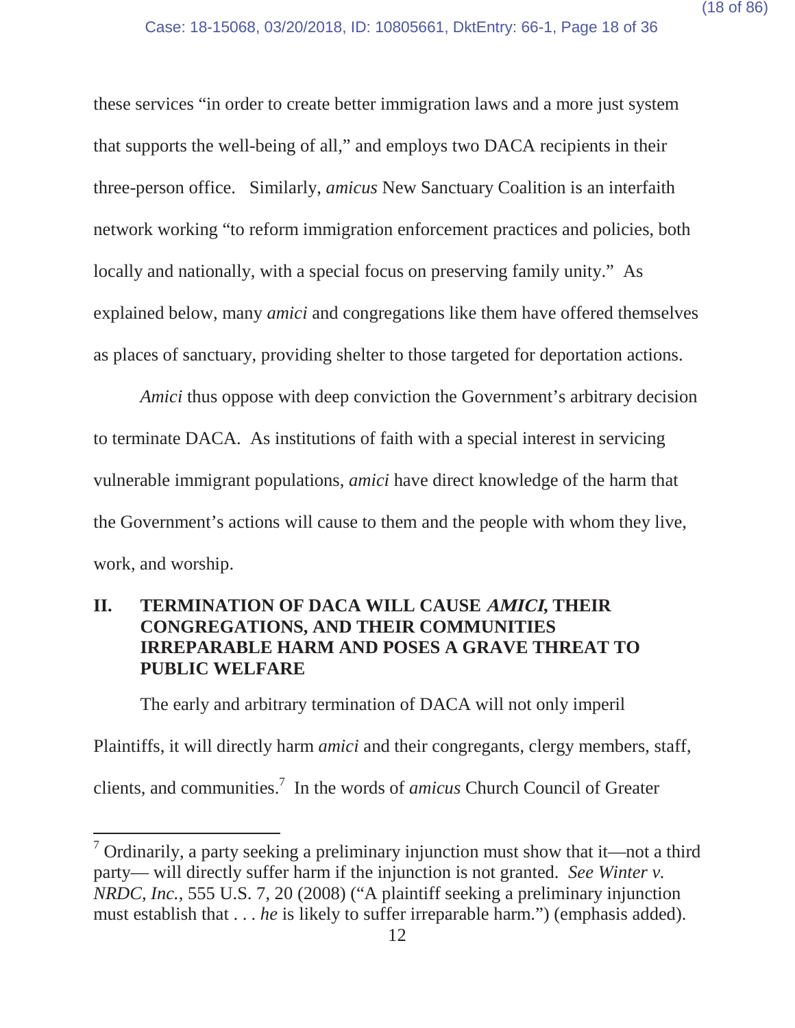these services "in order to create better immigration laws and a more just system that supports the well-being of all," and employs two DACA recipients in their three-person office. Similarly, *amicus* New Sanctuary Coalition is an interfaith network working "to reform immigration enforcement practices and policies, both locally and nationally, with a special focus on preserving family unity." As explained below, many *amici* and congregations like them have offered themselves as places of sanctuary, providing shelter to those targeted for deportation actions.

*Amici* thus oppose with deep conviction the Government's arbitrary decision to terminate DACA. As institutions of faith with a special interest in servicing vulnerable immigrant populations, *amici* have direct knowledge of the harm that the Government's actions will cause to them and the people with whom they live, work, and worship.

## II. TERMINATION OF DACA WILL CAUSE *AMICI*, THEIR CONGREGATIONS, AND THEIR COMMUNITIES IRREPARABLE HARM AND POSES A GRAVE THREAT TO PUBLIC WELFARE

The early and arbitrary termination of DACA will not only imperil Plaintiffs, it will directly harm *amici* and their congregants, clergy members, staff, clients, and communities.[7] In the words of *amicus* Church Council of Greater

---

[7] Ordinarily, a party seeking a preliminary injunction must show that it—not a third party— will directly suffer harm if the injunction is not granted. *See Winter v. NRDC, Inc.*, 555 U.S. 7, 20 (2008) ("A plaintiff seeking a preliminary injunction must establish that . . . *he* is likely to suffer irreparable harm.") (emphasis added).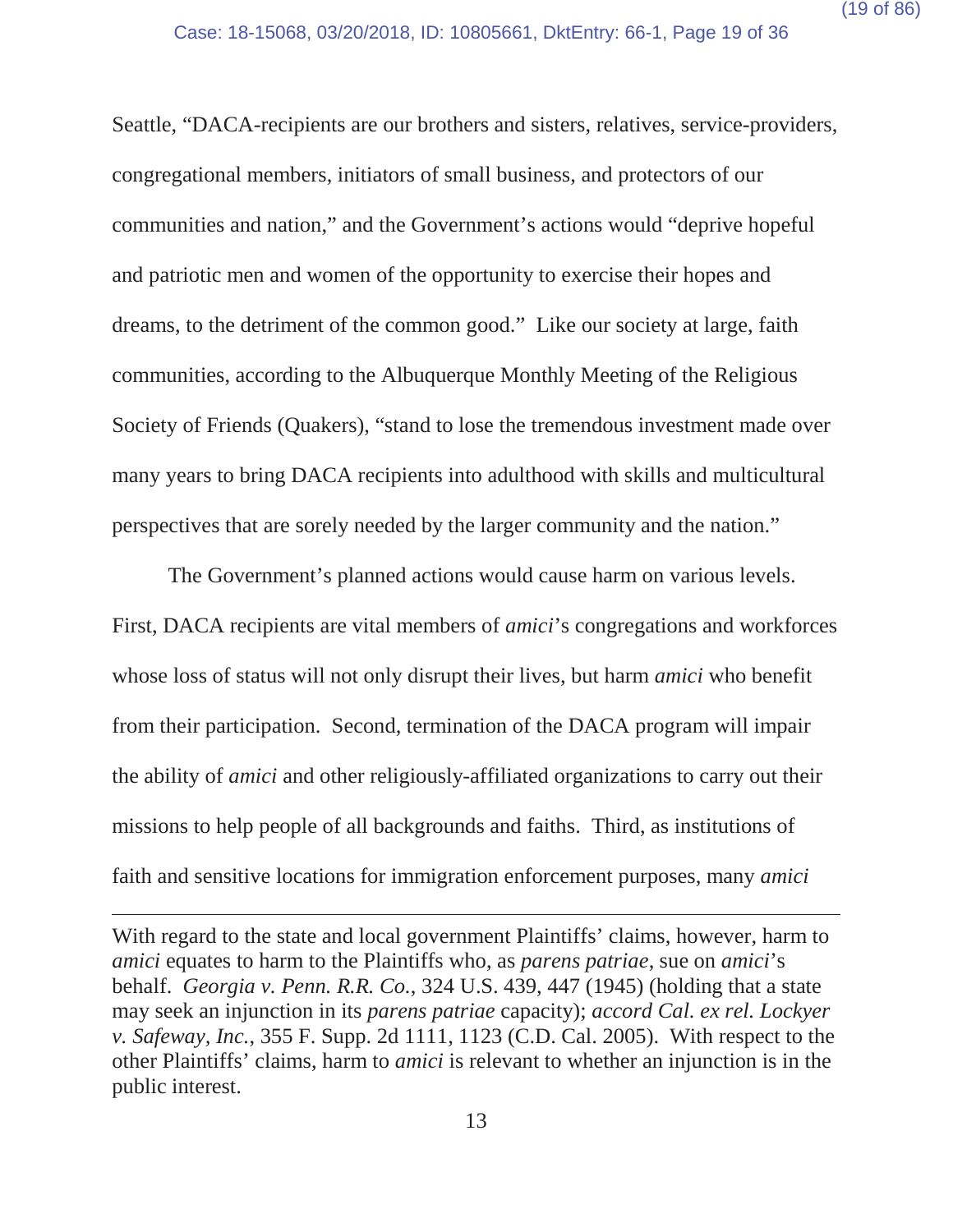Seattle, "DACA-recipients are our brothers and sisters, relatives, service-providers, congregational members, initiators of small business, and protectors of our communities and nation," and the Government's actions would "deprive hopeful and patriotic men and women of the opportunity to exercise their hopes and dreams, to the detriment of the common good." Like our society at large, faith communities, according to the Albuquerque Monthly Meeting of the Religious Society of Friends (Quakers), "stand to lose the tremendous investment made over many years to bring DACA recipients into adulthood with skills and multicultural perspectives that are sorely needed by the larger community and the nation."

The Government's planned actions would cause harm on various levels. First, DACA recipients are vital members of *amici*'s congregations and workforces whose loss of status will not only disrupt their lives, but harm *amici* who benefit from their participation. Second, termination of the DACA program will impair the ability of *amici* and other religiously-affiliated organizations to carry out their missions to help people of all backgrounds and faiths. Third, as institutions of faith and sensitive locations for immigration enforcement purposes, many *amici*

---

With regard to the state and local government Plaintiffs' claims, however, harm to *amici* equates to harm to the Plaintiffs who, as *parens patriae*, sue on *amici*'s behalf. *Georgia v. Penn. R.R. Co.*, 324 U.S. 439, 447 (1945) (holding that a state may seek an injunction in its *parens patriae* capacity); *accord Cal. ex rel. Lockyer v. Safeway, Inc.*, 355 F. Supp. 2d 1111, 1123 (C.D. Cal. 2005). With respect to the other Plaintiffs' claims, harm to *amici* is relevant to whether an injunction is in the public interest.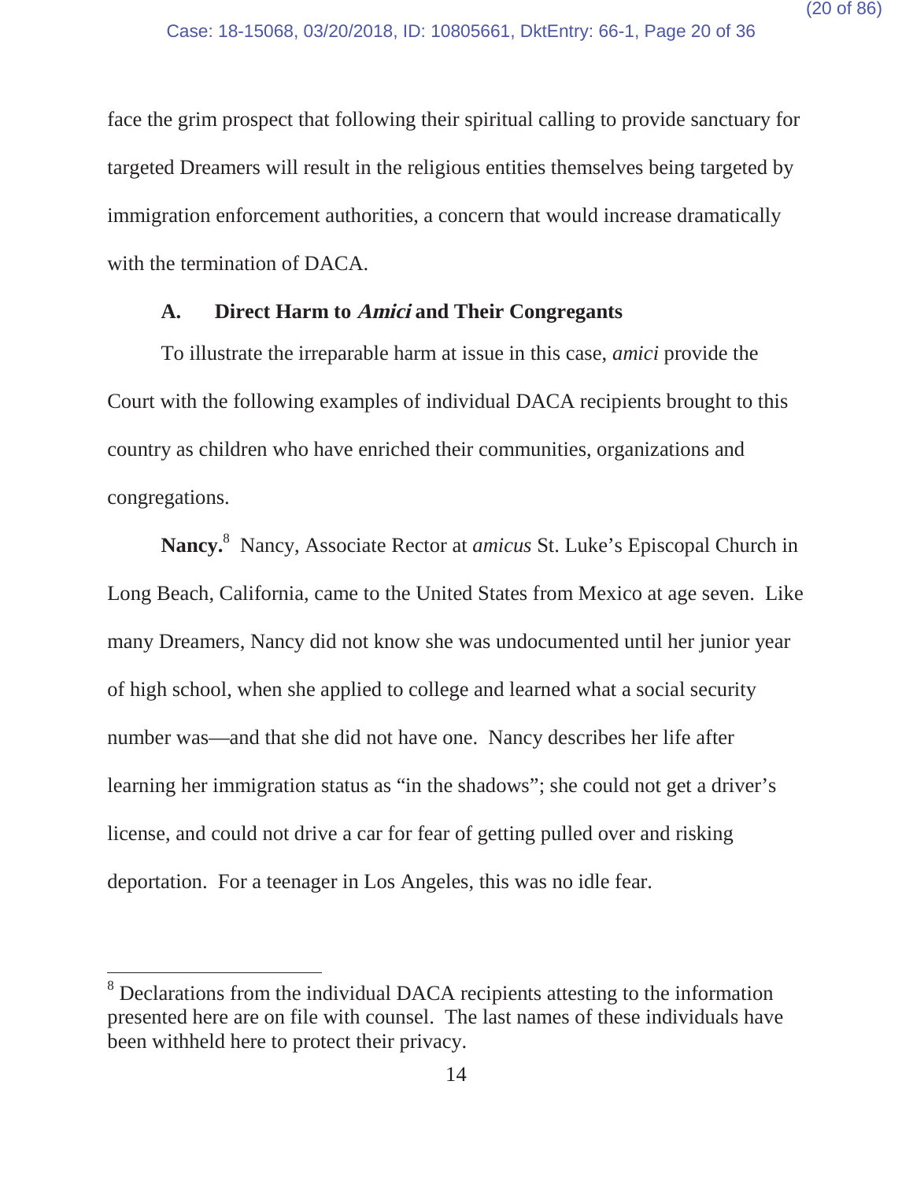face the grim prospect that following their spiritual calling to provide sanctuary for targeted Dreamers will result in the religious entities themselves being targeted by immigration enforcement authorities, a concern that would increase dramatically with the termination of DACA.

### A. Direct Harm to *Amici* and Their Congregants

To illustrate the irreparable harm at issue in this case, *amici* provide the Court with the following examples of individual DACA recipients brought to this country as children who have enriched their communities, organizations and congregations.

**Nancy.**[8] Nancy, Associate Rector at *amicus* St. Luke's Episcopal Church in Long Beach, California, came to the United States from Mexico at age seven. Like many Dreamers, Nancy did not know she was undocumented until her junior year of high school, when she applied to college and learned what a social security number was—and that she did not have one. Nancy describes her life after learning her immigration status as "in the shadows"; she could not get a driver's license, and could not drive a car for fear of getting pulled over and risking deportation. For a teenager in Los Angeles, this was no idle fear.

---

[8] Declarations from the individual DACA recipients attesting to the information presented here are on file with counsel. The last names of these individuals have been withheld here to protect their privacy.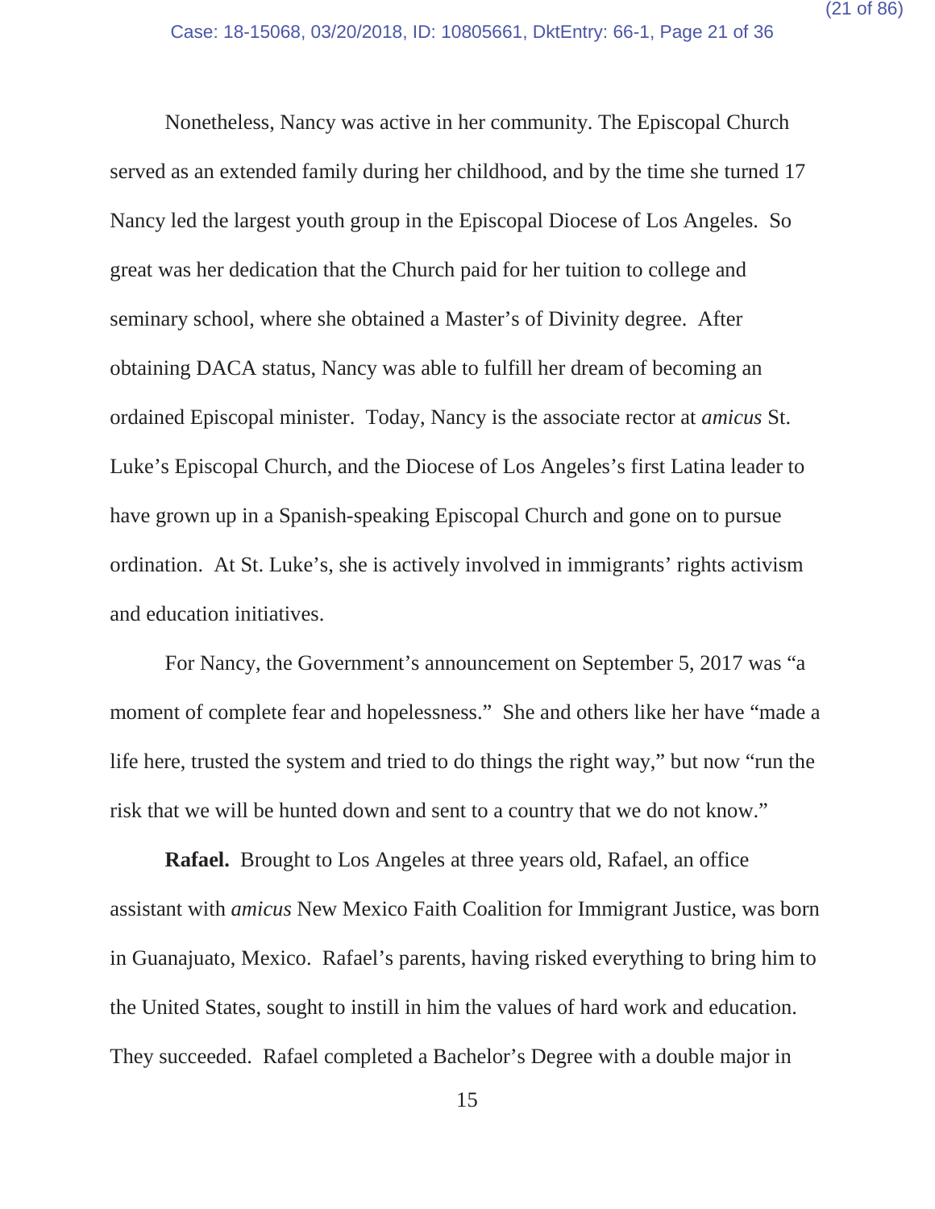Nonetheless, Nancy was active in her community. The Episcopal Church served as an extended family during her childhood, and by the time she turned 17 Nancy led the largest youth group in the Episcopal Diocese of Los Angeles. So great was her dedication that the Church paid for her tuition to college and seminary school, where she obtained a Master's of Divinity degree. After obtaining DACA status, Nancy was able to fulfill her dream of becoming an ordained Episcopal minister. Today, Nancy is the associate rector at *amicus* St. Luke's Episcopal Church, and the Diocese of Los Angeles's first Latina leader to have grown up in a Spanish-speaking Episcopal Church and gone on to pursue ordination. At St. Luke's, she is actively involved in immigrants' rights activism and education initiatives.

For Nancy, the Government's announcement on September 5, 2017 was "a moment of complete fear and hopelessness." She and others like her have "made a life here, trusted the system and tried to do things the right way," but now "run the risk that we will be hunted down and sent to a country that we do not know."

**Rafael.** Brought to Los Angeles at three years old, Rafael, an office assistant with *amicus* New Mexico Faith Coalition for Immigrant Justice, was born in Guanajuato, Mexico. Rafael's parents, having risked everything to bring him to the United States, sought to instill in him the values of hard work and education. They succeeded. Rafael completed a Bachelor's Degree with a double major in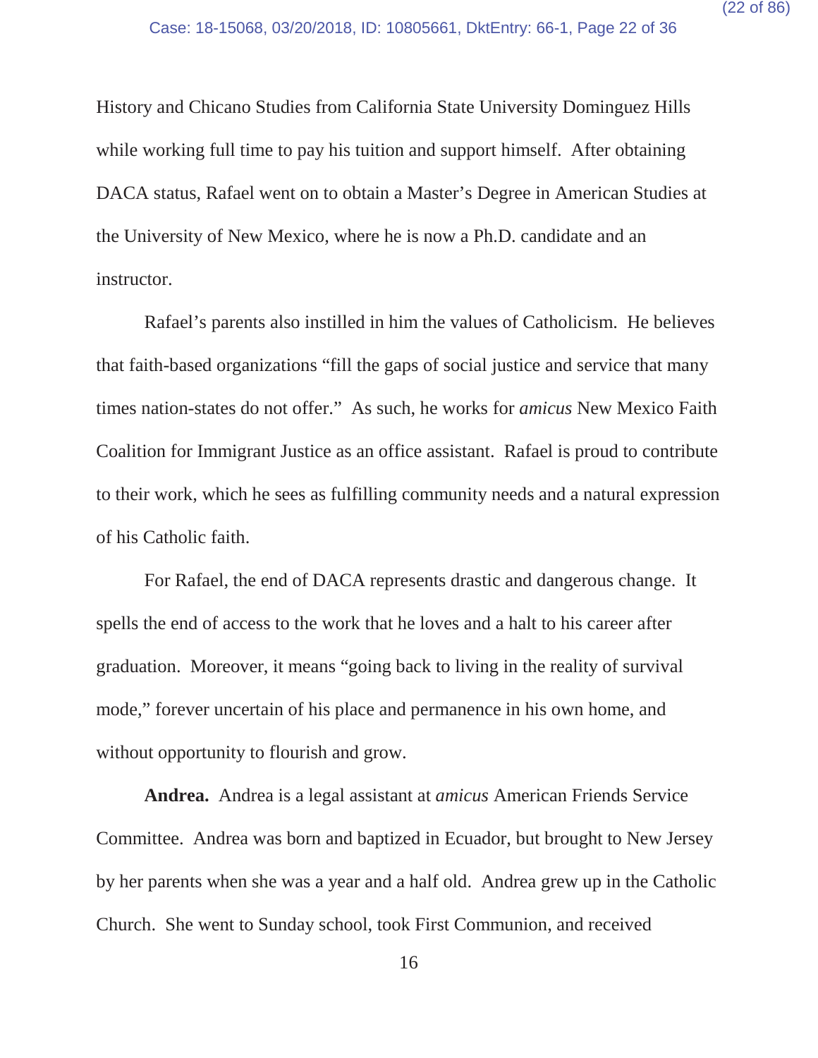History and Chicano Studies from California State University Dominguez Hills while working full time to pay his tuition and support himself. After obtaining DACA status, Rafael went on to obtain a Master's Degree in American Studies at the University of New Mexico, where he is now a Ph.D. candidate and an instructor.

Rafael's parents also instilled in him the values of Catholicism. He believes that faith-based organizations "fill the gaps of social justice and service that many times nation-states do not offer." As such, he works for *amicus* New Mexico Faith Coalition for Immigrant Justice as an office assistant. Rafael is proud to contribute to their work, which he sees as fulfilling community needs and a natural expression of his Catholic faith.

For Rafael, the end of DACA represents drastic and dangerous change. It spells the end of access to the work that he loves and a halt to his career after graduation. Moreover, it means "going back to living in the reality of survival mode," forever uncertain of his place and permanence in his own home, and without opportunity to flourish and grow.

**Andrea.** Andrea is a legal assistant at *amicus* American Friends Service Committee. Andrea was born and baptized in Ecuador, but brought to New Jersey by her parents when she was a year and a half old. Andrea grew up in the Catholic Church. She went to Sunday school, took First Communion, and received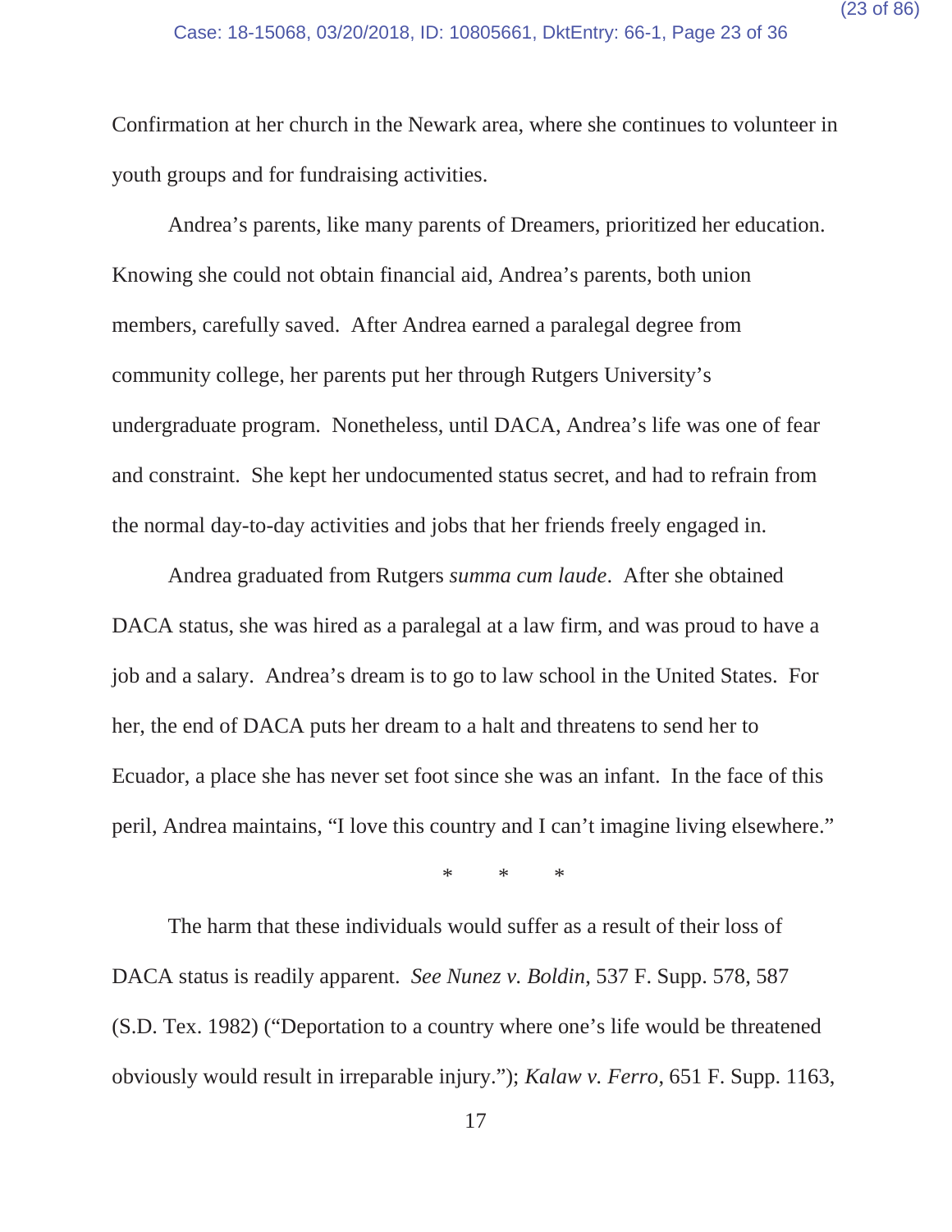Confirmation at her church in the Newark area, where she continues to volunteer in youth groups and for fundraising activities.

Andrea's parents, like many parents of Dreamers, prioritized her education. Knowing she could not obtain financial aid, Andrea's parents, both union members, carefully saved. After Andrea earned a paralegal degree from community college, her parents put her through Rutgers University's undergraduate program. Nonetheless, until DACA, Andrea's life was one of fear and constraint. She kept her undocumented status secret, and had to refrain from the normal day-to-day activities and jobs that her friends freely engaged in.

Andrea graduated from Rutgers *summa cum laude*. After she obtained DACA status, she was hired as a paralegal at a law firm, and was proud to have a job and a salary. Andrea's dream is to go to law school in the United States. For her, the end of DACA puts her dream to a halt and threatens to send her to Ecuador, a place she has never set foot since she was an infant. In the face of this peril, Andrea maintains, "I love this country and I can't imagine living elsewhere."

\* \* \*

The harm that these individuals would suffer as a result of their loss of DACA status is readily apparent. *See Nunez v. Boldin*, 537 F. Supp. 578, 587 (S.D. Tex. 1982) ("Deportation to a country where one's life would be threatened obviously would result in irreparable injury."); *Kalaw v. Ferro*, 651 F. Supp. 1163,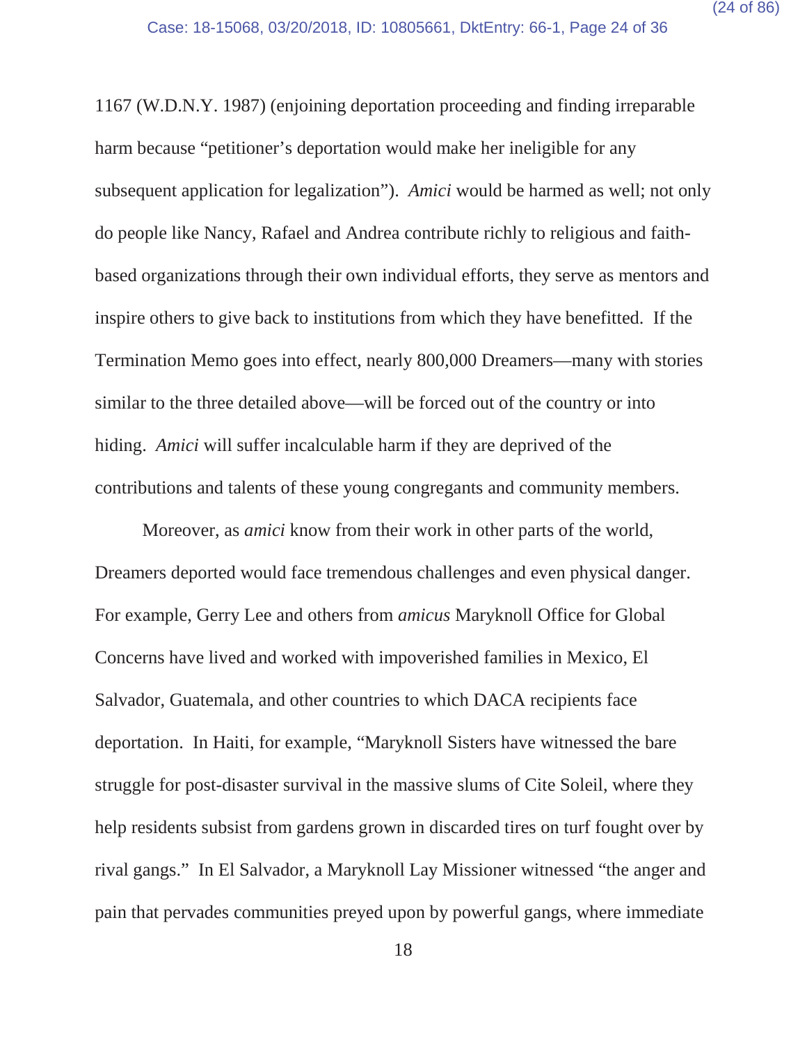1167 (W.D.N.Y. 1987) (enjoining deportation proceeding and finding irreparable harm because "petitioner's deportation would make her ineligible for any subsequent application for legalization"). *Amici* would be harmed as well; not only do people like Nancy, Rafael and Andrea contribute richly to religious and faith-based organizations through their own individual efforts, they serve as mentors and inspire others to give back to institutions from which they have benefitted. If the Termination Memo goes into effect, nearly 800,000 Dreamers—many with stories similar to the three detailed above—will be forced out of the country or into hiding. *Amici* will suffer incalculable harm if they are deprived of the contributions and talents of these young congregants and community members.

Moreover, as *amici* know from their work in other parts of the world, Dreamers deported would face tremendous challenges and even physical danger. For example, Gerry Lee and others from *amicus* Maryknoll Office for Global Concerns have lived and worked with impoverished families in Mexico, El Salvador, Guatemala, and other countries to which DACA recipients face deportation. In Haiti, for example, "Maryknoll Sisters have witnessed the bare struggle for post-disaster survival in the massive slums of Cite Soleil, where they help residents subsist from gardens grown in discarded tires on turf fought over by rival gangs." In El Salvador, a Maryknoll Lay Missioner witnessed "the anger and pain that pervades communities preyed upon by powerful gangs, where immediate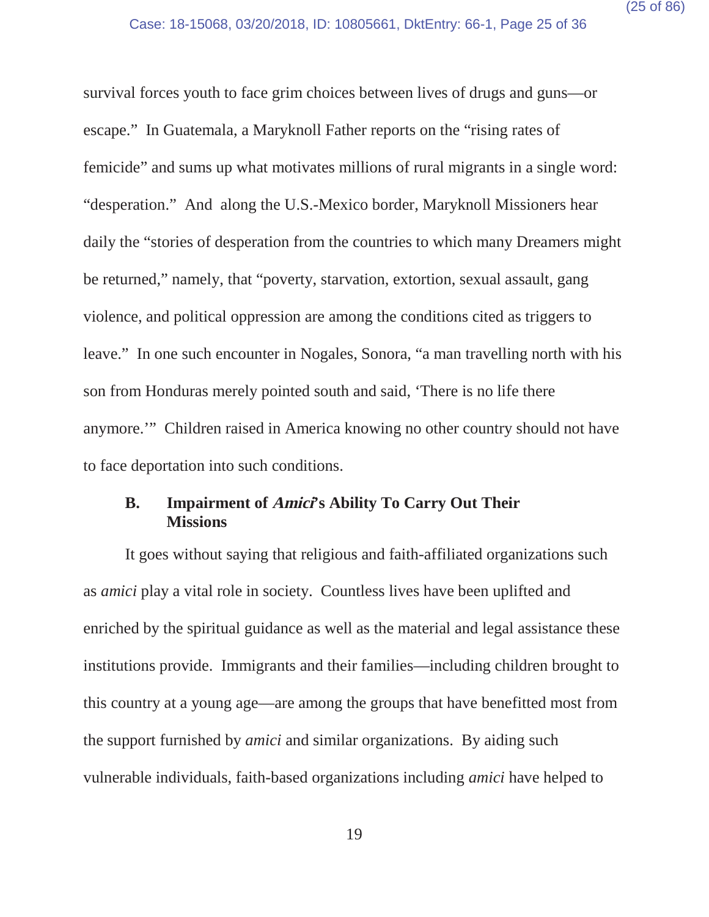survival forces youth to face grim choices between lives of drugs and guns—or escape." In Guatemala, a Maryknoll Father reports on the "rising rates of femicide" and sums up what motivates millions of rural migrants in a single word: "desperation." And along the U.S.-Mexico border, Maryknoll Missioners hear daily the "stories of desperation from the countries to which many Dreamers might be returned," namely, that "poverty, starvation, extortion, sexual assault, gang violence, and political oppression are among the conditions cited as triggers to leave." In one such encounter in Nogales, Sonora, "a man travelling north with his son from Honduras merely pointed south and said, 'There is no life there anymore.'" Children raised in America knowing no other country should not have to face deportation into such conditions.

### B. Impairment of *Amici*'s Ability To Carry Out Their Missions

It goes without saying that religious and faith-affiliated organizations such as *amici* play a vital role in society. Countless lives have been uplifted and enriched by the spiritual guidance as well as the material and legal assistance these institutions provide. Immigrants and their families—including children brought to this country at a young age—are among the groups that have benefitted most from the support furnished by *amici* and similar organizations. By aiding such vulnerable individuals, faith-based organizations including *amici* have helped to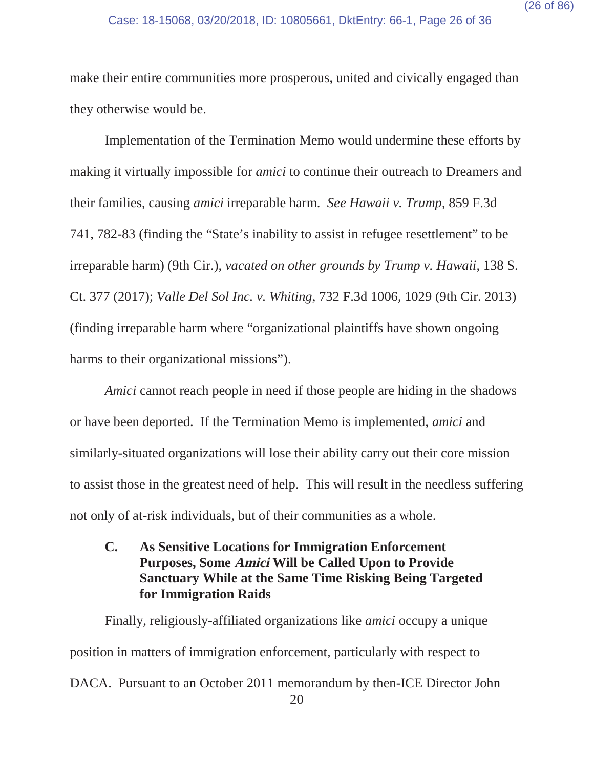make their entire communities more prosperous, united and civically engaged than they otherwise would be.

Implementation of the Termination Memo would undermine these efforts by making it virtually impossible for *amici* to continue their outreach to Dreamers and their families, causing *amici* irreparable harm. *See Hawaii v. Trump*, 859 F.3d 741, 782-83 (finding the "State's inability to assist in refugee resettlement" to be irreparable harm) (9th Cir.), *vacated on other grounds by Trump v. Hawaii*, 138 S. Ct. 377 (2017); *Valle Del Sol Inc. v. Whiting*, 732 F.3d 1006, 1029 (9th Cir. 2013) (finding irreparable harm where "organizational plaintiffs have shown ongoing harms to their organizational missions").

*Amici* cannot reach people in need if those people are hiding in the shadows or have been deported. If the Termination Memo is implemented, *amici* and similarly-situated organizations will lose their ability carry out their core mission to assist those in the greatest need of help. This will result in the needless suffering not only of at-risk individuals, but of their communities as a whole.

### C. As Sensitive Locations for Immigration Enforcement Purposes, Some *Amici* Will be Called Upon to Provide Sanctuary While at the Same Time Risking Being Targeted for Immigration Raids

Finally, religiously-affiliated organizations like *amici* occupy a unique position in matters of immigration enforcement, particularly with respect to DACA. Pursuant to an October 2011 memorandum by then-ICE Director John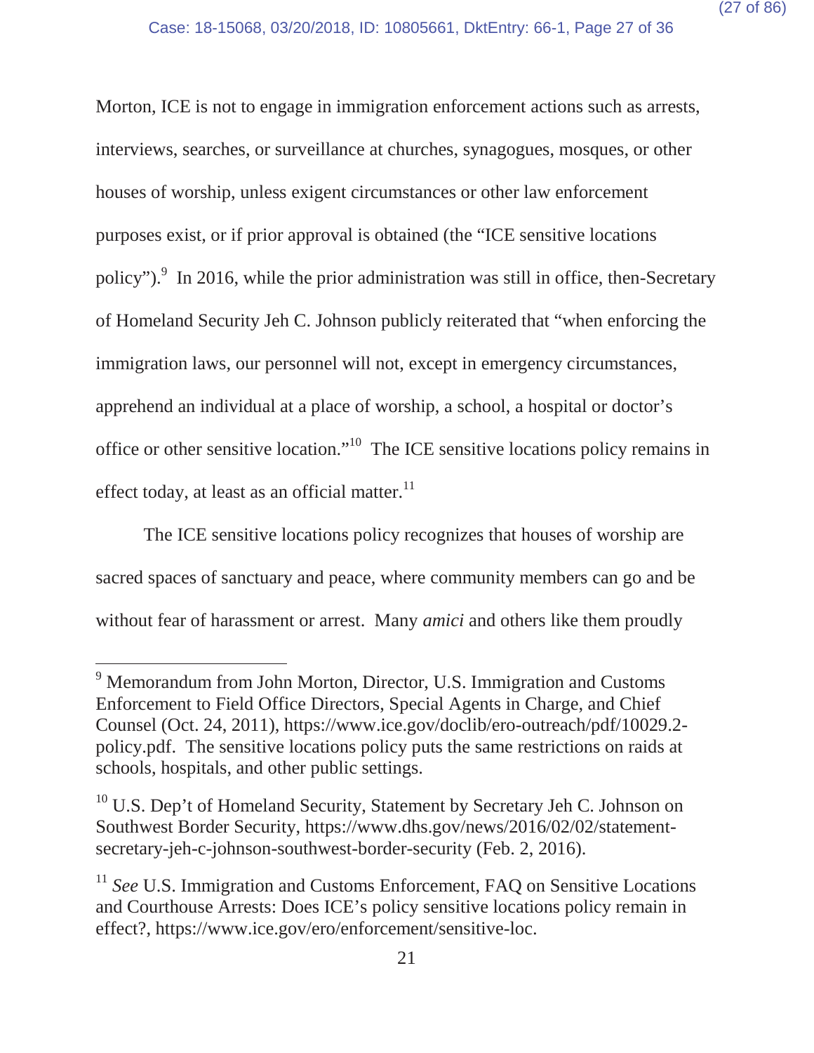Morton, ICE is not to engage in immigration enforcement actions such as arrests, interviews, searches, or surveillance at churches, synagogues, mosques, or other houses of worship, unless exigent circumstances or other law enforcement purposes exist, or if prior approval is obtained (the "ICE sensitive locations policy").[9] In 2016, while the prior administration was still in office, then-Secretary of Homeland Security Jeh C. Johnson publicly reiterated that "when enforcing the immigration laws, our personnel will not, except in emergency circumstances, apprehend an individual at a place of worship, a school, a hospital or doctor's office or other sensitive location."[10] The ICE sensitive locations policy remains in effect today, at least as an official matter.[11]

The ICE sensitive locations policy recognizes that houses of worship are sacred spaces of sanctuary and peace, where community members can go and be without fear of harassment or arrest. Many *amici* and others like them proudly

---

[9] Memorandum from John Morton, Director, U.S. Immigration and Customs Enforcement to Field Office Directors, Special Agents in Charge, and Chief Counsel (Oct. 24, 2011), https://www.ice.gov/doclib/ero-outreach/pdf/10029.2-policy.pdf. The sensitive locations policy puts the same restrictions on raids at schools, hospitals, and other public settings.

[10] U.S. Dep't of Homeland Security, Statement by Secretary Jeh C. Johnson on Southwest Border Security, https://www.dhs.gov/news/2016/02/02/statement-secretary-jeh-c-johnson-southwest-border-security (Feb. 2, 2016).

[11] *See* U.S. Immigration and Customs Enforcement, FAQ on Sensitive Locations and Courthouse Arrests: Does ICE's policy sensitive locations policy remain in effect?, https://www.ice.gov/ero/enforcement/sensitive-loc.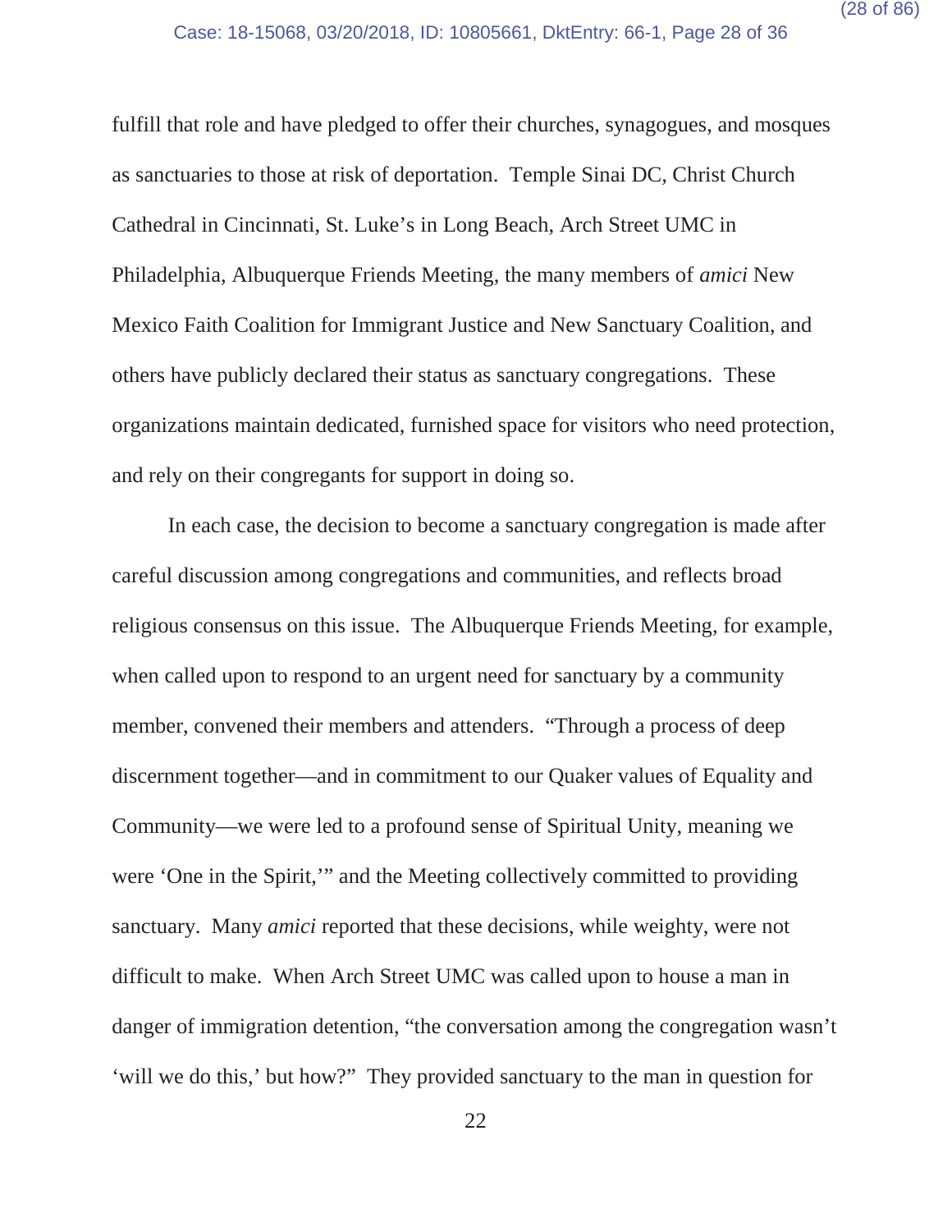fulfill that role and have pledged to offer their churches, synagogues, and mosques as sanctuaries to those at risk of deportation. Temple Sinai DC, Christ Church Cathedral in Cincinnati, St. Luke's in Long Beach, Arch Street UMC in Philadelphia, Albuquerque Friends Meeting, the many members of *amici* New Mexico Faith Coalition for Immigrant Justice and New Sanctuary Coalition, and others have publicly declared their status as sanctuary congregations. These organizations maintain dedicated, furnished space for visitors who need protection, and rely on their congregants for support in doing so.

In each case, the decision to become a sanctuary congregation is made after careful discussion among congregations and communities, and reflects broad religious consensus on this issue. The Albuquerque Friends Meeting, for example, when called upon to respond to an urgent need for sanctuary by a community member, convened their members and attenders. "Through a process of deep discernment together—and in commitment to our Quaker values of Equality and Community—we were led to a profound sense of Spiritual Unity, meaning we were 'One in the Spirit,'" and the Meeting collectively committed to providing sanctuary. Many *amici* reported that these decisions, while weighty, were not difficult to make. When Arch Street UMC was called upon to house a man in danger of immigration detention, "the conversation among the congregation wasn't 'will we do this,' but how?" They provided sanctuary to the man in question for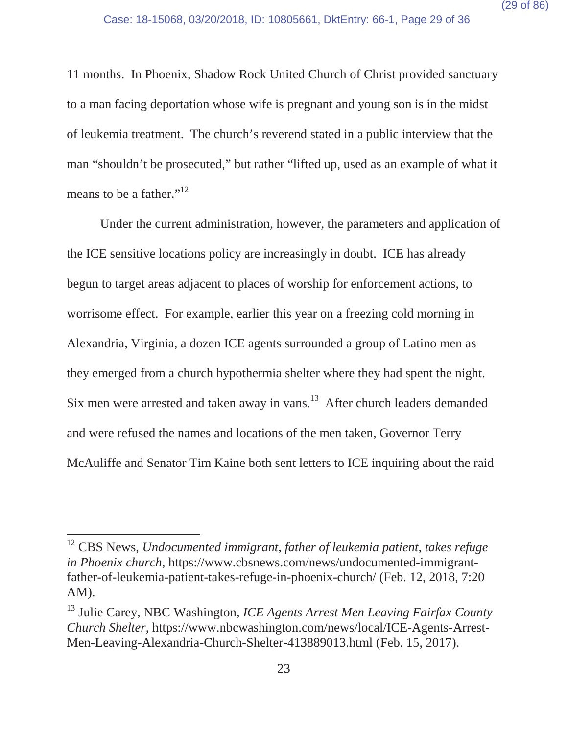11 months. In Phoenix, Shadow Rock United Church of Christ provided sanctuary to a man facing deportation whose wife is pregnant and young son is in the midst of leukemia treatment. The church's reverend stated in a public interview that the man "shouldn't be prosecuted," but rather "lifted up, used as an example of what it means to be a father."[12]

Under the current administration, however, the parameters and application of the ICE sensitive locations policy are increasingly in doubt. ICE has already begun to target areas adjacent to places of worship for enforcement actions, to worrisome effect. For example, earlier this year on a freezing cold morning in Alexandria, Virginia, a dozen ICE agents surrounded a group of Latino men as they emerged from a church hypothermia shelter where they had spent the night. Six men were arrested and taken away in vans.[13] After church leaders demanded and were refused the names and locations of the men taken, Governor Terry McAuliffe and Senator Tim Kaine both sent letters to ICE inquiring about the raid

---

[12] CBS News, *Undocumented immigrant, father of leukemia patient, takes refuge in Phoenix church*, https://www.cbsnews.com/news/undocumented-immigrant-father-of-leukemia-patient-takes-refuge-in-phoenix-church/ (Feb. 12, 2018, 7:20 AM).

[13] Julie Carey, NBC Washington, *ICE Agents Arrest Men Leaving Fairfax County Church Shelter*, https://www.nbcwashington.com/news/local/ICE-Agents-Arrest-Men-Leaving-Alexandria-Church-Shelter-413889013.html (Feb. 15, 2017).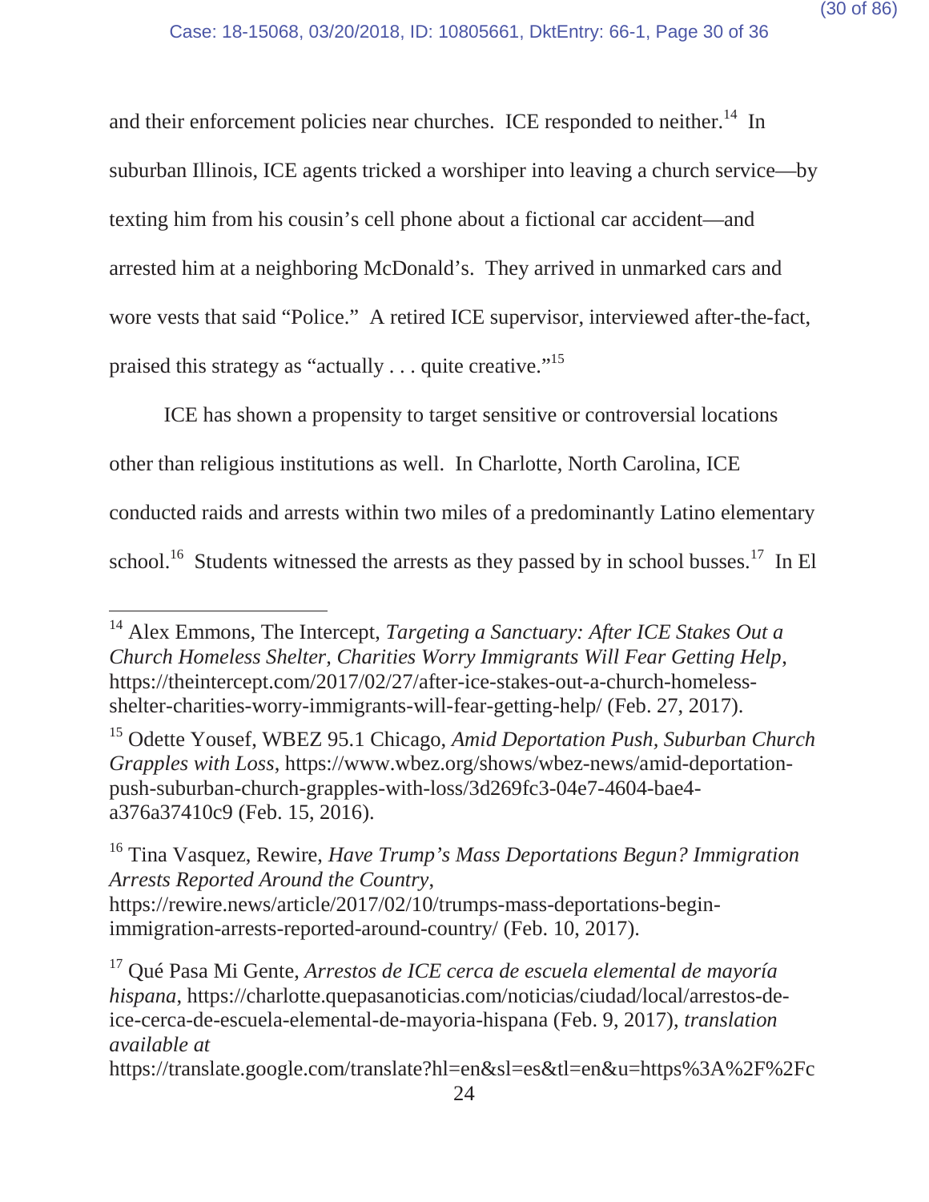and their enforcement policies near churches. ICE responded to neither.[14] In suburban Illinois, ICE agents tricked a worshiper into leaving a church service—by texting him from his cousin's cell phone about a fictional car accident—and arrested him at a neighboring McDonald's. They arrived in unmarked cars and wore vests that said "Police." A retired ICE supervisor, interviewed after-the-fact, praised this strategy as "actually . . . quite creative."[15]

ICE has shown a propensity to target sensitive or controversial locations other than religious institutions as well. In Charlotte, North Carolina, ICE conducted raids and arrests within two miles of a predominantly Latino elementary school.[16] Students witnessed the arrests as they passed by in school busses.[17] In El

---

[14] Alex Emmons, The Intercept, *Targeting a Sanctuary: After ICE Stakes Out a Church Homeless Shelter, Charities Worry Immigrants Will Fear Getting Help*, https://theintercept.com/2017/02/27/after-ice-stakes-out-a-church-homeless-shelter-charities-worry-immigrants-will-fear-getting-help/ (Feb. 27, 2017).

[15] Odette Yousef, WBEZ 95.1 Chicago, *Amid Deportation Push, Suburban Church Grapples with Loss*, https://www.wbez.org/shows/wbez-news/amid-deportation-push-suburban-church-grapples-with-loss/3d269fc3-04e7-4604-bae4-a376a37410c9 (Feb. 15, 2016).

[16] Tina Vasquez, Rewire, *Have Trump's Mass Deportations Begun? Immigration Arrests Reported Around the Country*, https://rewire.news/article/2017/02/10/trumps-mass-deportations-begin-immigration-arrests-reported-around-country/ (Feb. 10, 2017).

[17] Qué Pasa Mi Gente, *Arrestos de ICE cerca de escuela elemental de mayoría hispana*, https://charlotte.quepasanoticias.com/noticias/ciudad/local/arrestos-de-ice-cerca-de-escuela-elemental-de-mayoria-hispana (Feb. 9, 2017), *translation available at* https://translate.google.com/translate?hl=en&sl=es&tl=en&u=https%3A%2F%2Fc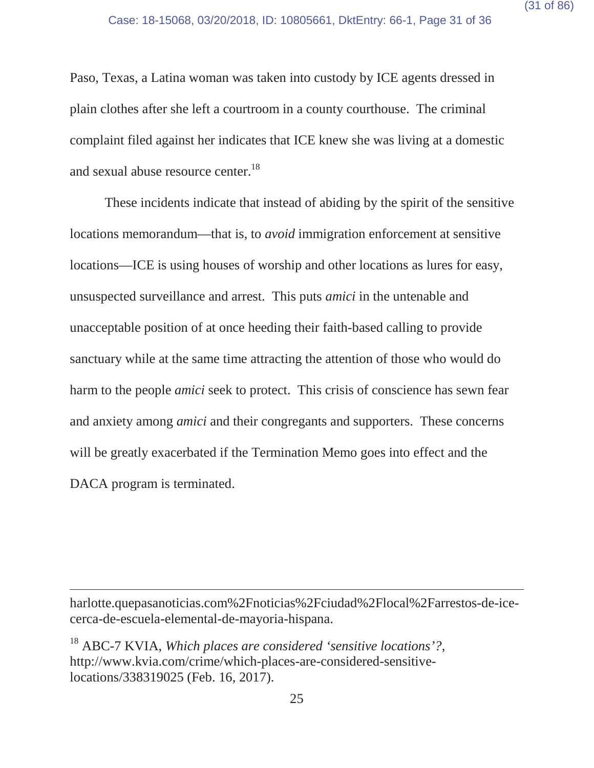Paso, Texas, a Latina woman was taken into custody by ICE agents dressed in plain clothes after she left a courtroom in a county courthouse. The criminal complaint filed against her indicates that ICE knew she was living at a domestic and sexual abuse resource center.[18]

These incidents indicate that instead of abiding by the spirit of the sensitive locations memorandum—that is, to *avoid* immigration enforcement at sensitive locations—ICE is using houses of worship and other locations as lures for easy, unsuspected surveillance and arrest. This puts *amici* in the untenable and unacceptable position of at once heeding their faith-based calling to provide sanctuary while at the same time attracting the attention of those who would do harm to the people *amici* seek to protect. This crisis of conscience has sewn fear and anxiety among *amici* and their congregants and supporters. These concerns will be greatly exacerbated if the Termination Memo goes into effect and the DACA program is terminated.

---

harlotte.quepasanoticias.com%2Fnoticias%2Fciudad%2Flocal%2Farrestos-de-ice-cerca-de-escuela-elemental-de-mayoria-hispana.

[18] ABC-7 KVIA, *Which places are considered 'sensitive locations'?*, http://www.kvia.com/crime/which-places-are-considered-sensitive-locations/338319025 (Feb. 16, 2017).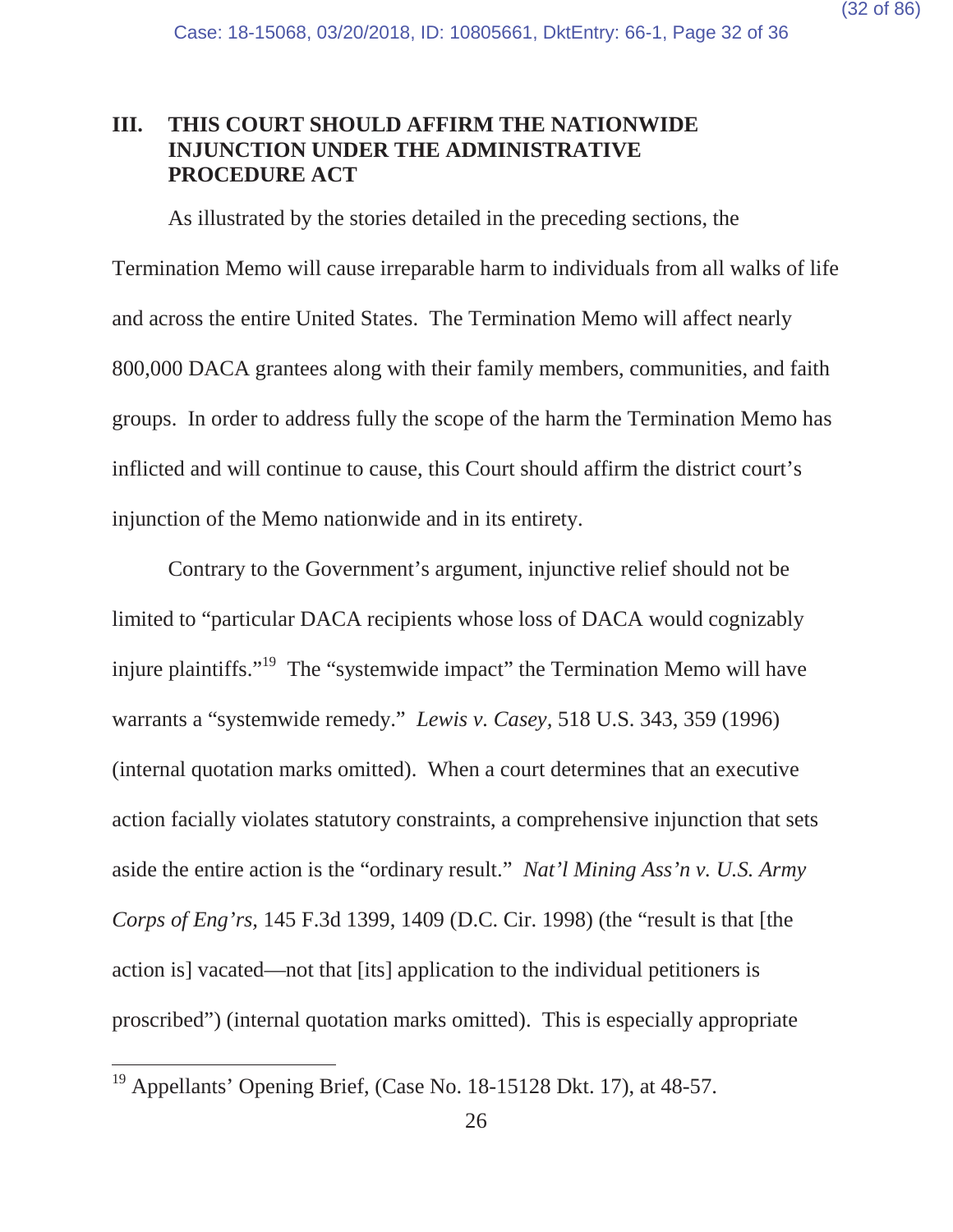## III. THIS COURT SHOULD AFFIRM THE NATIONWIDE INJUNCTION UNDER THE ADMINISTRATIVE PROCEDURE ACT

As illustrated by the stories detailed in the preceding sections, the Termination Memo will cause irreparable harm to individuals from all walks of life and across the entire United States. The Termination Memo will affect nearly 800,000 DACA grantees along with their family members, communities, and faith groups. In order to address fully the scope of the harm the Termination Memo has inflicted and will continue to cause, this Court should affirm the district court's injunction of the Memo nationwide and in its entirety.

Contrary to the Government's argument, injunctive relief should not be limited to "particular DACA recipients whose loss of DACA would cognizably injure plaintiffs."[19] The "systemwide impact" the Termination Memo will have warrants a "systemwide remedy." *Lewis v. Casey*, 518 U.S. 343, 359 (1996) (internal quotation marks omitted). When a court determines that an executive action facially violates statutory constraints, a comprehensive injunction that sets aside the entire action is the "ordinary result." *Nat'l Mining Ass'n v. U.S. Army Corps of Eng'rs,* 145 F.3d 1399, 1409 (D.C. Cir. 1998) (the "result is that [the action is] vacated—not that [its] application to the individual petitioners is proscribed") (internal quotation marks omitted). This is especially appropriate

---

[19] Appellants' Opening Brief, (Case No. 18-15128 Dkt. 17), at 48-57.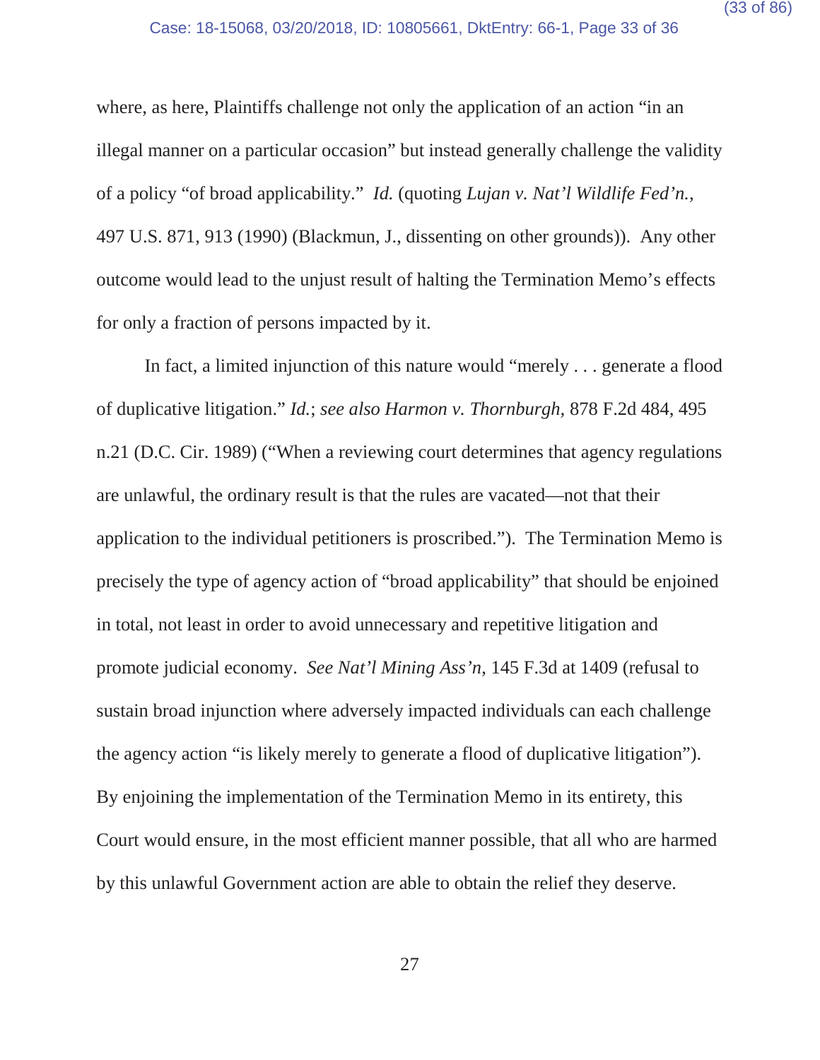where, as here, Plaintiffs challenge not only the application of an action "in an illegal manner on a particular occasion" but instead generally challenge the validity of a policy "of broad applicability." *Id.* (quoting *Lujan v. Nat'l Wildlife Fed'n.*, 497 U.S. 871, 913 (1990) (Blackmun, J., dissenting on other grounds)). Any other outcome would lead to the unjust result of halting the Termination Memo's effects for only a fraction of persons impacted by it.

In fact, a limited injunction of this nature would "merely . . . generate a flood of duplicative litigation." *Id.*; *see also Harmon v. Thornburgh*, 878 F.2d 484, 495 n.21 (D.C. Cir. 1989) ("When a reviewing court determines that agency regulations are unlawful, the ordinary result is that the rules are vacated—not that their application to the individual petitioners is proscribed."). The Termination Memo is precisely the type of agency action of "broad applicability" that should be enjoined in total, not least in order to avoid unnecessary and repetitive litigation and promote judicial economy. *See Nat'l Mining Ass'n*, 145 F.3d at 1409 (refusal to sustain broad injunction where adversely impacted individuals can each challenge the agency action "is likely merely to generate a flood of duplicative litigation"). By enjoining the implementation of the Termination Memo in its entirety, this Court would ensure, in the most efficient manner possible, that all who are harmed by this unlawful Government action are able to obtain the relief they deserve.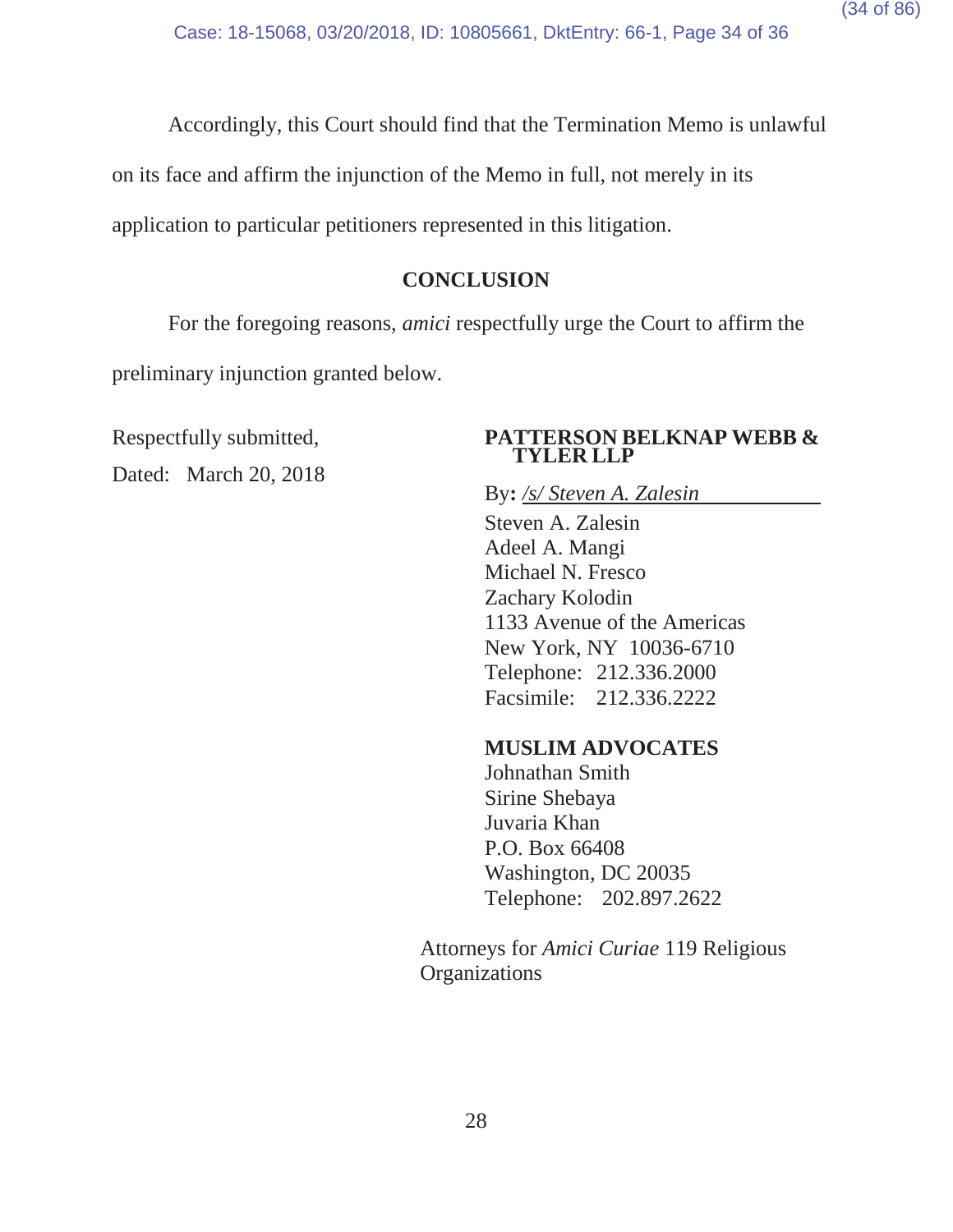Accordingly, this Court should find that the Termination Memo is unlawful on its face and affirm the injunction of the Memo in full, not merely in its application to particular petitioners represented in this litigation.

## CONCLUSION

For the foregoing reasons, *amici* respectfully urge the Court to affirm the preliminary injunction granted below.

Respectfully submitted,

Dated: March 20, 2018

**PATTERSON BELKNAP WEBB & TYLER LLP**

By**:** */s/ Steven A. Zalesin*

Steven A. Zalesin
Adeel A. Mangi
Michael N. Fresco
Zachary Kolodin
1133 Avenue of the Americas
New York, NY 10036-6710
Telephone: 212.336.2000
Facsimile: 212.336.2222

**MUSLIM ADVOCATES**
Johnathan Smith
Sirine Shebaya
Juvaria Khan
P.O. Box 66408
Washington, DC 20035
Telephone: 202.897.2622

Attorneys for *Amici Curiae* 119 Religious Organizations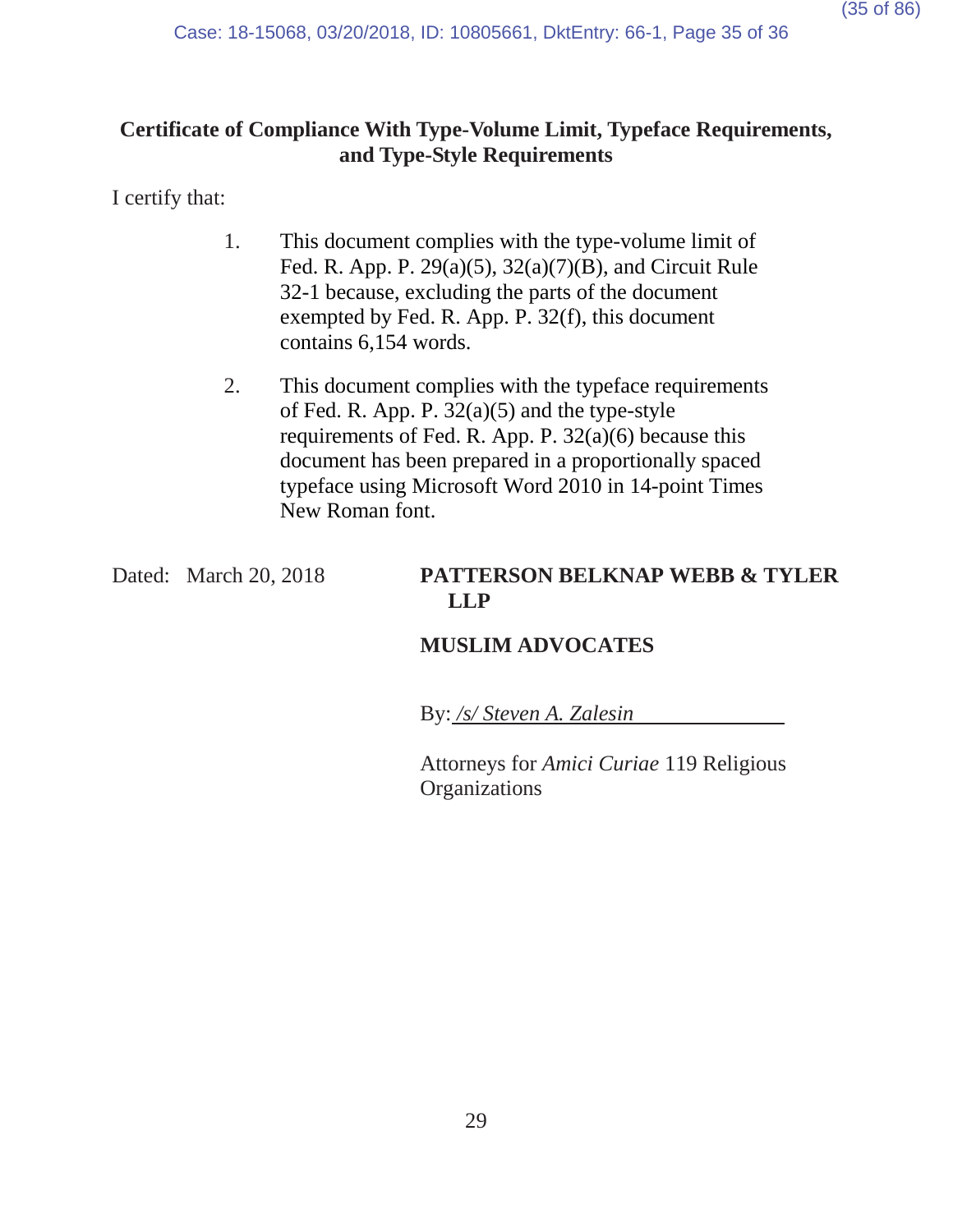**Certificate of Compliance With Type-Volume Limit, Typeface Requirements, and Type-Style Requirements**

I certify that:

1. This document complies with the type-volume limit of Fed. R. App. P. 29(a)(5), 32(a)(7)(B), and Circuit Rule 32-1 because, excluding the parts of the document exempted by Fed. R. App. P. 32(f), this document contains 6,154 words.

2. This document complies with the typeface requirements of Fed. R. App. P. 32(a)(5) and the type-style requirements of Fed. R. App. P. 32(a)(6) because this document has been prepared in a proportionally spaced typeface using Microsoft Word 2010 in 14-point Times New Roman font.

Dated: March 20, 2018

**PATTERSON BELKNAP WEBB & TYLER LLP**

**MUSLIM ADVOCATES**

By: */s/ Steven A. Zalesin*

Attorneys for *Amici Curiae* 119 Religious Organizations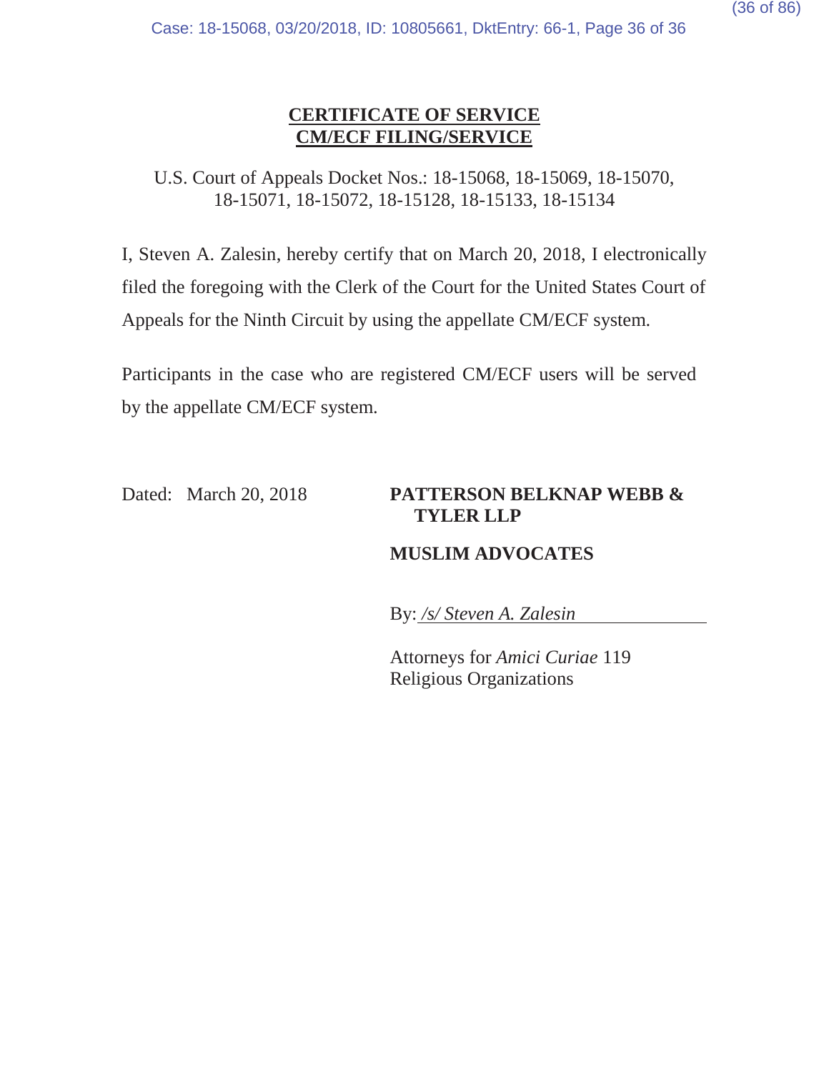# CERTIFICATE OF SERVICE
# CM/ECF FILING/SERVICE

U.S. Court of Appeals Docket Nos.: 18-15068, 18-15069, 18-15070, 18-15071, 18-15072, 18-15128, 18-15133, 18-15134

I, Steven A. Zalesin, hereby certify that on March 20, 2018, I electronically filed the foregoing with the Clerk of the Court for the United States Court of Appeals for the Ninth Circuit by using the appellate CM/ECF system.

Participants in the case who are registered CM/ECF users will be served by the appellate CM/ECF system.

Dated: March 20, 2018

**PATTERSON BELKNAP WEBB & TYLER LLP**

**MUSLIM ADVOCATES**

By: */s/ Steven A. Zalesin*

Attorneys for *Amici Curiae* 119 Religious Organizations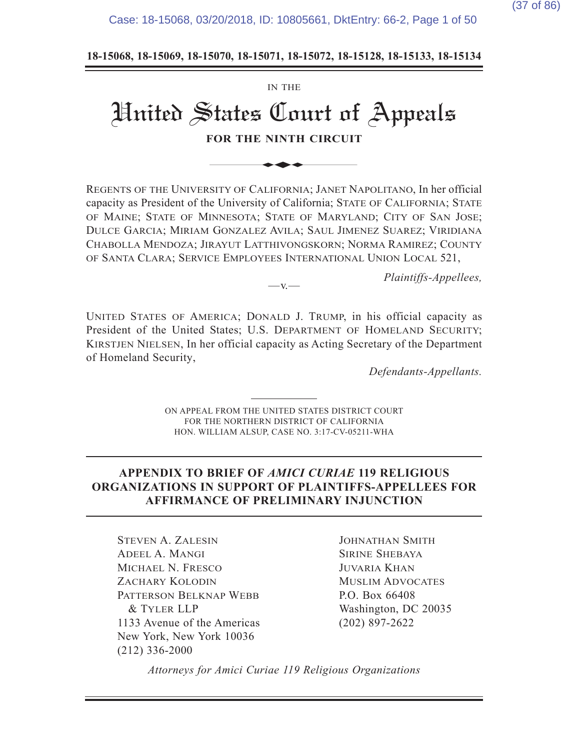**18-15068, 18-15069, 18-15070, 18-15071, 18-15072, 18-15128, 18-15133, 18-15134**

IN THE

# United States Court of Appeals

## FOR THE NINTH CIRCUIT

REGENTS OF THE UNIVERSITY OF CALIFORNIA; JANET NAPOLITANO, In her official capacity as President of the University of California; STATE OF CALIFORNIA; STATE OF MAINE; STATE OF MINNESOTA; STATE OF MARYLAND; CITY OF SAN JOSE; DULCE GARCIA; MIRIAM GONZALEZ AVILA; SAUL JIMENEZ SUAREZ; VIRIDIANA CHABOLLA MENDOZA; JIRAYUT LATTHIVONGSKORN; NORMA RAMIREZ; COUNTY OF SANTA CLARA; SERVICE EMPLOYEES INTERNATIONAL UNION LOCAL 521,

*Plaintiffs-Appellees,*

—v.—

UNITED STATES OF AMERICA; DONALD J. TRUMP, in his official capacity as President of the United States; U.S. DEPARTMENT OF HOMELAND SECURITY; KIRSTJEN NIELSEN, In her official capacity as Acting Secretary of the Department of Homeland Security,

*Defendants-Appellants.*

ON APPEAL FROM THE UNITED STATES DISTRICT COURT
FOR THE NORTHERN DISTRICT OF CALIFORNIA
HON. WILLIAM ALSUP, CASE NO. 3:17-CV-05211-WHA

**APPENDIX TO BRIEF OF *AMICI CURIAE* 119 RELIGIOUS ORGANIZATIONS IN SUPPORT OF PLAINTIFFS-APPELLEES FOR AFFIRMANCE OF PRELIMINARY INJUNCTION**

STEVEN A. ZALESIN
ADEEL A. MANGI
MICHAEL N. FRESCO
ZACHARY KOLODIN
PATTERSON BELKNAP WEBB & TYLER LLP
1133 Avenue of the Americas
New York, New York 10036
(212) 336-2000

JOHNATHAN SMITH
SIRINE SHEBAYA
JUVARIA KHAN
MUSLIM ADVOCATES
P.O. Box 66408
Washington, DC 20035
(202) 897-2622

*Attorneys for Amici Curiae 119 Religious Organizations*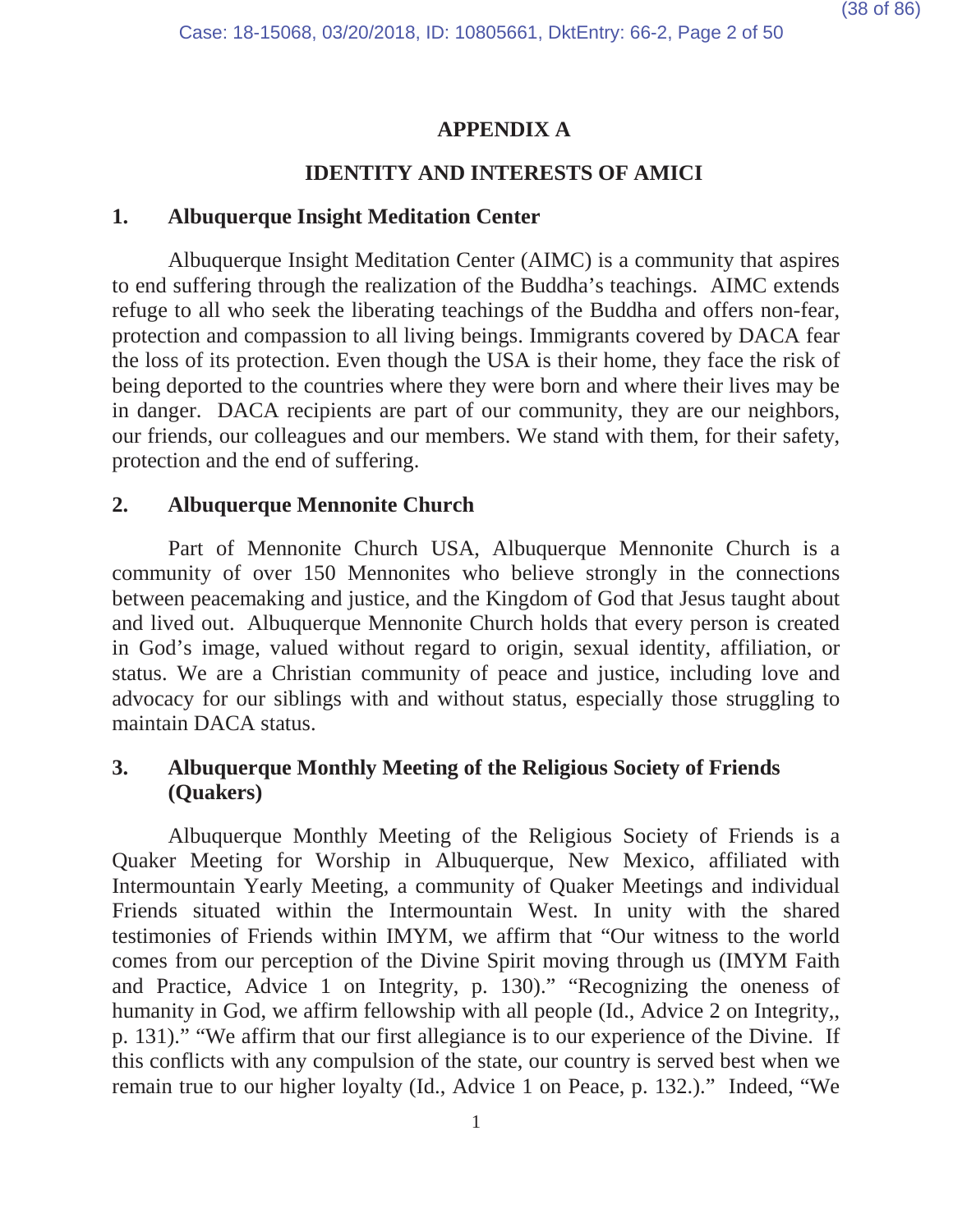# APPENDIX A

## IDENTITY AND INTERESTS OF AMICI

### 1. Albuquerque Insight Meditation Center

Albuquerque Insight Meditation Center (AIMC) is a community that aspires to end suffering through the realization of the Buddha's teachings. AIMC extends refuge to all who seek the liberating teachings of the Buddha and offers non-fear, protection and compassion to all living beings. Immigrants covered by DACA fear the loss of its protection. Even though the USA is their home, they face the risk of being deported to the countries where they were born and where their lives may be in danger. DACA recipients are part of our community, they are our neighbors, our friends, our colleagues and our members. We stand with them, for their safety, protection and the end of suffering.

### 2. Albuquerque Mennonite Church

Part of Mennonite Church USA, Albuquerque Mennonite Church is a community of over 150 Mennonites who believe strongly in the connections between peacemaking and justice, and the Kingdom of God that Jesus taught about and lived out. Albuquerque Mennonite Church holds that every person is created in God's image, valued without regard to origin, sexual identity, affiliation, or status. We are a Christian community of peace and justice, including love and advocacy for our siblings with and without status, especially those struggling to maintain DACA status.

### 3. Albuquerque Monthly Meeting of the Religious Society of Friends (Quakers)

Albuquerque Monthly Meeting of the Religious Society of Friends is a Quaker Meeting for Worship in Albuquerque, New Mexico, affiliated with Intermountain Yearly Meeting, a community of Quaker Meetings and individual Friends situated within the Intermountain West. In unity with the shared testimonies of Friends within IMYM, we affirm that "Our witness to the world comes from our perception of the Divine Spirit moving through us (IMYM Faith and Practice, Advice 1 on Integrity, p. 130)." "Recognizing the oneness of humanity in God, we affirm fellowship with all people (Id., Advice 2 on Integrity,, p. 131)." "We affirm that our first allegiance is to our experience of the Divine. If this conflicts with any compulsion of the state, our country is served best when we remain true to our higher loyalty (Id., Advice 1 on Peace, p. 132.)." Indeed, "We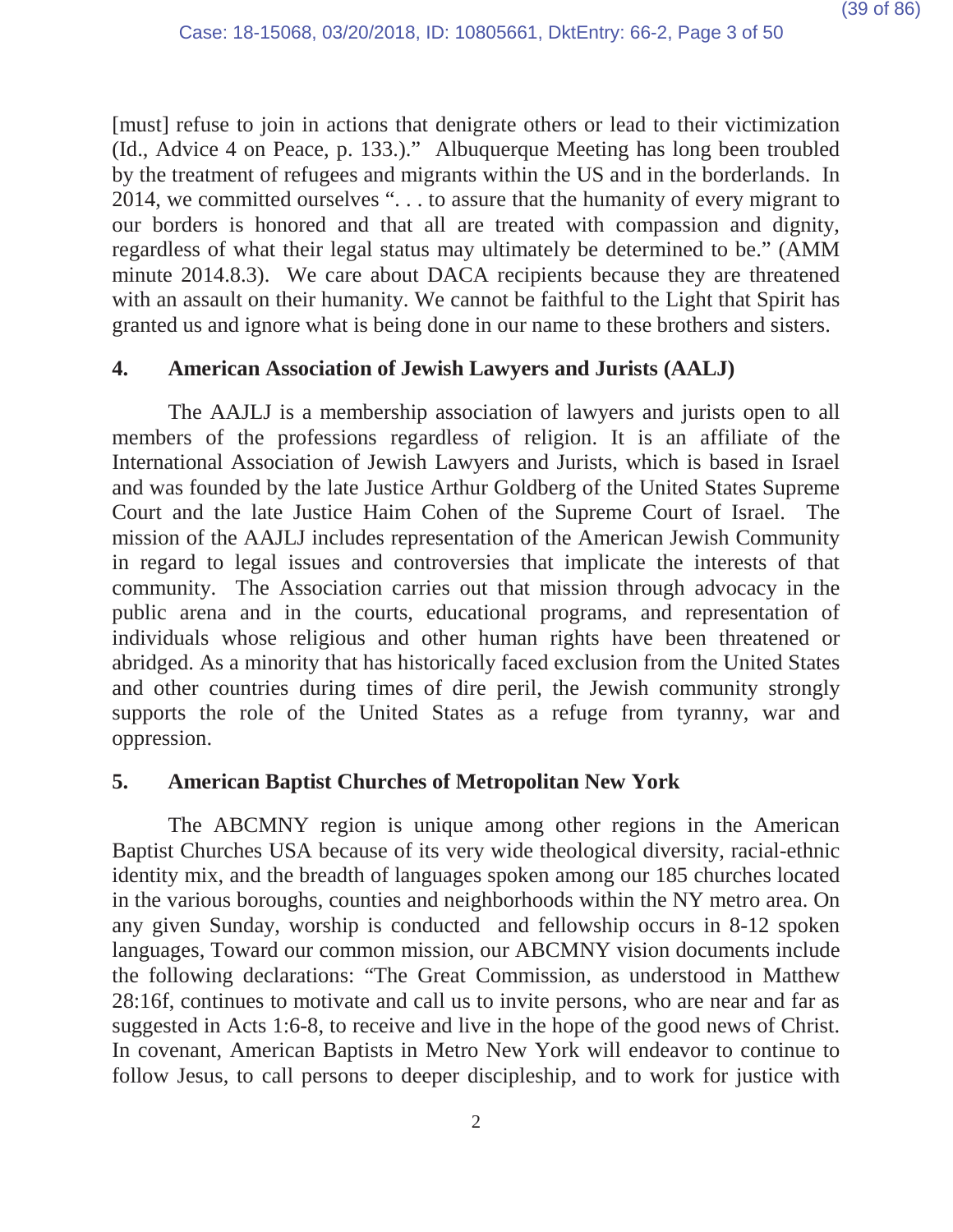[must] refuse to join in actions that denigrate others or lead to their victimization (Id., Advice 4 on Peace, p. 133.)." Albuquerque Meeting has long been troubled by the treatment of refugees and migrants within the US and in the borderlands. In 2014, we committed ourselves ". . . to assure that the humanity of every migrant to our borders is honored and that all are treated with compassion and dignity, regardless of what their legal status may ultimately be determined to be." (AMM minute 2014.8.3). We care about DACA recipients because they are threatened with an assault on their humanity. We cannot be faithful to the Light that Spirit has granted us and ignore what is being done in our name to these brothers and sisters.

### 4. American Association of Jewish Lawyers and Jurists (AALJ)

The AAJLJ is a membership association of lawyers and jurists open to all members of the professions regardless of religion. It is an affiliate of the International Association of Jewish Lawyers and Jurists, which is based in Israel and was founded by the late Justice Arthur Goldberg of the United States Supreme Court and the late Justice Haim Cohen of the Supreme Court of Israel. The mission of the AAJLJ includes representation of the American Jewish Community in regard to legal issues and controversies that implicate the interests of that community. The Association carries out that mission through advocacy in the public arena and in the courts, educational programs, and representation of individuals whose religious and other human rights have been threatened or abridged. As a minority that has historically faced exclusion from the United States and other countries during times of dire peril, the Jewish community strongly supports the role of the United States as a refuge from tyranny, war and oppression.

### 5. American Baptist Churches of Metropolitan New York

The ABCMNY region is unique among other regions in the American Baptist Churches USA because of its very wide theological diversity, racial-ethnic identity mix, and the breadth of languages spoken among our 185 churches located in the various boroughs, counties and neighborhoods within the NY metro area. On any given Sunday, worship is conducted and fellowship occurs in 8-12 spoken languages, Toward our common mission, our ABCMNY vision documents include the following declarations: "The Great Commission, as understood in Matthew 28:16f, continues to motivate and call us to invite persons, who are near and far as suggested in Acts 1:6-8, to receive and live in the hope of the good news of Christ. In covenant, American Baptists in Metro New York will endeavor to continue to follow Jesus, to call persons to deeper discipleship, and to work for justice with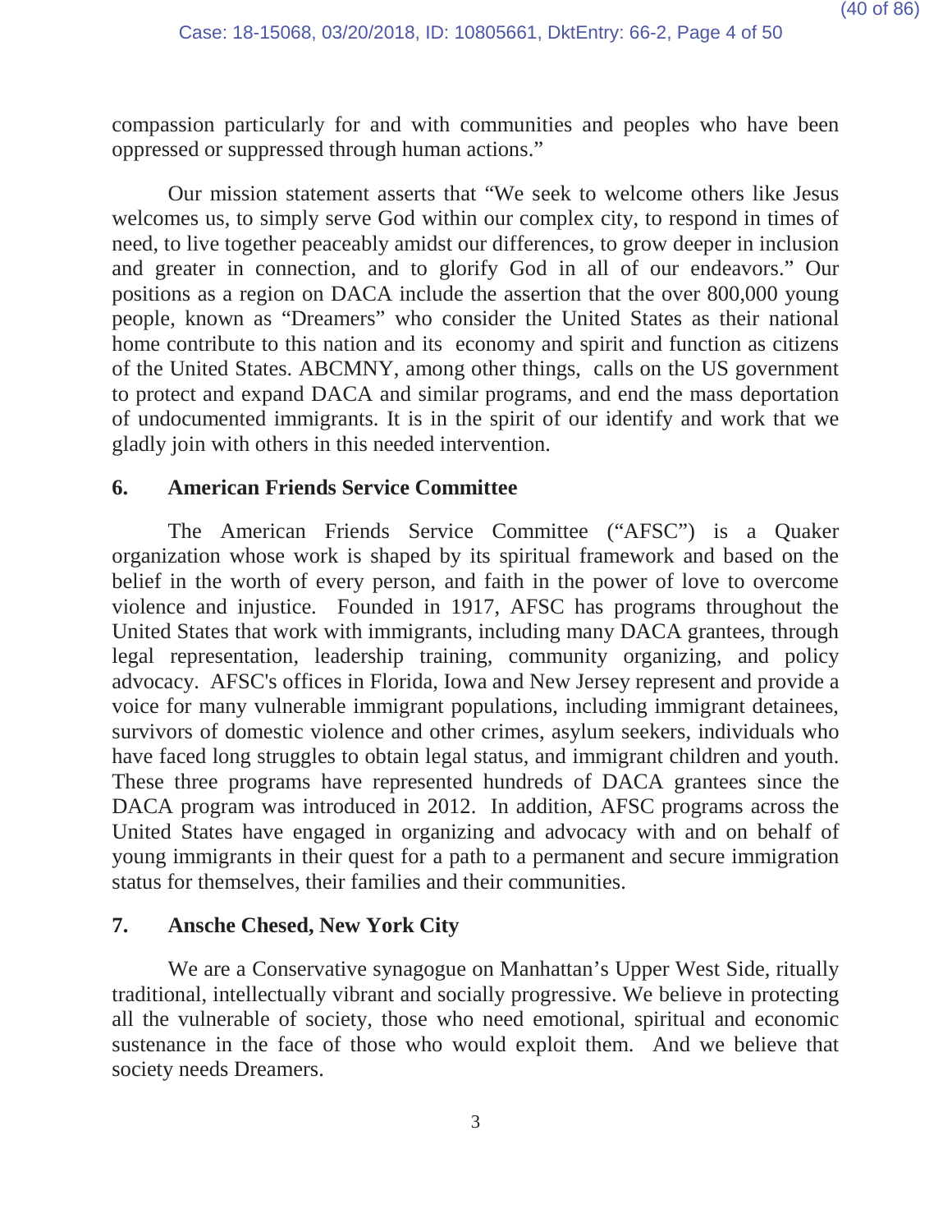compassion particularly for and with communities and peoples who have been oppressed or suppressed through human actions."

Our mission statement asserts that "We seek to welcome others like Jesus welcomes us, to simply serve God within our complex city, to respond in times of need, to live together peaceably amidst our differences, to grow deeper in inclusion and greater in connection, and to glorify God in all of our endeavors." Our positions as a region on DACA include the assertion that the over 800,000 young people, known as "Dreamers" who consider the United States as their national home contribute to this nation and its economy and spirit and function as citizens of the United States. ABCMNY, among other things, calls on the US government to protect and expand DACA and similar programs, and end the mass deportation of undocumented immigrants. It is in the spirit of our identify and work that we gladly join with others in this needed intervention.

## 6. American Friends Service Committee

The American Friends Service Committee ("AFSC") is a Quaker organization whose work is shaped by its spiritual framework and based on the belief in the worth of every person, and faith in the power of love to overcome violence and injustice. Founded in 1917, AFSC has programs throughout the United States that work with immigrants, including many DACA grantees, through legal representation, leadership training, community organizing, and policy advocacy. AFSC's offices in Florida, Iowa and New Jersey represent and provide a voice for many vulnerable immigrant populations, including immigrant detainees, survivors of domestic violence and other crimes, asylum seekers, individuals who have faced long struggles to obtain legal status, and immigrant children and youth. These three programs have represented hundreds of DACA grantees since the DACA program was introduced in 2012. In addition, AFSC programs across the United States have engaged in organizing and advocacy with and on behalf of young immigrants in their quest for a path to a permanent and secure immigration status for themselves, their families and their communities.

## 7. Ansche Chesed, New York City

We are a Conservative synagogue on Manhattan's Upper West Side, ritually traditional, intellectually vibrant and socially progressive. We believe in protecting all the vulnerable of society, those who need emotional, spiritual and economic sustenance in the face of those who would exploit them. And we believe that society needs Dreamers.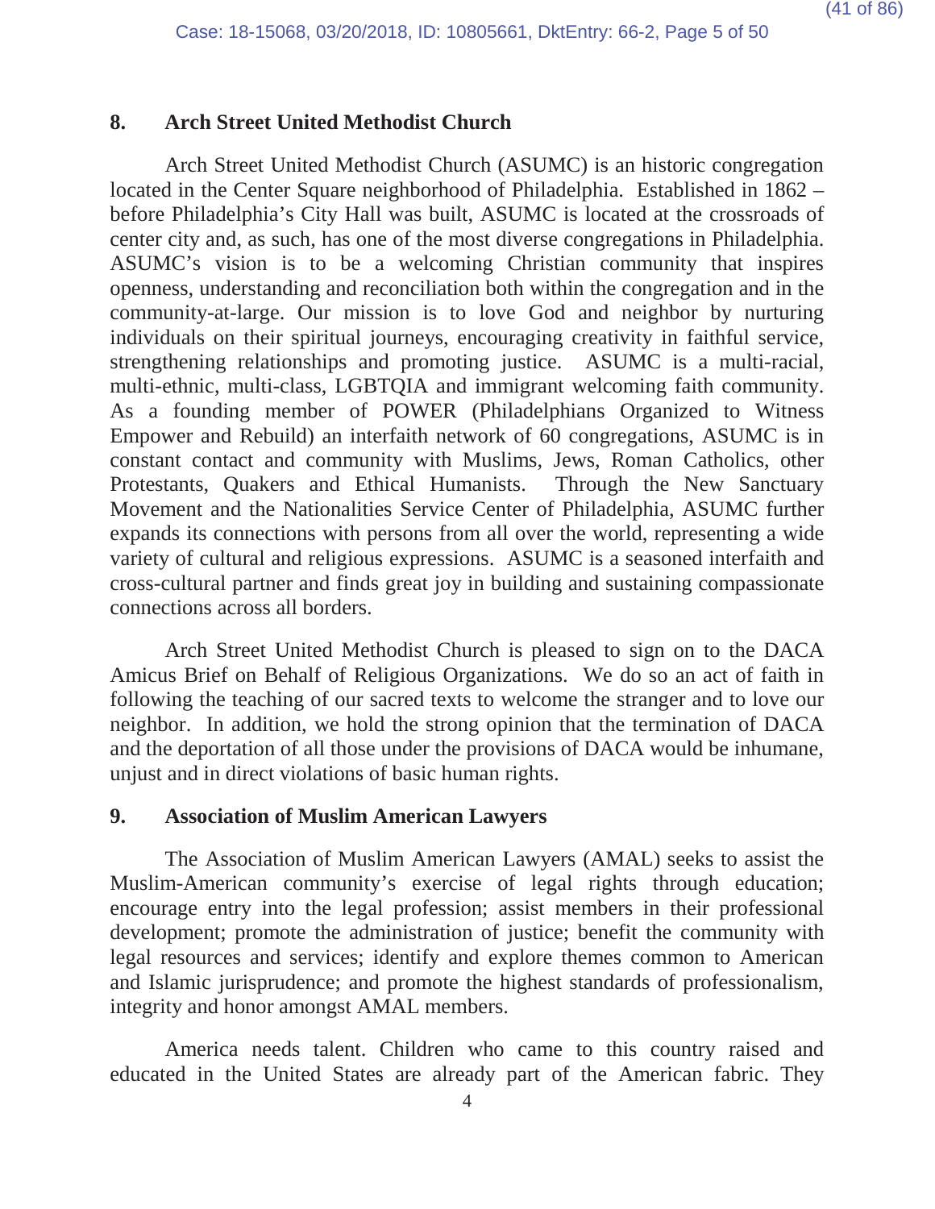## 8. Arch Street United Methodist Church

Arch Street United Methodist Church (ASUMC) is an historic congregation located in the Center Square neighborhood of Philadelphia. Established in 1862 – before Philadelphia's City Hall was built, ASUMC is located at the crossroads of center city and, as such, has one of the most diverse congregations in Philadelphia. ASUMC's vision is to be a welcoming Christian community that inspires openness, understanding and reconciliation both within the congregation and in the community-at-large. Our mission is to love God and neighbor by nurturing individuals on their spiritual journeys, encouraging creativity in faithful service, strengthening relationships and promoting justice. ASUMC is a multi-racial, multi-ethnic, multi-class, LGBTQIA and immigrant welcoming faith community. As a founding member of POWER (Philadelphians Organized to Witness Empower and Rebuild) an interfaith network of 60 congregations, ASUMC is in constant contact and community with Muslims, Jews, Roman Catholics, other Protestants, Quakers and Ethical Humanists. Through the New Sanctuary Movement and the Nationalities Service Center of Philadelphia, ASUMC further expands its connections with persons from all over the world, representing a wide variety of cultural and religious expressions. ASUMC is a seasoned interfaith and cross-cultural partner and finds great joy in building and sustaining compassionate connections across all borders.

Arch Street United Methodist Church is pleased to sign on to the DACA Amicus Brief on Behalf of Religious Organizations. We do so an act of faith in following the teaching of our sacred texts to welcome the stranger and to love our neighbor. In addition, we hold the strong opinion that the termination of DACA and the deportation of all those under the provisions of DACA would be inhumane, unjust and in direct violations of basic human rights.

## 9. Association of Muslim American Lawyers

The Association of Muslim American Lawyers (AMAL) seeks to assist the Muslim-American community's exercise of legal rights through education; encourage entry into the legal profession; assist members in their professional development; promote the administration of justice; benefit the community with legal resources and services; identify and explore themes common to American and Islamic jurisprudence; and promote the highest standards of professionalism, integrity and honor amongst AMAL members.

America needs talent. Children who came to this country raised and educated in the United States are already part of the American fabric. They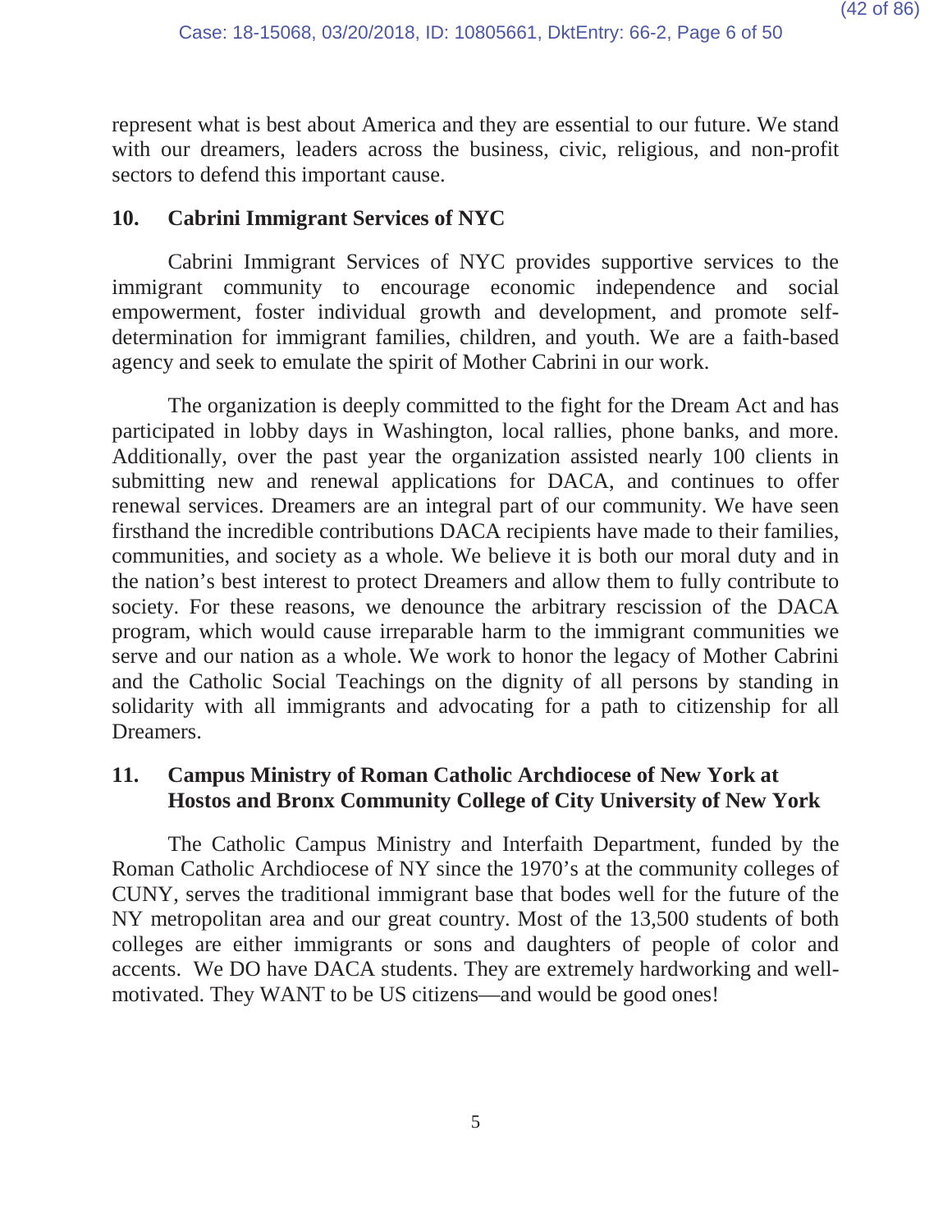represent what is best about America and they are essential to our future. We stand with our dreamers, leaders across the business, civic, religious, and non-profit sectors to defend this important cause.

## 10. Cabrini Immigrant Services of NYC

Cabrini Immigrant Services of NYC provides supportive services to the immigrant community to encourage economic independence and social empowerment, foster individual growth and development, and promote self-determination for immigrant families, children, and youth. We are a faith-based agency and seek to emulate the spirit of Mother Cabrini in our work.

The organization is deeply committed to the fight for the Dream Act and has participated in lobby days in Washington, local rallies, phone banks, and more. Additionally, over the past year the organization assisted nearly 100 clients in submitting new and renewal applications for DACA, and continues to offer renewal services. Dreamers are an integral part of our community. We have seen firsthand the incredible contributions DACA recipients have made to their families, communities, and society as a whole. We believe it is both our moral duty and in the nation's best interest to protect Dreamers and allow them to fully contribute to society. For these reasons, we denounce the arbitrary rescission of the DACA program, which would cause irreparable harm to the immigrant communities we serve and our nation as a whole. We work to honor the legacy of Mother Cabrini and the Catholic Social Teachings on the dignity of all persons by standing in solidarity with all immigrants and advocating for a path to citizenship for all Dreamers.

## 11. Campus Ministry of Roman Catholic Archdiocese of New York at Hostos and Bronx Community College of City University of New York

The Catholic Campus Ministry and Interfaith Department, funded by the Roman Catholic Archdiocese of NY since the 1970's at the community colleges of CUNY, serves the traditional immigrant base that bodes well for the future of the NY metropolitan area and our great country. Most of the 13,500 students of both colleges are either immigrants or sons and daughters of people of color and accents. We DO have DACA students. They are extremely hardworking and well-motivated. They WANT to be US citizens—and would be good ones!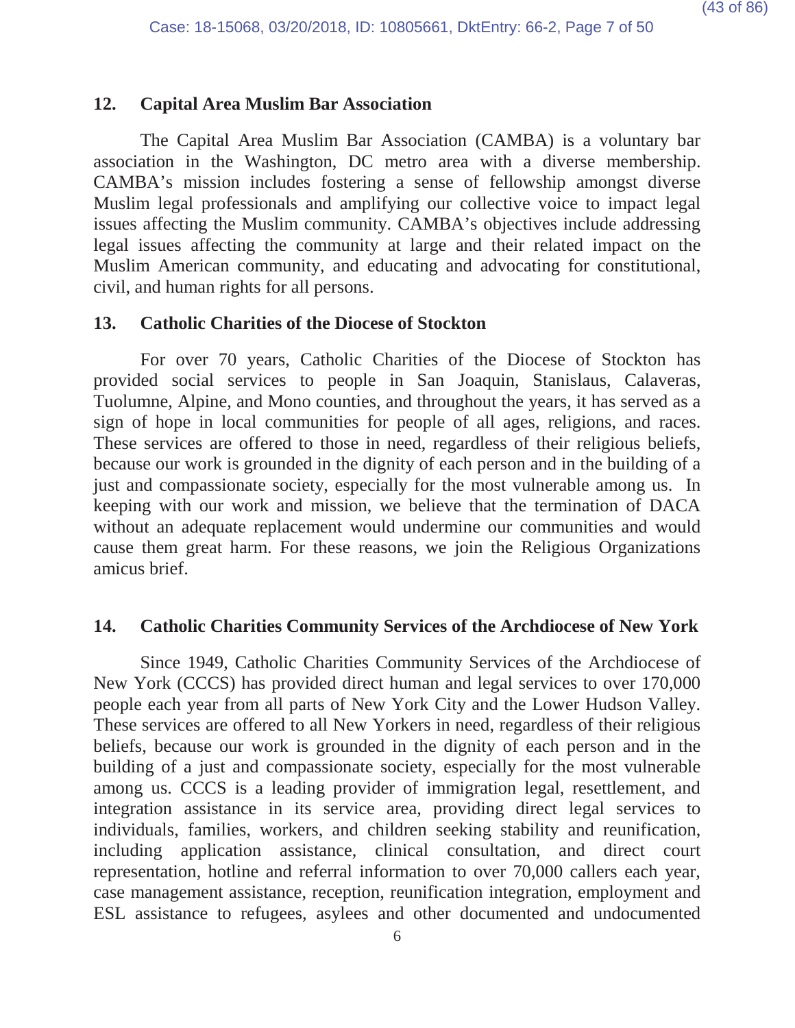### 12. Capital Area Muslim Bar Association

The Capital Area Muslim Bar Association (CAMBA) is a voluntary bar association in the Washington, DC metro area with a diverse membership. CAMBA's mission includes fostering a sense of fellowship amongst diverse Muslim legal professionals and amplifying our collective voice to impact legal issues affecting the Muslim community. CAMBA's objectives include addressing legal issues affecting the community at large and their related impact on the Muslim American community, and educating and advocating for constitutional, civil, and human rights for all persons.

### 13. Catholic Charities of the Diocese of Stockton

For over 70 years, Catholic Charities of the Diocese of Stockton has provided social services to people in San Joaquin, Stanislaus, Calaveras, Tuolumne, Alpine, and Mono counties, and throughout the years, it has served as a sign of hope in local communities for people of all ages, religions, and races. These services are offered to those in need, regardless of their religious beliefs, because our work is grounded in the dignity of each person and in the building of a just and compassionate society, especially for the most vulnerable among us. In keeping with our work and mission, we believe that the termination of DACA without an adequate replacement would undermine our communities and would cause them great harm. For these reasons, we join the Religious Organizations amicus brief.

### 14. Catholic Charities Community Services of the Archdiocese of New York

Since 1949, Catholic Charities Community Services of the Archdiocese of New York (CCCS) has provided direct human and legal services to over 170,000 people each year from all parts of New York City and the Lower Hudson Valley. These services are offered to all New Yorkers in need, regardless of their religious beliefs, because our work is grounded in the dignity of each person and in the building of a just and compassionate society, especially for the most vulnerable among us. CCCS is a leading provider of immigration legal, resettlement, and integration assistance in its service area, providing direct legal services to individuals, families, workers, and children seeking stability and reunification, including application assistance, clinical consultation, and direct court representation, hotline and referral information to over 70,000 callers each year, case management assistance, reception, reunification integration, employment and ESL assistance to refugees, asylees and other documented and undocumented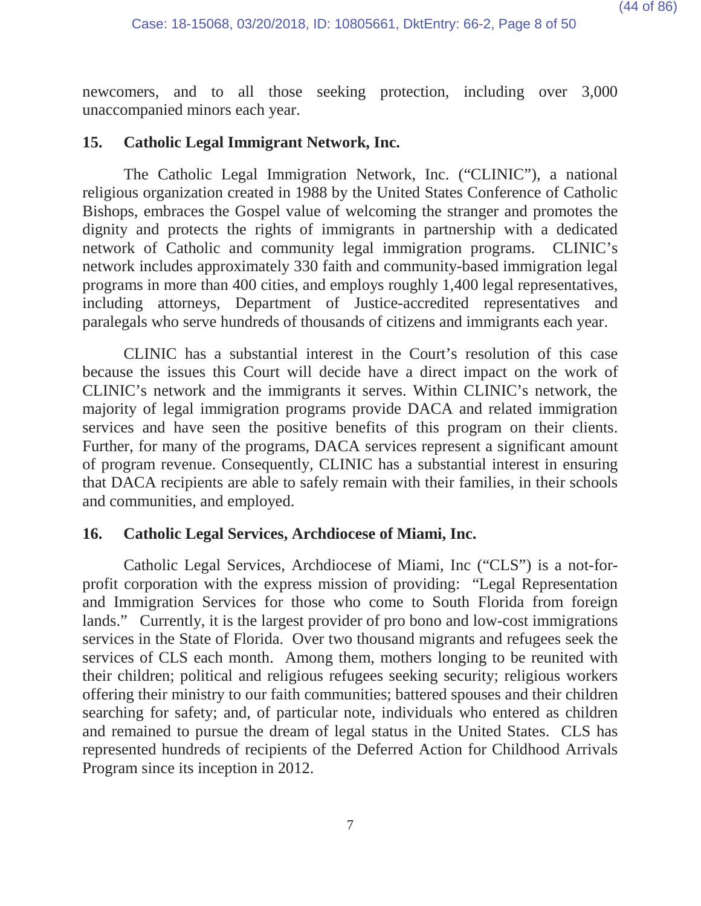newcomers, and to all those seeking protection, including over 3,000 unaccompanied minors each year.

**15. Catholic Legal Immigrant Network, Inc.**

The Catholic Legal Immigration Network, Inc. ("CLINIC"), a national religious organization created in 1988 by the United States Conference of Catholic Bishops, embraces the Gospel value of welcoming the stranger and promotes the dignity and protects the rights of immigrants in partnership with a dedicated network of Catholic and community legal immigration programs. CLINIC's network includes approximately 330 faith and community-based immigration legal programs in more than 400 cities, and employs roughly 1,400 legal representatives, including attorneys, Department of Justice-accredited representatives and paralegals who serve hundreds of thousands of citizens and immigrants each year.

CLINIC has a substantial interest in the Court's resolution of this case because the issues this Court will decide have a direct impact on the work of CLINIC's network and the immigrants it serves. Within CLINIC's network, the majority of legal immigration programs provide DACA and related immigration services and have seen the positive benefits of this program on their clients. Further, for many of the programs, DACA services represent a significant amount of program revenue. Consequently, CLINIC has a substantial interest in ensuring that DACA recipients are able to safely remain with their families, in their schools and communities, and employed.

**16. Catholic Legal Services, Archdiocese of Miami, Inc.**

Catholic Legal Services, Archdiocese of Miami, Inc ("CLS") is a not-for-profit corporation with the express mission of providing: "Legal Representation and Immigration Services for those who come to South Florida from foreign lands." Currently, it is the largest provider of pro bono and low-cost immigrations services in the State of Florida. Over two thousand migrants and refugees seek the services of CLS each month. Among them, mothers longing to be reunited with their children; political and religious refugees seeking security; religious workers offering their ministry to our faith communities; battered spouses and their children searching for safety; and, of particular note, individuals who entered as children and remained to pursue the dream of legal status in the United States. CLS has represented hundreds of recipients of the Deferred Action for Childhood Arrivals Program since its inception in 2012.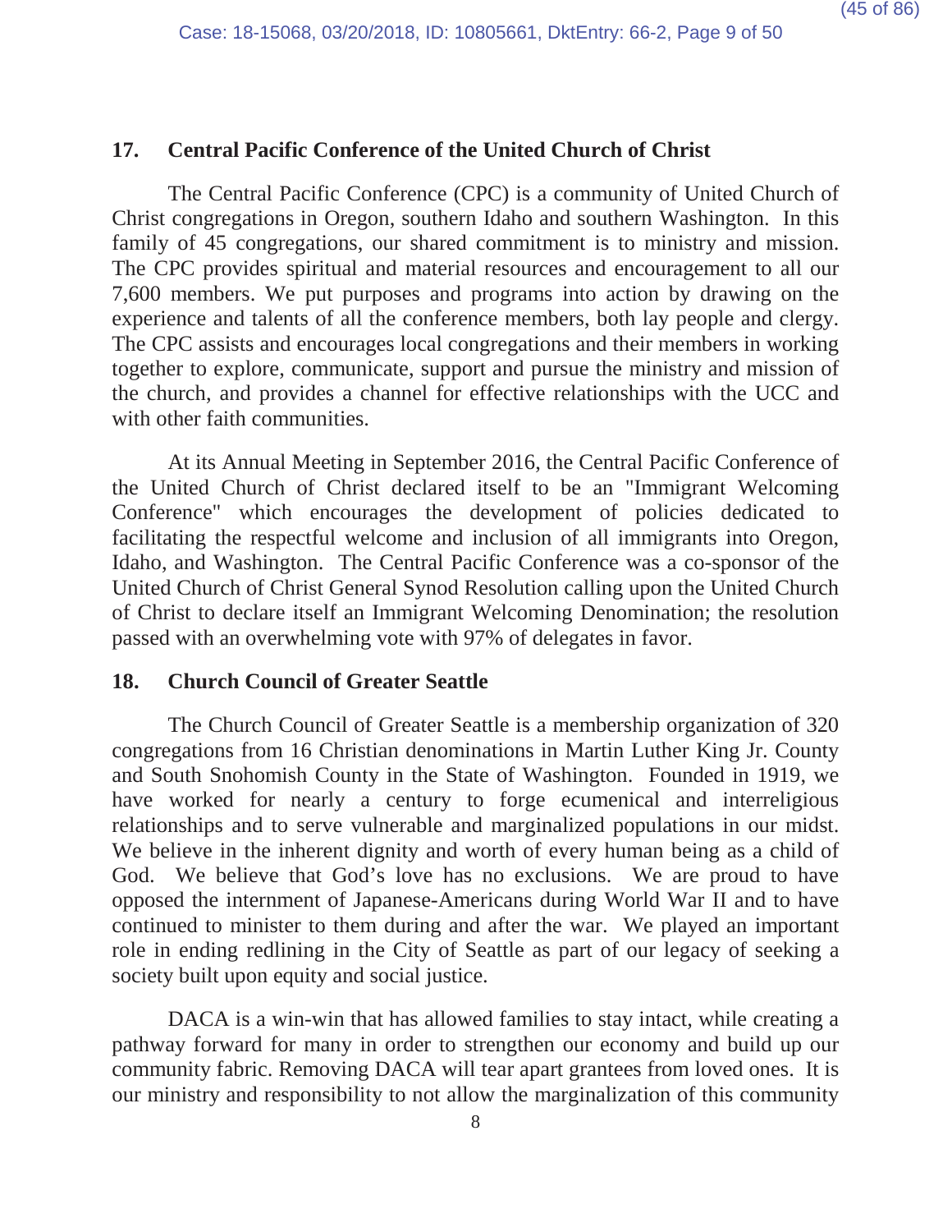## 17. Central Pacific Conference of the United Church of Christ

The Central Pacific Conference (CPC) is a community of United Church of Christ congregations in Oregon, southern Idaho and southern Washington. In this family of 45 congregations, our shared commitment is to ministry and mission. The CPC provides spiritual and material resources and encouragement to all our 7,600 members. We put purposes and programs into action by drawing on the experience and talents of all the conference members, both lay people and clergy. The CPC assists and encourages local congregations and their members in working together to explore, communicate, support and pursue the ministry and mission of the church, and provides a channel for effective relationships with the UCC and with other faith communities.

At its Annual Meeting in September 2016, the Central Pacific Conference of the United Church of Christ declared itself to be an "Immigrant Welcoming Conference" which encourages the development of policies dedicated to facilitating the respectful welcome and inclusion of all immigrants into Oregon, Idaho, and Washington. The Central Pacific Conference was a co-sponsor of the United Church of Christ General Synod Resolution calling upon the United Church of Christ to declare itself an Immigrant Welcoming Denomination; the resolution passed with an overwhelming vote with 97% of delegates in favor.

## 18. Church Council of Greater Seattle

The Church Council of Greater Seattle is a membership organization of 320 congregations from 16 Christian denominations in Martin Luther King Jr. County and South Snohomish County in the State of Washington. Founded in 1919, we have worked for nearly a century to forge ecumenical and interreligious relationships and to serve vulnerable and marginalized populations in our midst. We believe in the inherent dignity and worth of every human being as a child of God. We believe that God's love has no exclusions. We are proud to have opposed the internment of Japanese-Americans during World War II and to have continued to minister to them during and after the war. We played an important role in ending redlining in the City of Seattle as part of our legacy of seeking a society built upon equity and social justice.

DACA is a win-win that has allowed families to stay intact, while creating a pathway forward for many in order to strengthen our economy and build up our community fabric. Removing DACA will tear apart grantees from loved ones. It is our ministry and responsibility to not allow the marginalization of this community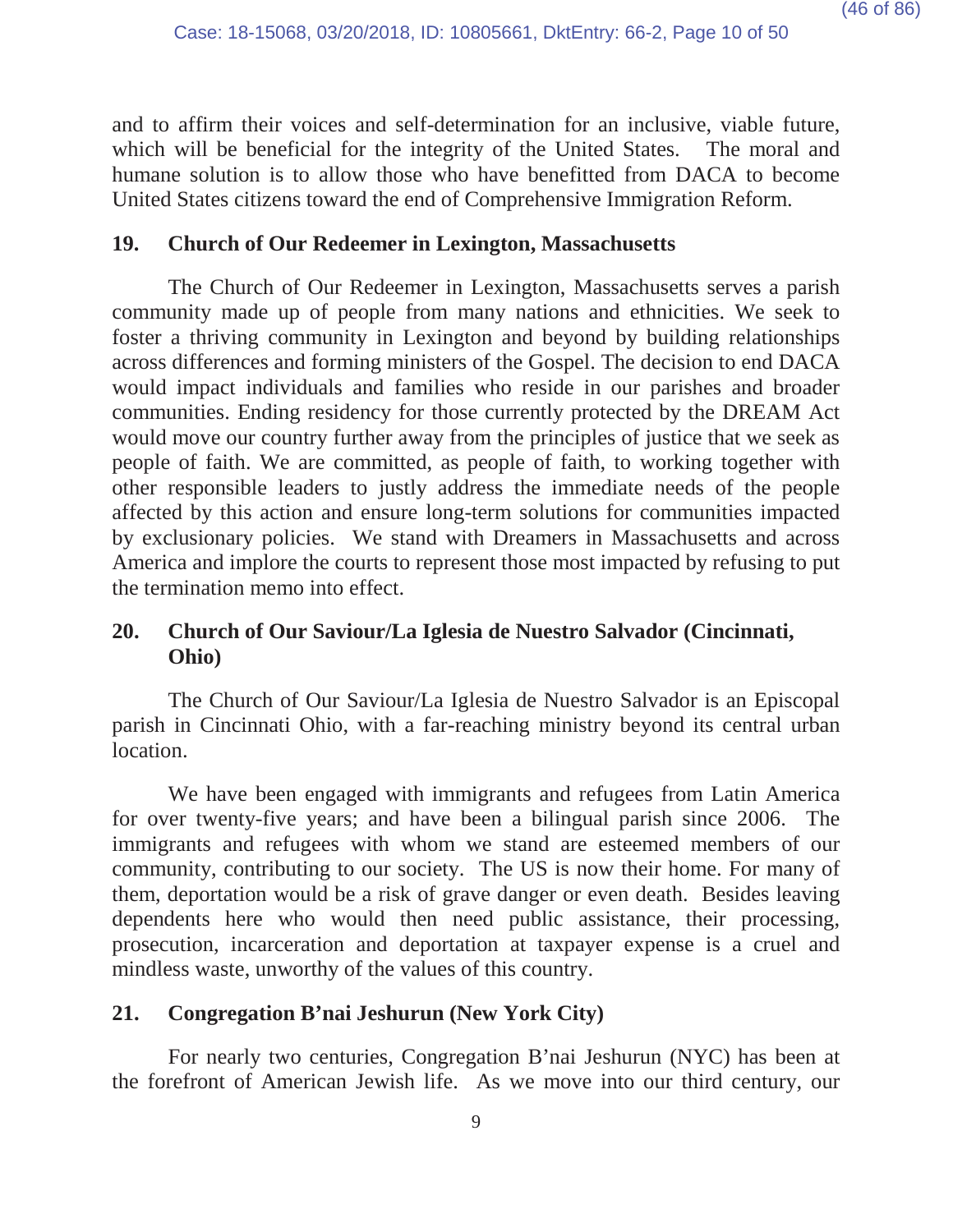and to affirm their voices and self-determination for an inclusive, viable future, which will be beneficial for the integrity of the United States. The moral and humane solution is to allow those who have benefitted from DACA to become United States citizens toward the end of Comprehensive Immigration Reform.

## 19. Church of Our Redeemer in Lexington, Massachusetts

The Church of Our Redeemer in Lexington, Massachusetts serves a parish community made up of people from many nations and ethnicities. We seek to foster a thriving community in Lexington and beyond by building relationships across differences and forming ministers of the Gospel. The decision to end DACA would impact individuals and families who reside in our parishes and broader communities. Ending residency for those currently protected by the DREAM Act would move our country further away from the principles of justice that we seek as people of faith. We are committed, as people of faith, to working together with other responsible leaders to justly address the immediate needs of the people affected by this action and ensure long-term solutions for communities impacted by exclusionary policies. We stand with Dreamers in Massachusetts and across America and implore the courts to represent those most impacted by refusing to put the termination memo into effect.

## 20. Church of Our Saviour/La Iglesia de Nuestro Salvador (Cincinnati, Ohio)

The Church of Our Saviour/La Iglesia de Nuestro Salvador is an Episcopal parish in Cincinnati Ohio, with a far-reaching ministry beyond its central urban location.

We have been engaged with immigrants and refugees from Latin America for over twenty-five years; and have been a bilingual parish since 2006. The immigrants and refugees with whom we stand are esteemed members of our community, contributing to our society. The US is now their home. For many of them, deportation would be a risk of grave danger or even death. Besides leaving dependents here who would then need public assistance, their processing, prosecution, incarceration and deportation at taxpayer expense is a cruel and mindless waste, unworthy of the values of this country.

## 21. Congregation B'nai Jeshurun (New York City)

For nearly two centuries, Congregation B'nai Jeshurun (NYC) has been at the forefront of American Jewish life. As we move into our third century, our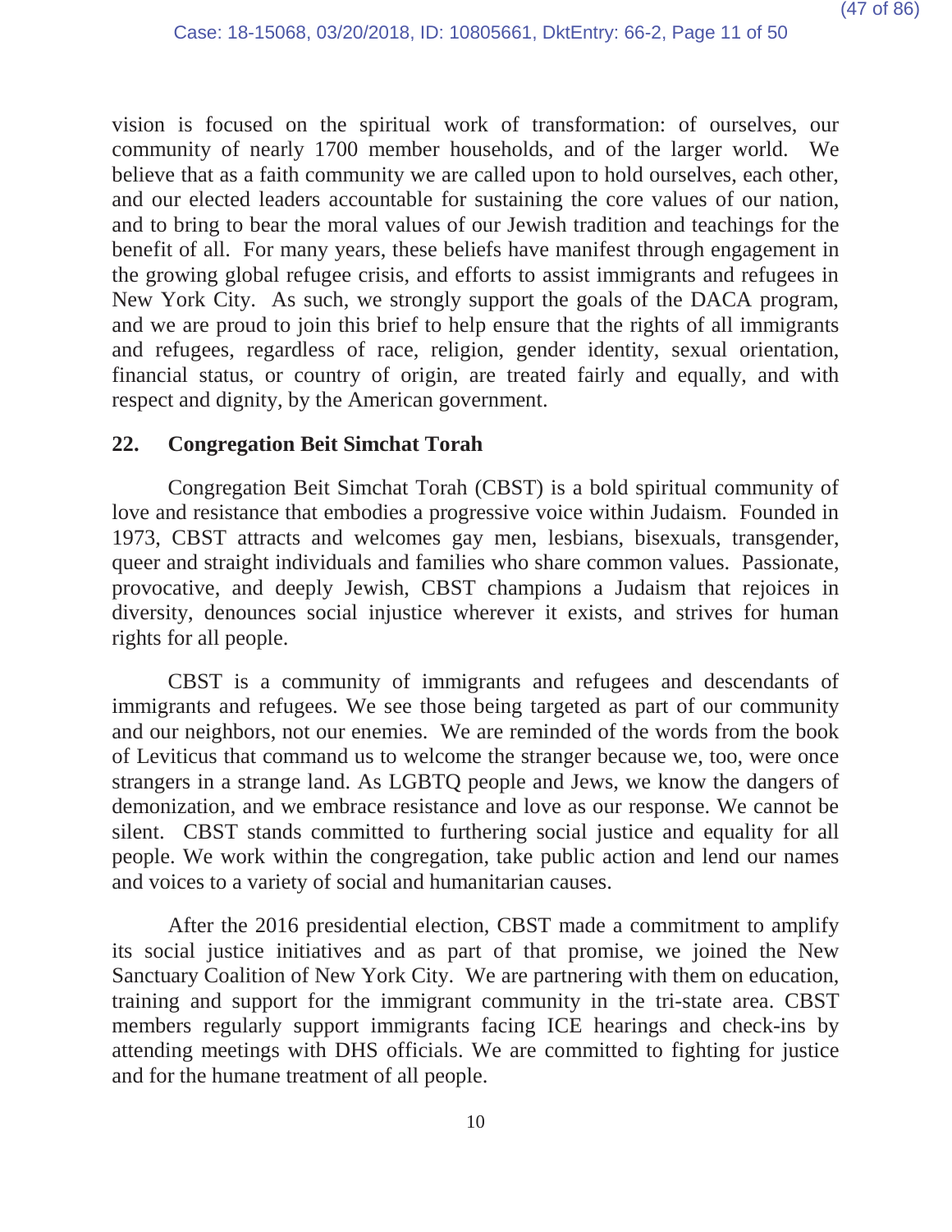vision is focused on the spiritual work of transformation: of ourselves, our community of nearly 1700 member households, and of the larger world. We believe that as a faith community we are called upon to hold ourselves, each other, and our elected leaders accountable for sustaining the core values of our nation, and to bring to bear the moral values of our Jewish tradition and teachings for the benefit of all. For many years, these beliefs have manifest through engagement in the growing global refugee crisis, and efforts to assist immigrants and refugees in New York City. As such, we strongly support the goals of the DACA program, and we are proud to join this brief to help ensure that the rights of all immigrants and refugees, regardless of race, religion, gender identity, sexual orientation, financial status, or country of origin, are treated fairly and equally, and with respect and dignity, by the American government.

**22. Congregation Beit Simchat Torah**

Congregation Beit Simchat Torah (CBST) is a bold spiritual community of love and resistance that embodies a progressive voice within Judaism. Founded in 1973, CBST attracts and welcomes gay men, lesbians, bisexuals, transgender, queer and straight individuals and families who share common values. Passionate, provocative, and deeply Jewish, CBST champions a Judaism that rejoices in diversity, denounces social injustice wherever it exists, and strives for human rights for all people.

CBST is a community of immigrants and refugees and descendants of immigrants and refugees. We see those being targeted as part of our community and our neighbors, not our enemies. We are reminded of the words from the book of Leviticus that command us to welcome the stranger because we, too, were once strangers in a strange land. As LGBTQ people and Jews, we know the dangers of demonization, and we embrace resistance and love as our response. We cannot be silent. CBST stands committed to furthering social justice and equality for all people. We work within the congregation, take public action and lend our names and voices to a variety of social and humanitarian causes.

After the 2016 presidential election, CBST made a commitment to amplify its social justice initiatives and as part of that promise, we joined the New Sanctuary Coalition of New York City. We are partnering with them on education, training and support for the immigrant community in the tri-state area. CBST members regularly support immigrants facing ICE hearings and check-ins by attending meetings with DHS officials. We are committed to fighting for justice and for the humane treatment of all people.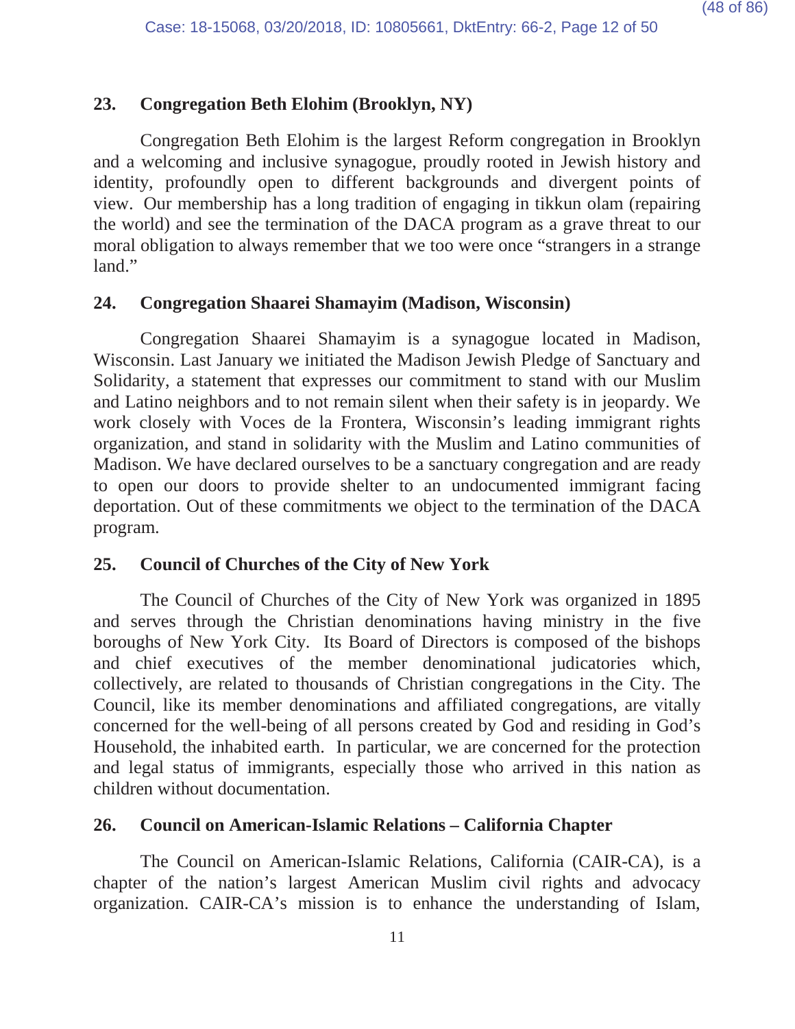**23. Congregation Beth Elohim (Brooklyn, NY)**

Congregation Beth Elohim is the largest Reform congregation in Brooklyn and a welcoming and inclusive synagogue, proudly rooted in Jewish history and identity, profoundly open to different backgrounds and divergent points of view. Our membership has a long tradition of engaging in tikkun olam (repairing the world) and see the termination of the DACA program as a grave threat to our moral obligation to always remember that we too were once "strangers in a strange land."

**24. Congregation Shaarei Shamayim (Madison, Wisconsin)**

Congregation Shaarei Shamayim is a synagogue located in Madison, Wisconsin. Last January we initiated the Madison Jewish Pledge of Sanctuary and Solidarity, a statement that expresses our commitment to stand with our Muslim and Latino neighbors and to not remain silent when their safety is in jeopardy. We work closely with Voces de la Frontera, Wisconsin's leading immigrant rights organization, and stand in solidarity with the Muslim and Latino communities of Madison. We have declared ourselves to be a sanctuary congregation and are ready to open our doors to provide shelter to an undocumented immigrant facing deportation. Out of these commitments we object to the termination of the DACA program.

**25. Council of Churches of the City of New York**

The Council of Churches of the City of New York was organized in 1895 and serves through the Christian denominations having ministry in the five boroughs of New York City. Its Board of Directors is composed of the bishops and chief executives of the member denominational judicatories which, collectively, are related to thousands of Christian congregations in the City. The Council, like its member denominations and affiliated congregations, are vitally concerned for the well-being of all persons created by God and residing in God's Household, the inhabited earth. In particular, we are concerned for the protection and legal status of immigrants, especially those who arrived in this nation as children without documentation.

**26. Council on American-Islamic Relations – California Chapter**

The Council on American-Islamic Relations, California (CAIR-CA), is a chapter of the nation's largest American Muslim civil rights and advocacy organization. CAIR-CA's mission is to enhance the understanding of Islam,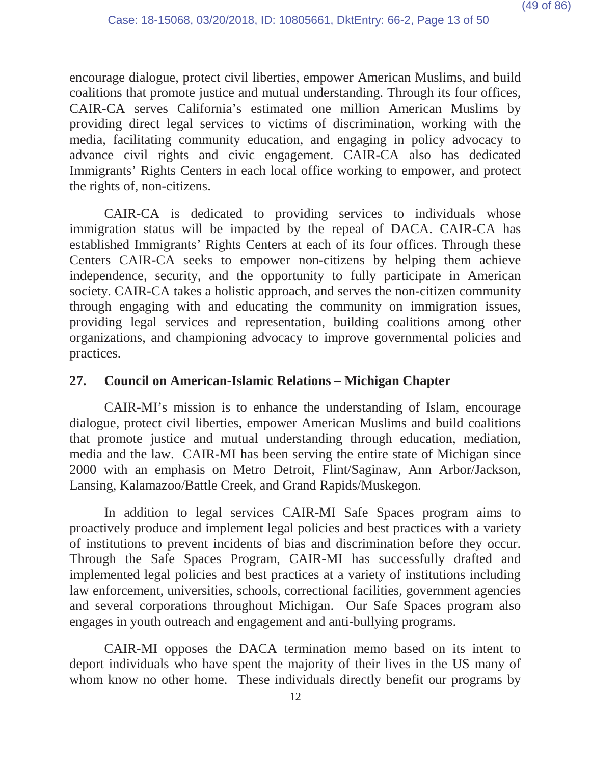encourage dialogue, protect civil liberties, empower American Muslims, and build coalitions that promote justice and mutual understanding. Through its four offices, CAIR-CA serves California's estimated one million American Muslims by providing direct legal services to victims of discrimination, working with the media, facilitating community education, and engaging in policy advocacy to advance civil rights and civic engagement. CAIR-CA also has dedicated Immigrants' Rights Centers in each local office working to empower, and protect the rights of, non-citizens.

CAIR-CA is dedicated to providing services to individuals whose immigration status will be impacted by the repeal of DACA. CAIR-CA has established Immigrants' Rights Centers at each of its four offices. Through these Centers CAIR-CA seeks to empower non-citizens by helping them achieve independence, security, and the opportunity to fully participate in American society. CAIR-CA takes a holistic approach, and serves the non-citizen community through engaging with and educating the community on immigration issues, providing legal services and representation, building coalitions among other organizations, and championing advocacy to improve governmental policies and practices.

### 27. Council on American-Islamic Relations – Michigan Chapter

CAIR-MI's mission is to enhance the understanding of Islam, encourage dialogue, protect civil liberties, empower American Muslims and build coalitions that promote justice and mutual understanding through education, mediation, media and the law. CAIR-MI has been serving the entire state of Michigan since 2000 with an emphasis on Metro Detroit, Flint/Saginaw, Ann Arbor/Jackson, Lansing, Kalamazoo/Battle Creek, and Grand Rapids/Muskegon.

In addition to legal services CAIR-MI Safe Spaces program aims to proactively produce and implement legal policies and best practices with a variety of institutions to prevent incidents of bias and discrimination before they occur. Through the Safe Spaces Program, CAIR-MI has successfully drafted and implemented legal policies and best practices at a variety of institutions including law enforcement, universities, schools, correctional facilities, government agencies and several corporations throughout Michigan. Our Safe Spaces program also engages in youth outreach and engagement and anti-bullying programs.

CAIR-MI opposes the DACA termination memo based on its intent to deport individuals who have spent the majority of their lives in the US many of whom know no other home. These individuals directly benefit our programs by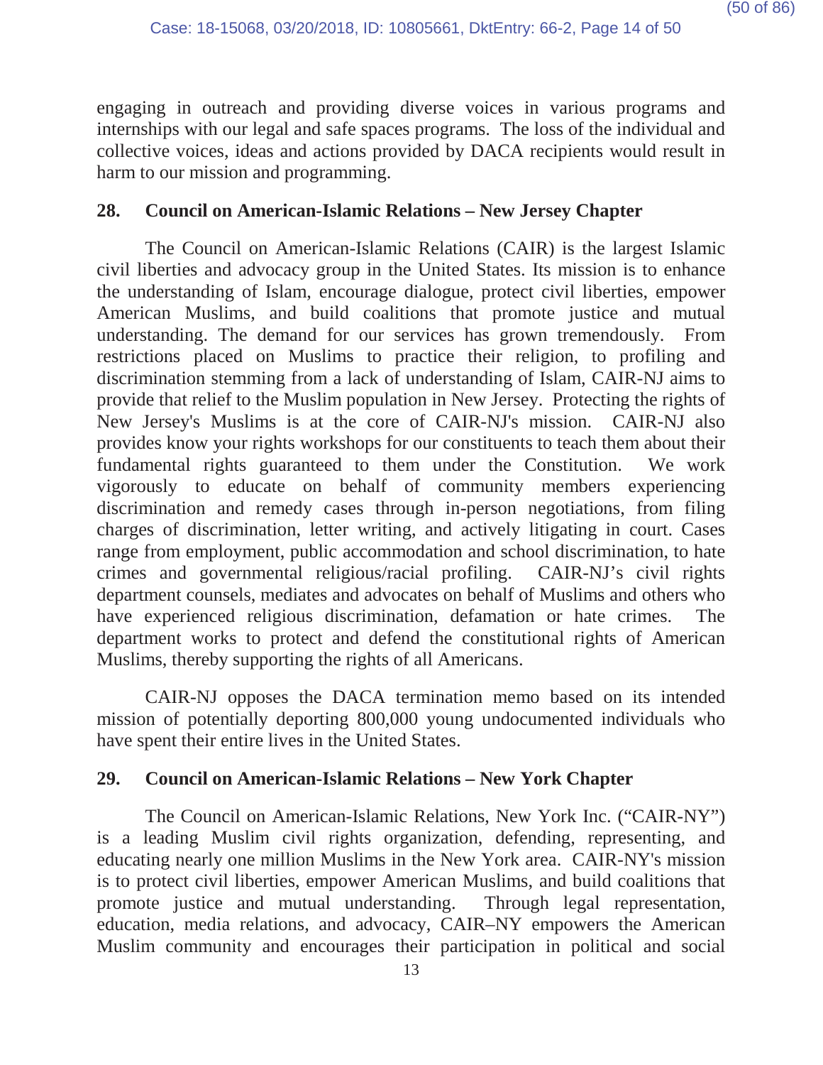engaging in outreach and providing diverse voices in various programs and internships with our legal and safe spaces programs. The loss of the individual and collective voices, ideas and actions provided by DACA recipients would result in harm to our mission and programming.

## 28. Council on American-Islamic Relations – New Jersey Chapter

The Council on American-Islamic Relations (CAIR) is the largest Islamic civil liberties and advocacy group in the United States. Its mission is to enhance the understanding of Islam, encourage dialogue, protect civil liberties, empower American Muslims, and build coalitions that promote justice and mutual understanding. The demand for our services has grown tremendously. From restrictions placed on Muslims to practice their religion, to profiling and discrimination stemming from a lack of understanding of Islam, CAIR-NJ aims to provide that relief to the Muslim population in New Jersey. Protecting the rights of New Jersey's Muslims is at the core of CAIR-NJ's mission. CAIR-NJ also provides know your rights workshops for our constituents to teach them about their fundamental rights guaranteed to them under the Constitution. We work vigorously to educate on behalf of community members experiencing discrimination and remedy cases through in-person negotiations, from filing charges of discrimination, letter writing, and actively litigating in court. Cases range from employment, public accommodation and school discrimination, to hate crimes and governmental religious/racial profiling. CAIR-NJ's civil rights department counsels, mediates and advocates on behalf of Muslims and others who have experienced religious discrimination, defamation or hate crimes. The department works to protect and defend the constitutional rights of American Muslims, thereby supporting the rights of all Americans.

CAIR-NJ opposes the DACA termination memo based on its intended mission of potentially deporting 800,000 young undocumented individuals who have spent their entire lives in the United States.

## 29. Council on American-Islamic Relations – New York Chapter

The Council on American-Islamic Relations, New York Inc. ("CAIR-NY") is a leading Muslim civil rights organization, defending, representing, and educating nearly one million Muslims in the New York area. CAIR-NY's mission is to protect civil liberties, empower American Muslims, and build coalitions that promote justice and mutual understanding. Through legal representation, education, media relations, and advocacy, CAIR–NY empowers the American Muslim community and encourages their participation in political and social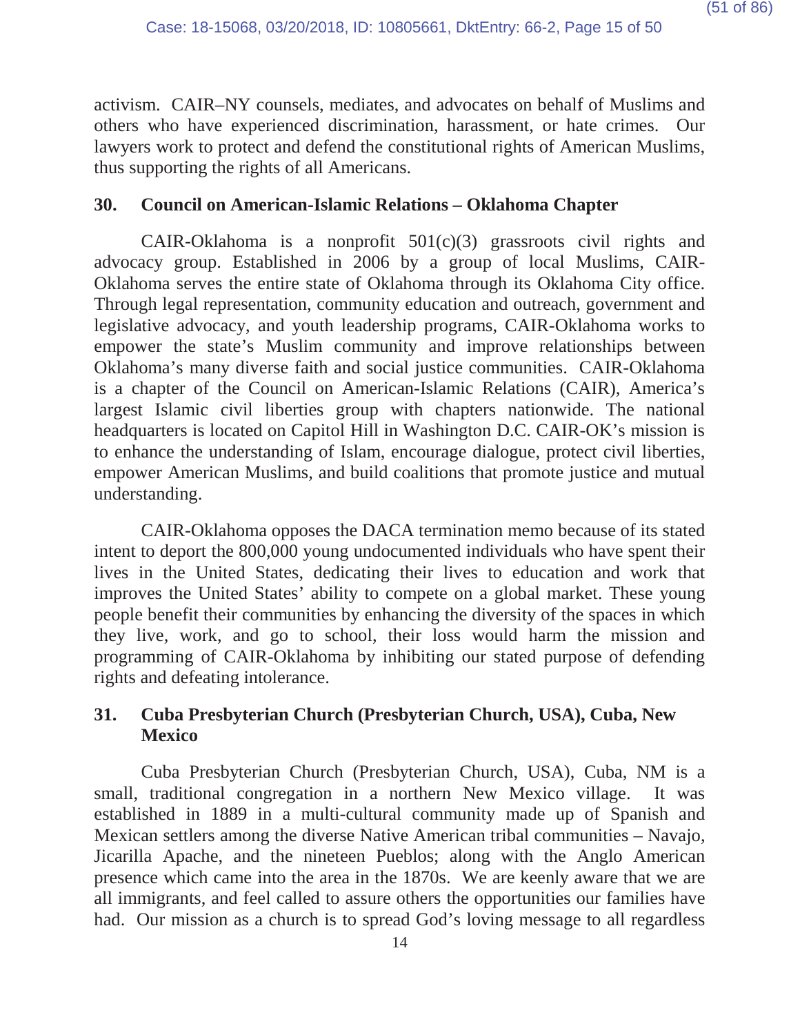activism. CAIR–NY counsels, mediates, and advocates on behalf of Muslims and others who have experienced discrimination, harassment, or hate crimes. Our lawyers work to protect and defend the constitutional rights of American Muslims, thus supporting the rights of all Americans.

### 30. Council on American-Islamic Relations – Oklahoma Chapter

CAIR-Oklahoma is a nonprofit 501(c)(3) grassroots civil rights and advocacy group. Established in 2006 by a group of local Muslims, CAIR-Oklahoma serves the entire state of Oklahoma through its Oklahoma City office. Through legal representation, community education and outreach, government and legislative advocacy, and youth leadership programs, CAIR-Oklahoma works to empower the state's Muslim community and improve relationships between Oklahoma's many diverse faith and social justice communities. CAIR-Oklahoma is a chapter of the Council on American-Islamic Relations (CAIR), America's largest Islamic civil liberties group with chapters nationwide. The national headquarters is located on Capitol Hill in Washington D.C. CAIR-OK's mission is to enhance the understanding of Islam, encourage dialogue, protect civil liberties, empower American Muslims, and build coalitions that promote justice and mutual understanding.

CAIR-Oklahoma opposes the DACA termination memo because of its stated intent to deport the 800,000 young undocumented individuals who have spent their lives in the United States, dedicating their lives to education and work that improves the United States' ability to compete on a global market. These young people benefit their communities by enhancing the diversity of the spaces in which they live, work, and go to school, their loss would harm the mission and programming of CAIR-Oklahoma by inhibiting our stated purpose of defending rights and defeating intolerance.

### 31. Cuba Presbyterian Church (Presbyterian Church, USA), Cuba, New Mexico

Cuba Presbyterian Church (Presbyterian Church, USA), Cuba, NM is a small, traditional congregation in a northern New Mexico village. It was established in 1889 in a multi-cultural community made up of Spanish and Mexican settlers among the diverse Native American tribal communities – Navajo, Jicarilla Apache, and the nineteen Pueblos; along with the Anglo American presence which came into the area in the 1870s. We are keenly aware that we are all immigrants, and feel called to assure others the opportunities our families have had. Our mission as a church is to spread God's loving message to all regardless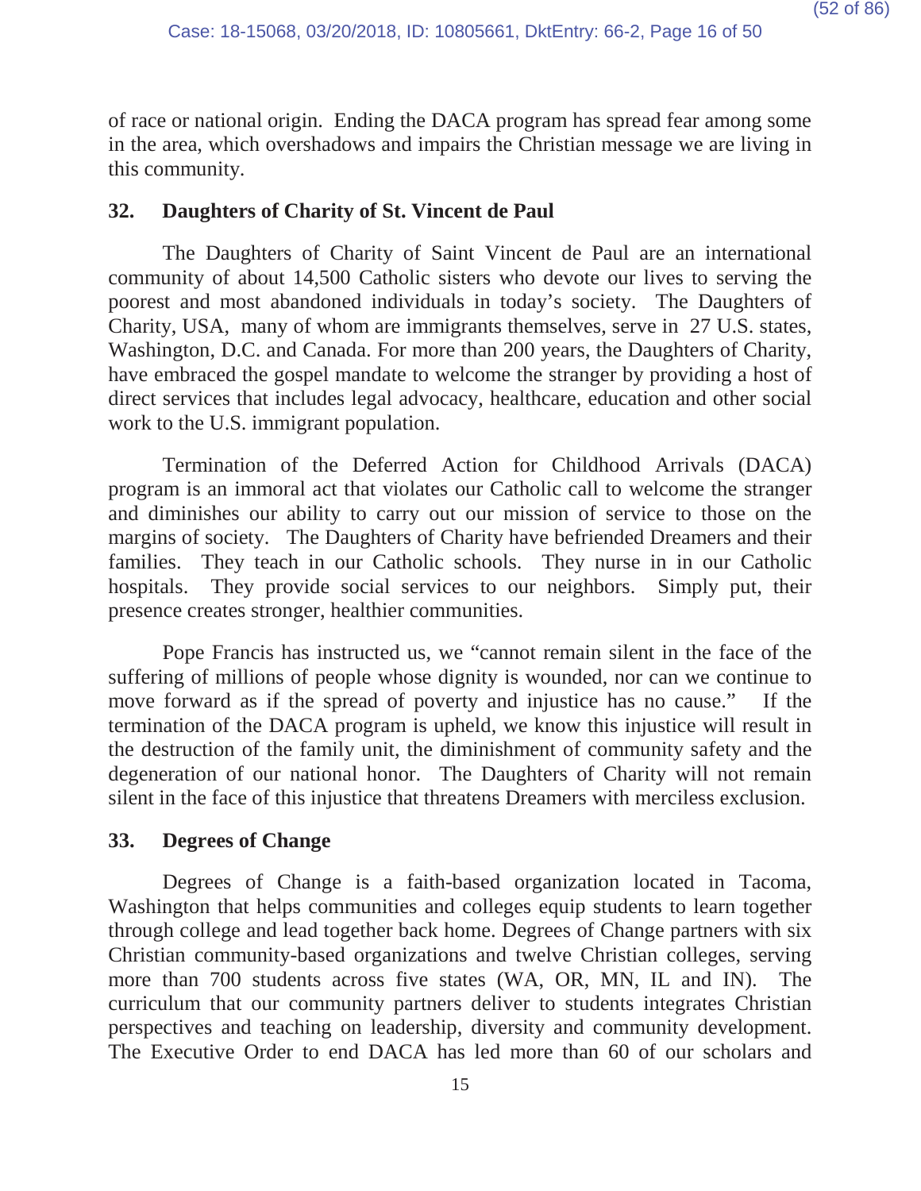of race or national origin. Ending the DACA program has spread fear among some in the area, which overshadows and impairs the Christian message we are living in this community.

## 32. Daughters of Charity of St. Vincent de Paul

The Daughters of Charity of Saint Vincent de Paul are an international community of about 14,500 Catholic sisters who devote our lives to serving the poorest and most abandoned individuals in today's society. The Daughters of Charity, USA, many of whom are immigrants themselves, serve in 27 U.S. states, Washington, D.C. and Canada. For more than 200 years, the Daughters of Charity, have embraced the gospel mandate to welcome the stranger by providing a host of direct services that includes legal advocacy, healthcare, education and other social work to the U.S. immigrant population.

Termination of the Deferred Action for Childhood Arrivals (DACA) program is an immoral act that violates our Catholic call to welcome the stranger and diminishes our ability to carry out our mission of service to those on the margins of society. The Daughters of Charity have befriended Dreamers and their families. They teach in our Catholic schools. They nurse in in our Catholic hospitals. They provide social services to our neighbors. Simply put, their presence creates stronger, healthier communities.

Pope Francis has instructed us, we "cannot remain silent in the face of the suffering of millions of people whose dignity is wounded, nor can we continue to move forward as if the spread of poverty and injustice has no cause." If the termination of the DACA program is upheld, we know this injustice will result in the destruction of the family unit, the diminishment of community safety and the degeneration of our national honor. The Daughters of Charity will not remain silent in the face of this injustice that threatens Dreamers with merciless exclusion.

## 33. Degrees of Change

Degrees of Change is a faith-based organization located in Tacoma, Washington that helps communities and colleges equip students to learn together through college and lead together back home. Degrees of Change partners with six Christian community-based organizations and twelve Christian colleges, serving more than 700 students across five states (WA, OR, MN, IL and IN). The curriculum that our community partners deliver to students integrates Christian perspectives and teaching on leadership, diversity and community development. The Executive Order to end DACA has led more than 60 of our scholars and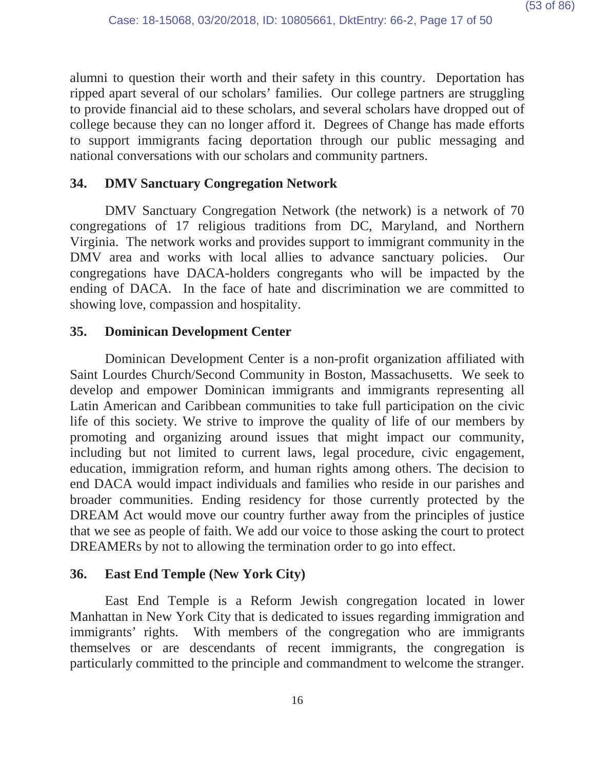alumni to question their worth and their safety in this country. Deportation has ripped apart several of our scholars' families. Our college partners are struggling to provide financial aid to these scholars, and several scholars have dropped out of college because they can no longer afford it. Degrees of Change has made efforts to support immigrants facing deportation through our public messaging and national conversations with our scholars and community partners.

**34. DMV Sanctuary Congregation Network**

DMV Sanctuary Congregation Network (the network) is a network of 70 congregations of 17 religious traditions from DC, Maryland, and Northern Virginia. The network works and provides support to immigrant community in the DMV area and works with local allies to advance sanctuary policies. Our congregations have DACA-holders congregants who will be impacted by the ending of DACA. In the face of hate and discrimination we are committed to showing love, compassion and hospitality.

**35. Dominican Development Center**

Dominican Development Center is a non-profit organization affiliated with Saint Lourdes Church/Second Community in Boston, Massachusetts. We seek to develop and empower Dominican immigrants and immigrants representing all Latin American and Caribbean communities to take full participation on the civic life of this society. We strive to improve the quality of life of our members by promoting and organizing around issues that might impact our community, including but not limited to current laws, legal procedure, civic engagement, education, immigration reform, and human rights among others. The decision to end DACA would impact individuals and families who reside in our parishes and broader communities. Ending residency for those currently protected by the DREAM Act would move our country further away from the principles of justice that we see as people of faith. We add our voice to those asking the court to protect DREAMERs by not to allowing the termination order to go into effect.

**36. East End Temple (New York City)**

East End Temple is a Reform Jewish congregation located in lower Manhattan in New York City that is dedicated to issues regarding immigration and immigrants' rights. With members of the congregation who are immigrants themselves or are descendants of recent immigrants, the congregation is particularly committed to the principle and commandment to welcome the stranger.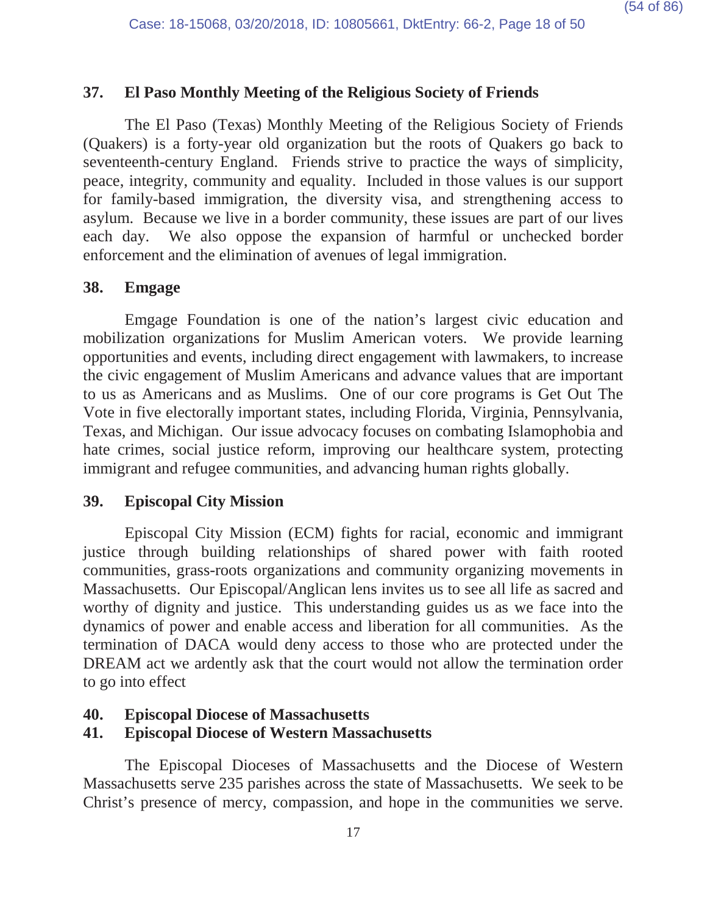### 37. El Paso Monthly Meeting of the Religious Society of Friends

The El Paso (Texas) Monthly Meeting of the Religious Society of Friends (Quakers) is a forty-year old organization but the roots of Quakers go back to seventeenth-century England. Friends strive to practice the ways of simplicity, peace, integrity, community and equality. Included in those values is our support for family-based immigration, the diversity visa, and strengthening access to asylum. Because we live in a border community, these issues are part of our lives each day. We also oppose the expansion of harmful or unchecked border enforcement and the elimination of avenues of legal immigration.

### 38. Emgage

Emgage Foundation is one of the nation's largest civic education and mobilization organizations for Muslim American voters. We provide learning opportunities and events, including direct engagement with lawmakers, to increase the civic engagement of Muslim Americans and advance values that are important to us as Americans and as Muslims. One of our core programs is Get Out The Vote in five electorally important states, including Florida, Virginia, Pennsylvania, Texas, and Michigan. Our issue advocacy focuses on combating Islamophobia and hate crimes, social justice reform, improving our healthcare system, protecting immigrant and refugee communities, and advancing human rights globally.

### 39. Episcopal City Mission

Episcopal City Mission (ECM) fights for racial, economic and immigrant justice through building relationships of shared power with faith rooted communities, grass-roots organizations and community organizing movements in Massachusetts. Our Episcopal/Anglican lens invites us to see all life as sacred and worthy of dignity and justice. This understanding guides us as we face into the dynamics of power and enable access and liberation for all communities. As the termination of DACA would deny access to those who are protected under the DREAM act we ardently ask that the court would not allow the termination order to go into effect

### 40. Episcopal Diocese of Massachusetts
### 41. Episcopal Diocese of Western Massachusetts

The Episcopal Dioceses of Massachusetts and the Diocese of Western Massachusetts serve 235 parishes across the state of Massachusetts. We seek to be Christ's presence of mercy, compassion, and hope in the communities we serve.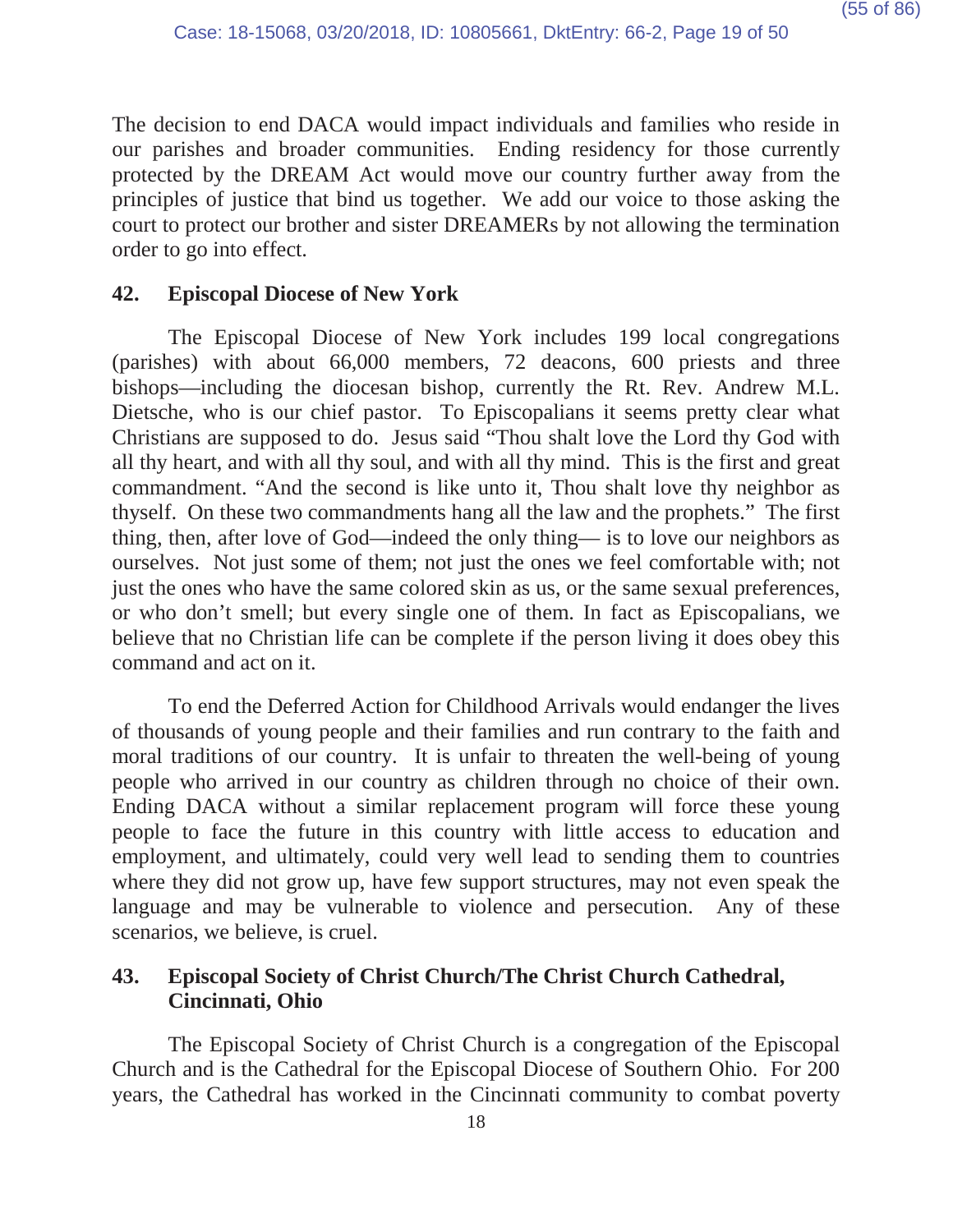The decision to end DACA would impact individuals and families who reside in our parishes and broader communities. Ending residency for those currently protected by the DREAM Act would move our country further away from the principles of justice that bind us together. We add our voice to those asking the court to protect our brother and sister DREAMERs by not allowing the termination order to go into effect.

**42. Episcopal Diocese of New York**

The Episcopal Diocese of New York includes 199 local congregations (parishes) with about 66,000 members, 72 deacons, 600 priests and three bishops—including the diocesan bishop, currently the Rt. Rev. Andrew M.L. Dietsche, who is our chief pastor. To Episcopalians it seems pretty clear what Christians are supposed to do. Jesus said "Thou shalt love the Lord thy God with all thy heart, and with all thy soul, and with all thy mind. This is the first and great commandment. "And the second is like unto it, Thou shalt love thy neighbor as thyself. On these two commandments hang all the law and the prophets." The first thing, then, after love of God—indeed the only thing— is to love our neighbors as ourselves. Not just some of them; not just the ones we feel comfortable with; not just the ones who have the same colored skin as us, or the same sexual preferences, or who don't smell; but every single one of them. In fact as Episcopalians, we believe that no Christian life can be complete if the person living it does obey this command and act on it.

To end the Deferred Action for Childhood Arrivals would endanger the lives of thousands of young people and their families and run contrary to the faith and moral traditions of our country. It is unfair to threaten the well-being of young people who arrived in our country as children through no choice of their own. Ending DACA without a similar replacement program will force these young people to face the future in this country with little access to education and employment, and ultimately, could very well lead to sending them to countries where they did not grow up, have few support structures, may not even speak the language and may be vulnerable to violence and persecution. Any of these scenarios, we believe, is cruel.

**43. Episcopal Society of Christ Church/The Christ Church Cathedral, Cincinnati, Ohio**

The Episcopal Society of Christ Church is a congregation of the Episcopal Church and is the Cathedral for the Episcopal Diocese of Southern Ohio. For 200 years, the Cathedral has worked in the Cincinnati community to combat poverty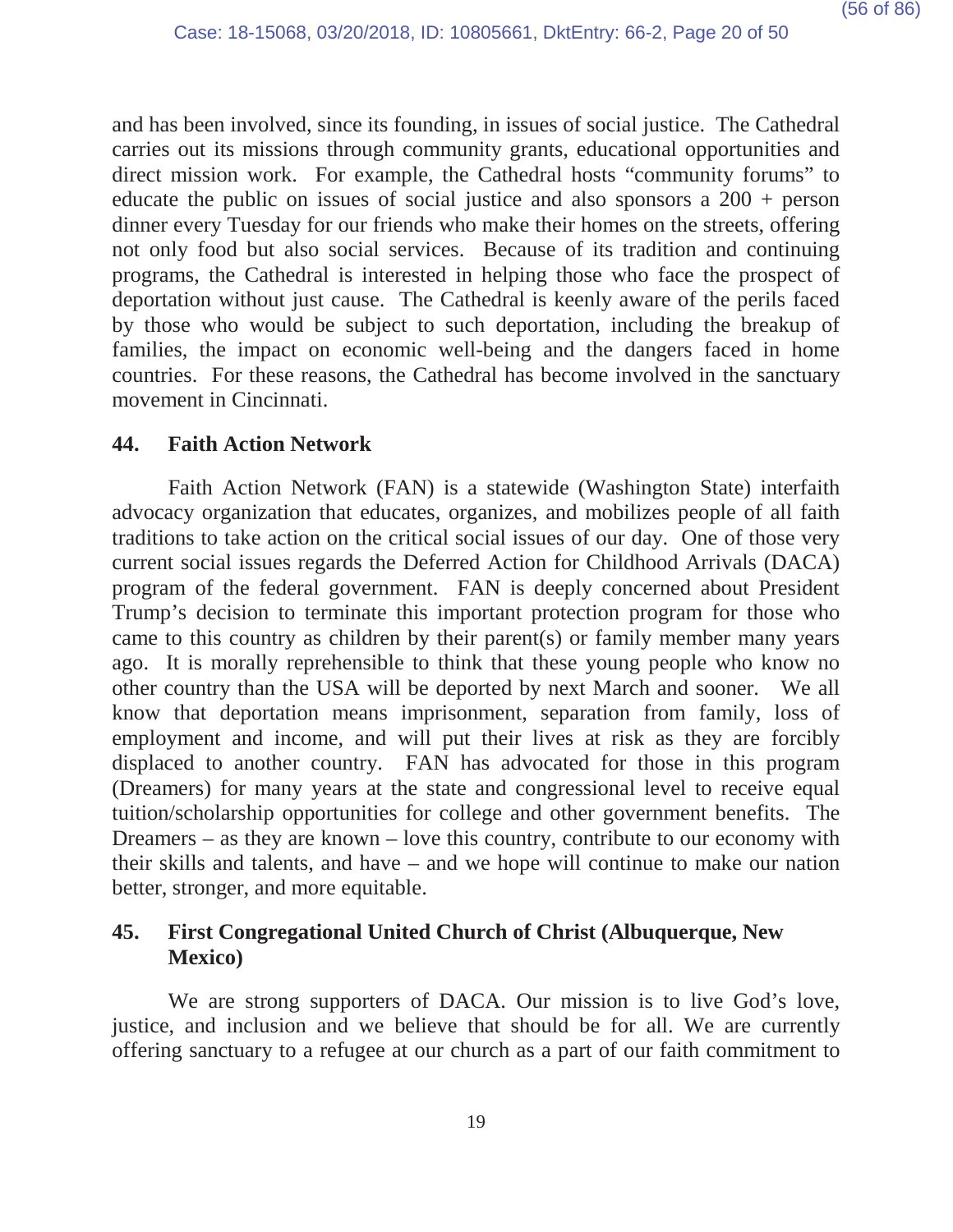and has been involved, since its founding, in issues of social justice. The Cathedral carries out its missions through community grants, educational opportunities and direct mission work. For example, the Cathedral hosts "community forums" to educate the public on issues of social justice and also sponsors a 200 + person dinner every Tuesday for our friends who make their homes on the streets, offering not only food but also social services. Because of its tradition and continuing programs, the Cathedral is interested in helping those who face the prospect of deportation without just cause. The Cathedral is keenly aware of the perils faced by those who would be subject to such deportation, including the breakup of families, the impact on economic well-being and the dangers faced in home countries. For these reasons, the Cathedral has become involved in the sanctuary movement in Cincinnati.

### 44. Faith Action Network

Faith Action Network (FAN) is a statewide (Washington State) interfaith advocacy organization that educates, organizes, and mobilizes people of all faith traditions to take action on the critical social issues of our day. One of those very current social issues regards the Deferred Action for Childhood Arrivals (DACA) program of the federal government. FAN is deeply concerned about President Trump's decision to terminate this important protection program for those who came to this country as children by their parent(s) or family member many years ago. It is morally reprehensible to think that these young people who know no other country than the USA will be deported by next March and sooner. We all know that deportation means imprisonment, separation from family, loss of employment and income, and will put their lives at risk as they are forcibly displaced to another country. FAN has advocated for those in this program (Dreamers) for many years at the state and congressional level to receive equal tuition/scholarship opportunities for college and other government benefits. The Dreamers – as they are known – love this country, contribute to our economy with their skills and talents, and have – and we hope will continue to make our nation better, stronger, and more equitable.

### 45. First Congregational United Church of Christ (Albuquerque, New Mexico)

We are strong supporters of DACA. Our mission is to live God's love, justice, and inclusion and we believe that should be for all. We are currently offering sanctuary to a refugee at our church as a part of our faith commitment to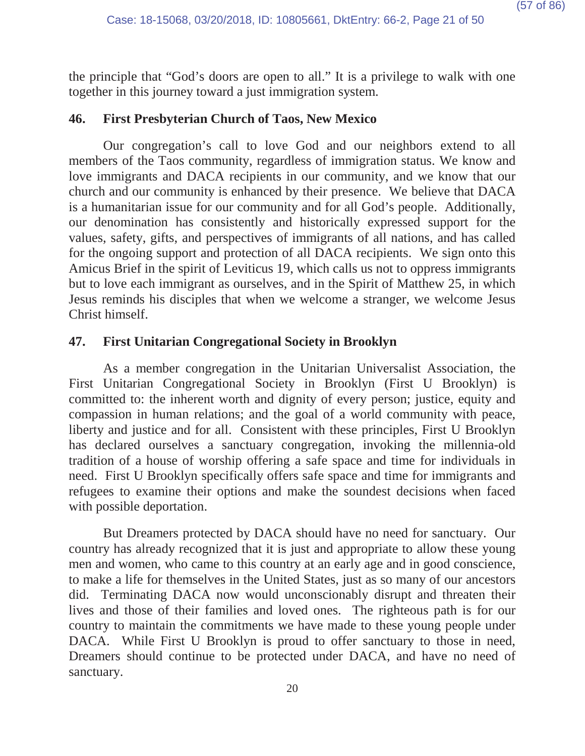the principle that "God's doors are open to all." It is a privilege to walk with one together in this journey toward a just immigration system.

### 46. First Presbyterian Church of Taos, New Mexico

Our congregation's call to love God and our neighbors extend to all members of the Taos community, regardless of immigration status. We know and love immigrants and DACA recipients in our community, and we know that our church and our community is enhanced by their presence. We believe that DACA is a humanitarian issue for our community and for all God's people. Additionally, our denomination has consistently and historically expressed support for the values, safety, gifts, and perspectives of immigrants of all nations, and has called for the ongoing support and protection of all DACA recipients. We sign onto this Amicus Brief in the spirit of Leviticus 19, which calls us not to oppress immigrants but to love each immigrant as ourselves, and in the Spirit of Matthew 25, in which Jesus reminds his disciples that when we welcome a stranger, we welcome Jesus Christ himself.

### 47. First Unitarian Congregational Society in Brooklyn

As a member congregation in the Unitarian Universalist Association, the First Unitarian Congregational Society in Brooklyn (First U Brooklyn) is committed to: the inherent worth and dignity of every person; justice, equity and compassion in human relations; and the goal of a world community with peace, liberty and justice and for all. Consistent with these principles, First U Brooklyn has declared ourselves a sanctuary congregation, invoking the millennia-old tradition of a house of worship offering a safe space and time for individuals in need. First U Brooklyn specifically offers safe space and time for immigrants and refugees to examine their options and make the soundest decisions when faced with possible deportation.

But Dreamers protected by DACA should have no need for sanctuary. Our country has already recognized that it is just and appropriate to allow these young men and women, who came to this country at an early age and in good conscience, to make a life for themselves in the United States, just as so many of our ancestors did. Terminating DACA now would unconscionably disrupt and threaten their lives and those of their families and loved ones. The righteous path is for our country to maintain the commitments we have made to these young people under DACA. While First U Brooklyn is proud to offer sanctuary to those in need, Dreamers should continue to be protected under DACA, and have no need of sanctuary.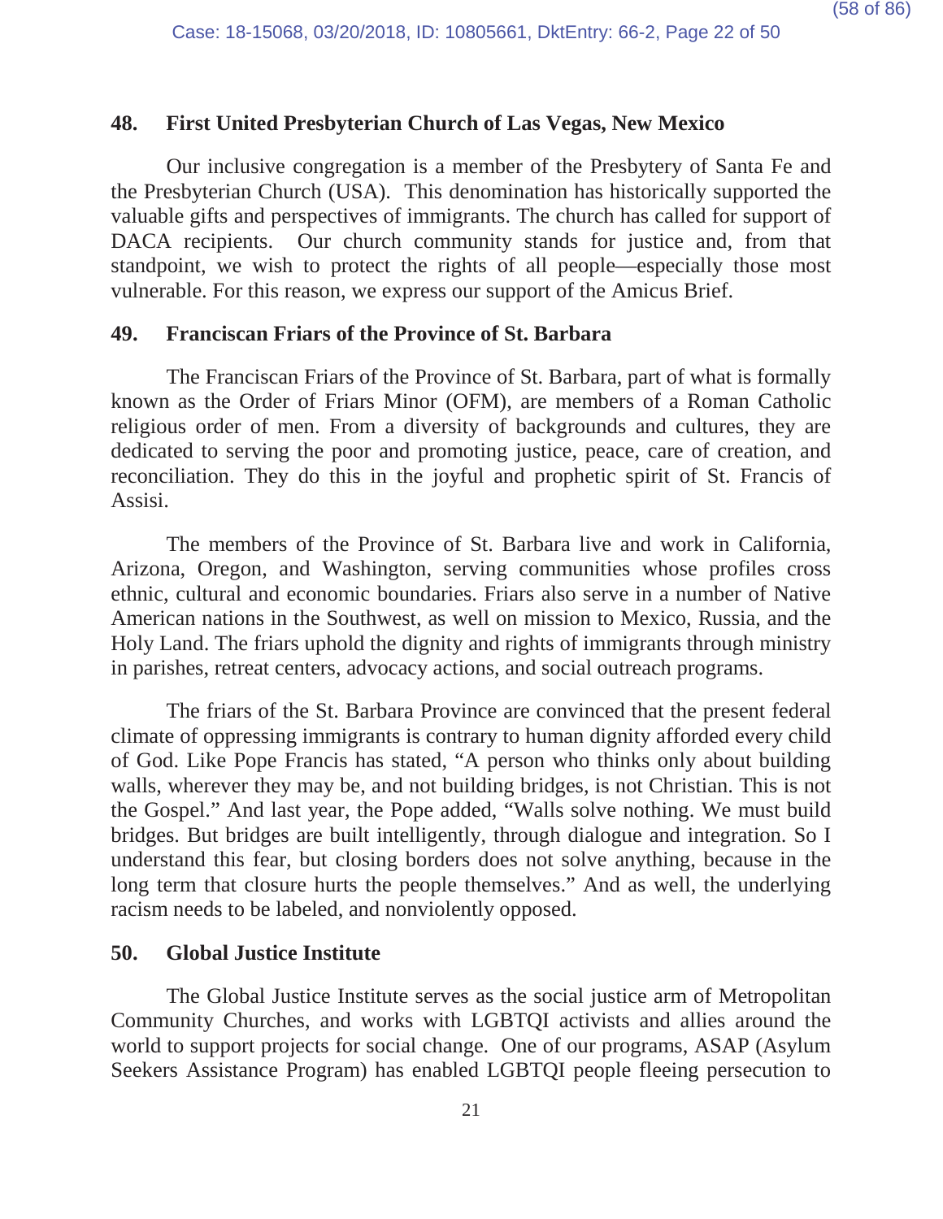### 48. First United Presbyterian Church of Las Vegas, New Mexico

Our inclusive congregation is a member of the Presbytery of Santa Fe and the Presbyterian Church (USA). This denomination has historically supported the valuable gifts and perspectives of immigrants. The church has called for support of DACA recipients. Our church community stands for justice and, from that standpoint, we wish to protect the rights of all people—especially those most vulnerable. For this reason, we express our support of the Amicus Brief.

### 49. Franciscan Friars of the Province of St. Barbara

The Franciscan Friars of the Province of St. Barbara, part of what is formally known as the Order of Friars Minor (OFM), are members of a Roman Catholic religious order of men. From a diversity of backgrounds and cultures, they are dedicated to serving the poor and promoting justice, peace, care of creation, and reconciliation. They do this in the joyful and prophetic spirit of St. Francis of Assisi.

The members of the Province of St. Barbara live and work in California, Arizona, Oregon, and Washington, serving communities whose profiles cross ethnic, cultural and economic boundaries. Friars also serve in a number of Native American nations in the Southwest, as well on mission to Mexico, Russia, and the Holy Land. The friars uphold the dignity and rights of immigrants through ministry in parishes, retreat centers, advocacy actions, and social outreach programs.

The friars of the St. Barbara Province are convinced that the present federal climate of oppressing immigrants is contrary to human dignity afforded every child of God. Like Pope Francis has stated, "A person who thinks only about building walls, wherever they may be, and not building bridges, is not Christian. This is not the Gospel." And last year, the Pope added, "Walls solve nothing. We must build bridges. But bridges are built intelligently, through dialogue and integration. So I understand this fear, but closing borders does not solve anything, because in the long term that closure hurts the people themselves." And as well, the underlying racism needs to be labeled, and nonviolently opposed.

### 50. Global Justice Institute

The Global Justice Institute serves as the social justice arm of Metropolitan Community Churches, and works with LGBTQI activists and allies around the world to support projects for social change. One of our programs, ASAP (Asylum Seekers Assistance Program) has enabled LGBTQI people fleeing persecution to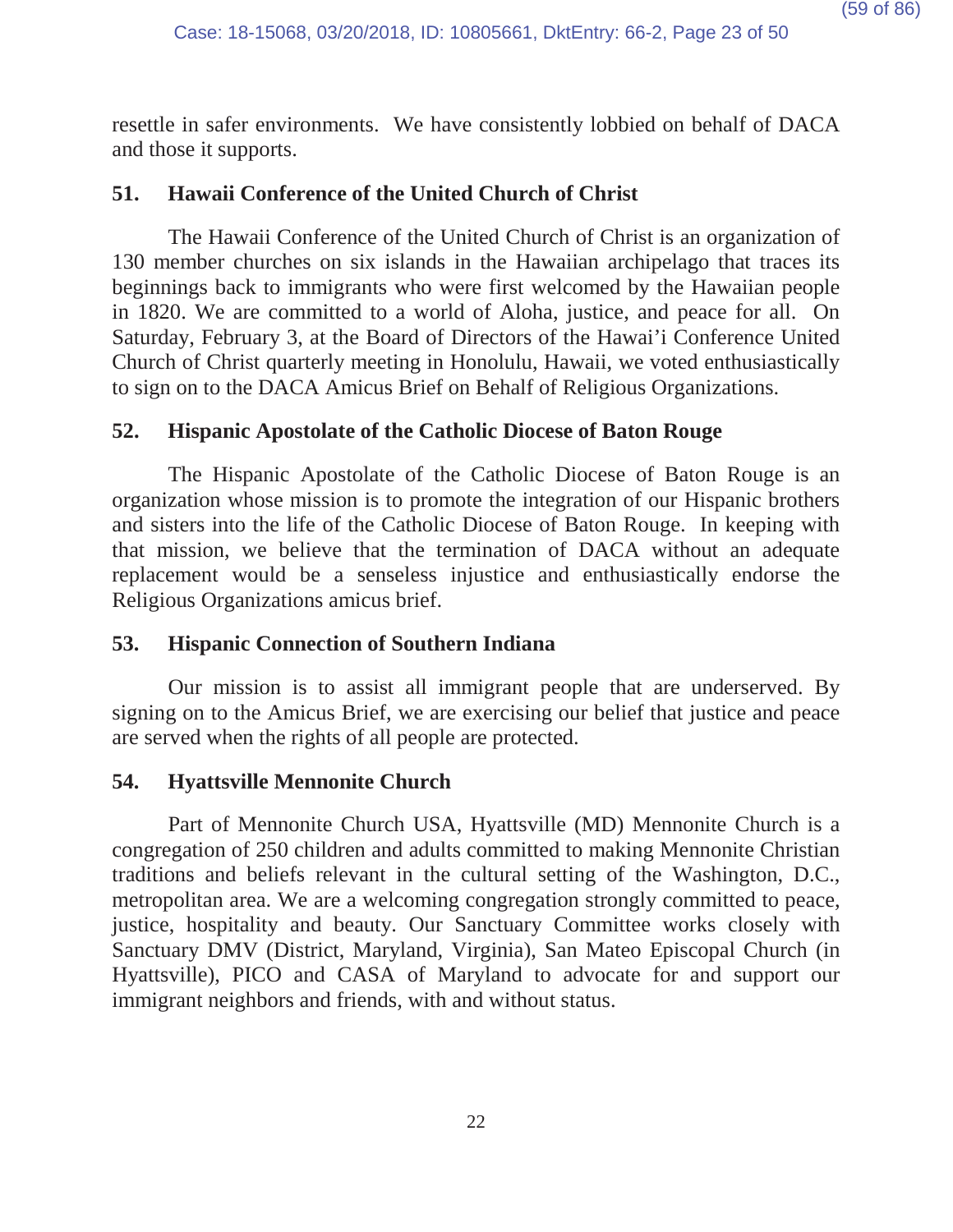resettle in safer environments. We have consistently lobbied on behalf of DACA and those it supports.

### 51. Hawaii Conference of the United Church of Christ

The Hawaii Conference of the United Church of Christ is an organization of 130 member churches on six islands in the Hawaiian archipelago that traces its beginnings back to immigrants who were first welcomed by the Hawaiian people in 1820. We are committed to a world of Aloha, justice, and peace for all. On Saturday, February 3, at the Board of Directors of the Hawai'i Conference United Church of Christ quarterly meeting in Honolulu, Hawaii, we voted enthusiastically to sign on to the DACA Amicus Brief on Behalf of Religious Organizations.

### 52. Hispanic Apostolate of the Catholic Diocese of Baton Rouge

The Hispanic Apostolate of the Catholic Diocese of Baton Rouge is an organization whose mission is to promote the integration of our Hispanic brothers and sisters into the life of the Catholic Diocese of Baton Rouge. In keeping with that mission, we believe that the termination of DACA without an adequate replacement would be a senseless injustice and enthusiastically endorse the Religious Organizations amicus brief.

### 53. Hispanic Connection of Southern Indiana

Our mission is to assist all immigrant people that are underserved. By signing on to the Amicus Brief, we are exercising our belief that justice and peace are served when the rights of all people are protected.

### 54. Hyattsville Mennonite Church

Part of Mennonite Church USA, Hyattsville (MD) Mennonite Church is a congregation of 250 children and adults committed to making Mennonite Christian traditions and beliefs relevant in the cultural setting of the Washington, D.C., metropolitan area. We are a welcoming congregation strongly committed to peace, justice, hospitality and beauty. Our Sanctuary Committee works closely with Sanctuary DMV (District, Maryland, Virginia), San Mateo Episcopal Church (in Hyattsville), PICO and CASA of Maryland to advocate for and support our immigrant neighbors and friends, with and without status.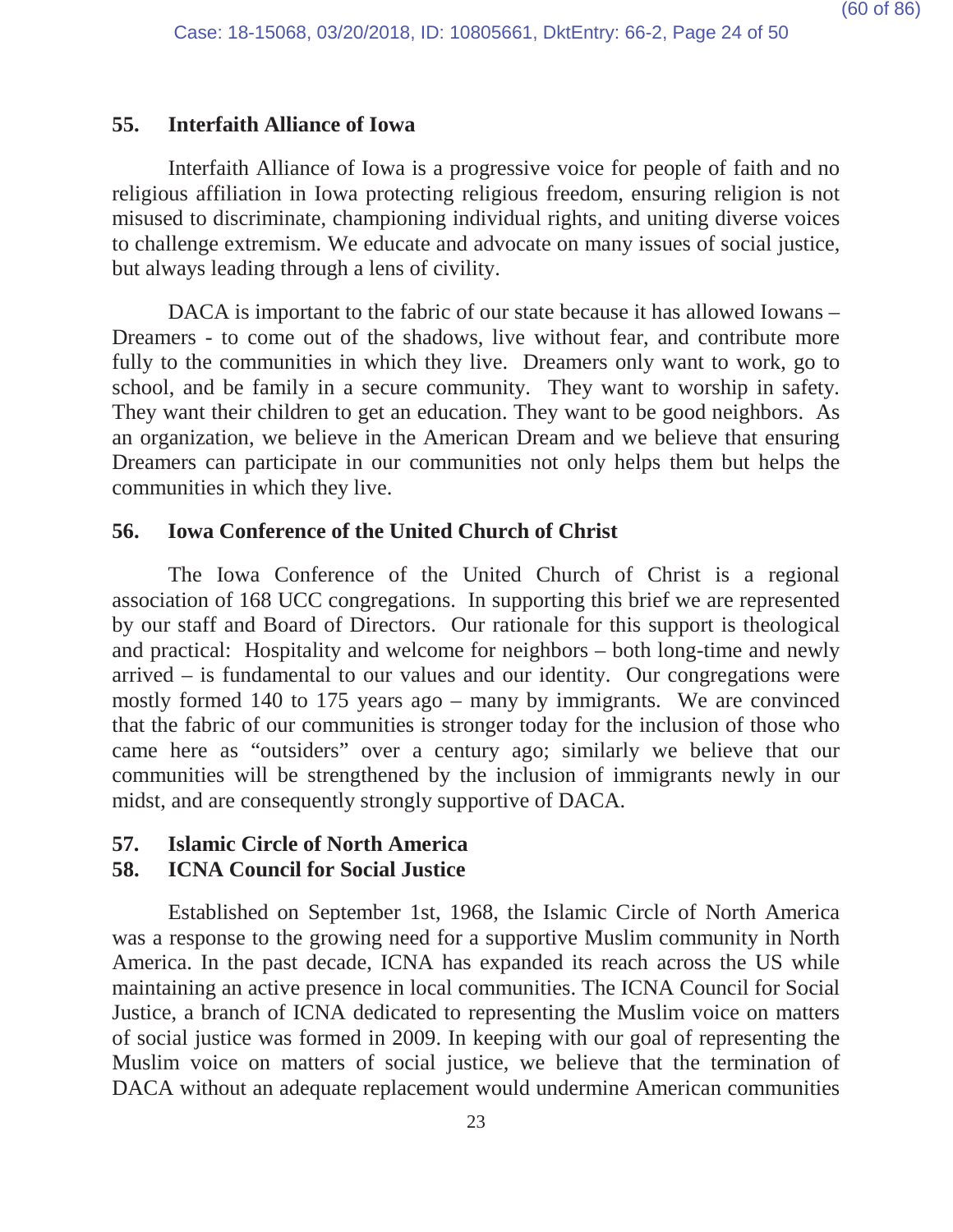### 55. Interfaith Alliance of Iowa

Interfaith Alliance of Iowa is a progressive voice for people of faith and no religious affiliation in Iowa protecting religious freedom, ensuring religion is not misused to discriminate, championing individual rights, and uniting diverse voices to challenge extremism. We educate and advocate on many issues of social justice, but always leading through a lens of civility.

DACA is important to the fabric of our state because it has allowed Iowans – Dreamers - to come out of the shadows, live without fear, and contribute more fully to the communities in which they live. Dreamers only want to work, go to school, and be family in a secure community. They want to worship in safety. They want their children to get an education. They want to be good neighbors. As an organization, we believe in the American Dream and we believe that ensuring Dreamers can participate in our communities not only helps them but helps the communities in which they live.

### 56. Iowa Conference of the United Church of Christ

The Iowa Conference of the United Church of Christ is a regional association of 168 UCC congregations. In supporting this brief we are represented by our staff and Board of Directors. Our rationale for this support is theological and practical: Hospitality and welcome for neighbors – both long-time and newly arrived – is fundamental to our values and our identity. Our congregations were mostly formed 140 to 175 years ago – many by immigrants. We are convinced that the fabric of our communities is stronger today for the inclusion of those who came here as "outsiders" over a century ago; similarly we believe that our communities will be strengthened by the inclusion of immigrants newly in our midst, and are consequently strongly supportive of DACA.

### 57. Islamic Circle of North America
### 58. ICNA Council for Social Justice

Established on September 1st, 1968, the Islamic Circle of North America was a response to the growing need for a supportive Muslim community in North America. In the past decade, ICNA has expanded its reach across the US while maintaining an active presence in local communities. The ICNA Council for Social Justice, a branch of ICNA dedicated to representing the Muslim voice on matters of social justice was formed in 2009. In keeping with our goal of representing the Muslim voice on matters of social justice, we believe that the termination of DACA without an adequate replacement would undermine American communities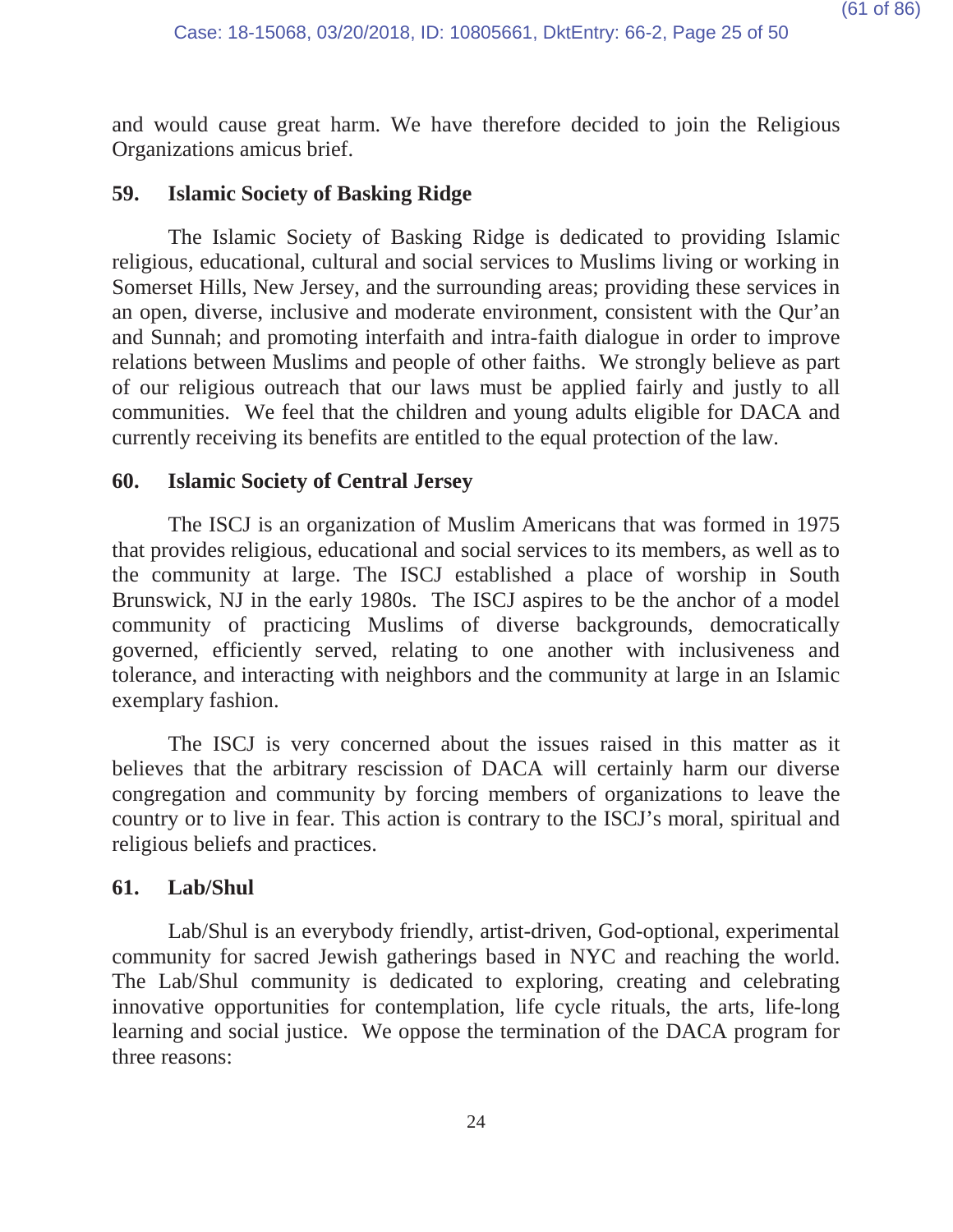and would cause great harm. We have therefore decided to join the Religious Organizations amicus brief.

### 59. Islamic Society of Basking Ridge

The Islamic Society of Basking Ridge is dedicated to providing Islamic religious, educational, cultural and social services to Muslims living or working in Somerset Hills, New Jersey, and the surrounding areas; providing these services in an open, diverse, inclusive and moderate environment, consistent with the Qur'an and Sunnah; and promoting interfaith and intra-faith dialogue in order to improve relations between Muslims and people of other faiths. We strongly believe as part of our religious outreach that our laws must be applied fairly and justly to all communities. We feel that the children and young adults eligible for DACA and currently receiving its benefits are entitled to the equal protection of the law.

### 60. Islamic Society of Central Jersey

The ISCJ is an organization of Muslim Americans that was formed in 1975 that provides religious, educational and social services to its members, as well as to the community at large. The ISCJ established a place of worship in South Brunswick, NJ in the early 1980s. The ISCJ aspires to be the anchor of a model community of practicing Muslims of diverse backgrounds, democratically governed, efficiently served, relating to one another with inclusiveness and tolerance, and interacting with neighbors and the community at large in an Islamic exemplary fashion.

The ISCJ is very concerned about the issues raised in this matter as it believes that the arbitrary rescission of DACA will certainly harm our diverse congregation and community by forcing members of organizations to leave the country or to live in fear. This action is contrary to the ISCJ's moral, spiritual and religious beliefs and practices.

### 61. Lab/Shul

Lab/Shul is an everybody friendly, artist-driven, God-optional, experimental community for sacred Jewish gatherings based in NYC and reaching the world. The Lab/Shul community is dedicated to exploring, creating and celebrating innovative opportunities for contemplation, life cycle rituals, the arts, life-long learning and social justice. We oppose the termination of the DACA program for three reasons: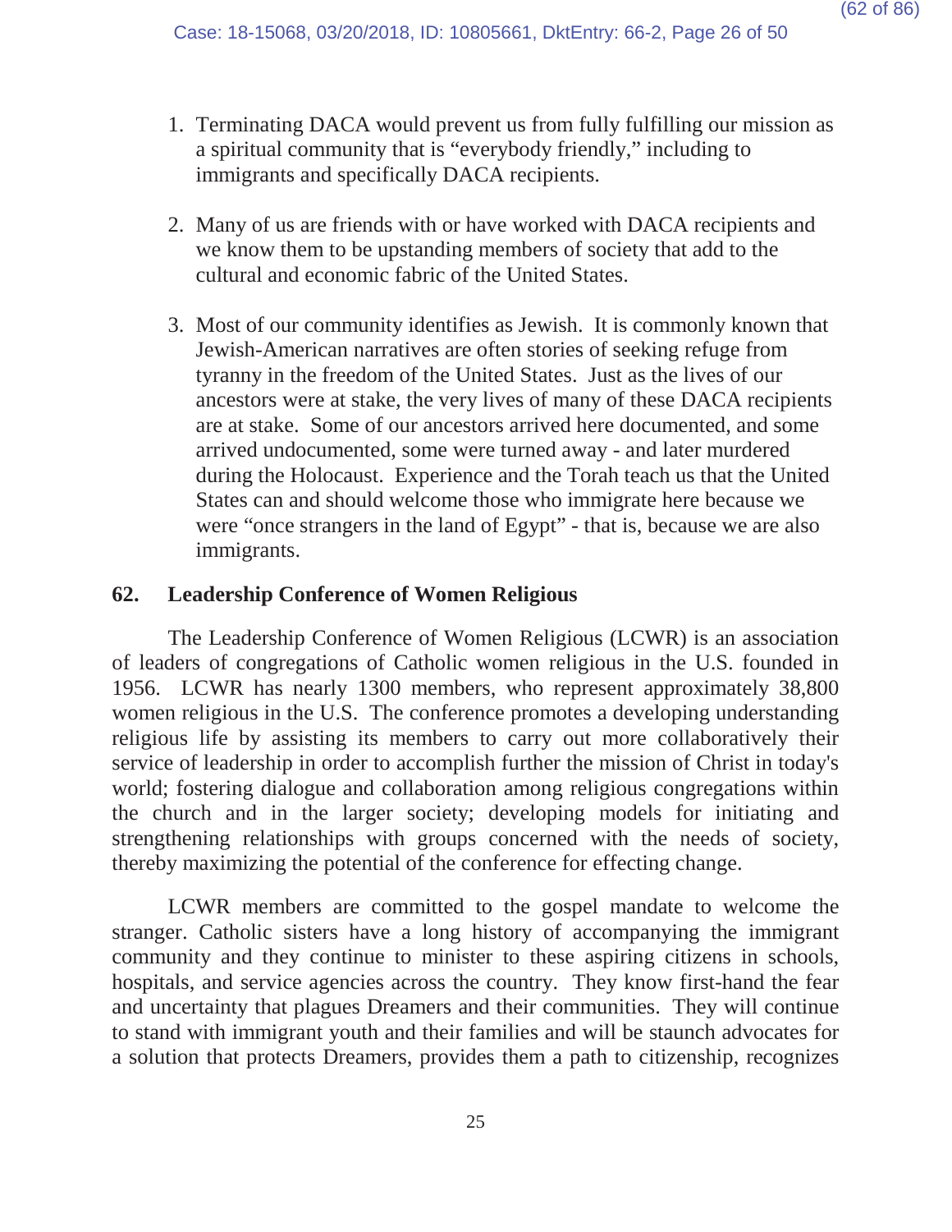1. Terminating DACA would prevent us from fully fulfilling our mission as a spiritual community that is "everybody friendly," including to immigrants and specifically DACA recipients.

2. Many of us are friends with or have worked with DACA recipients and we know them to be upstanding members of society that add to the cultural and economic fabric of the United States.

3. Most of our community identifies as Jewish. It is commonly known that Jewish-American narratives are often stories of seeking refuge from tyranny in the freedom of the United States. Just as the lives of our ancestors were at stake, the very lives of many of these DACA recipients are at stake. Some of our ancestors arrived here documented, and some arrived undocumented, some were turned away - and later murdered during the Holocaust. Experience and the Torah teach us that the United States can and should welcome those who immigrate here because we were "once strangers in the land of Egypt" - that is, because we are also immigrants.

### 62. Leadership Conference of Women Religious

The Leadership Conference of Women Religious (LCWR) is an association of leaders of congregations of Catholic women religious in the U.S. founded in 1956. LCWR has nearly 1300 members, who represent approximately 38,800 women religious in the U.S. The conference promotes a developing understanding religious life by assisting its members to carry out more collaboratively their service of leadership in order to accomplish further the mission of Christ in today's world; fostering dialogue and collaboration among religious congregations within the church and in the larger society; developing models for initiating and strengthening relationships with groups concerned with the needs of society, thereby maximizing the potential of the conference for effecting change.

LCWR members are committed to the gospel mandate to welcome the stranger. Catholic sisters have a long history of accompanying the immigrant community and they continue to minister to these aspiring citizens in schools, hospitals, and service agencies across the country. They know first-hand the fear and uncertainty that plagues Dreamers and their communities. They will continue to stand with immigrant youth and their families and will be staunch advocates for a solution that protects Dreamers, provides them a path to citizenship, recognizes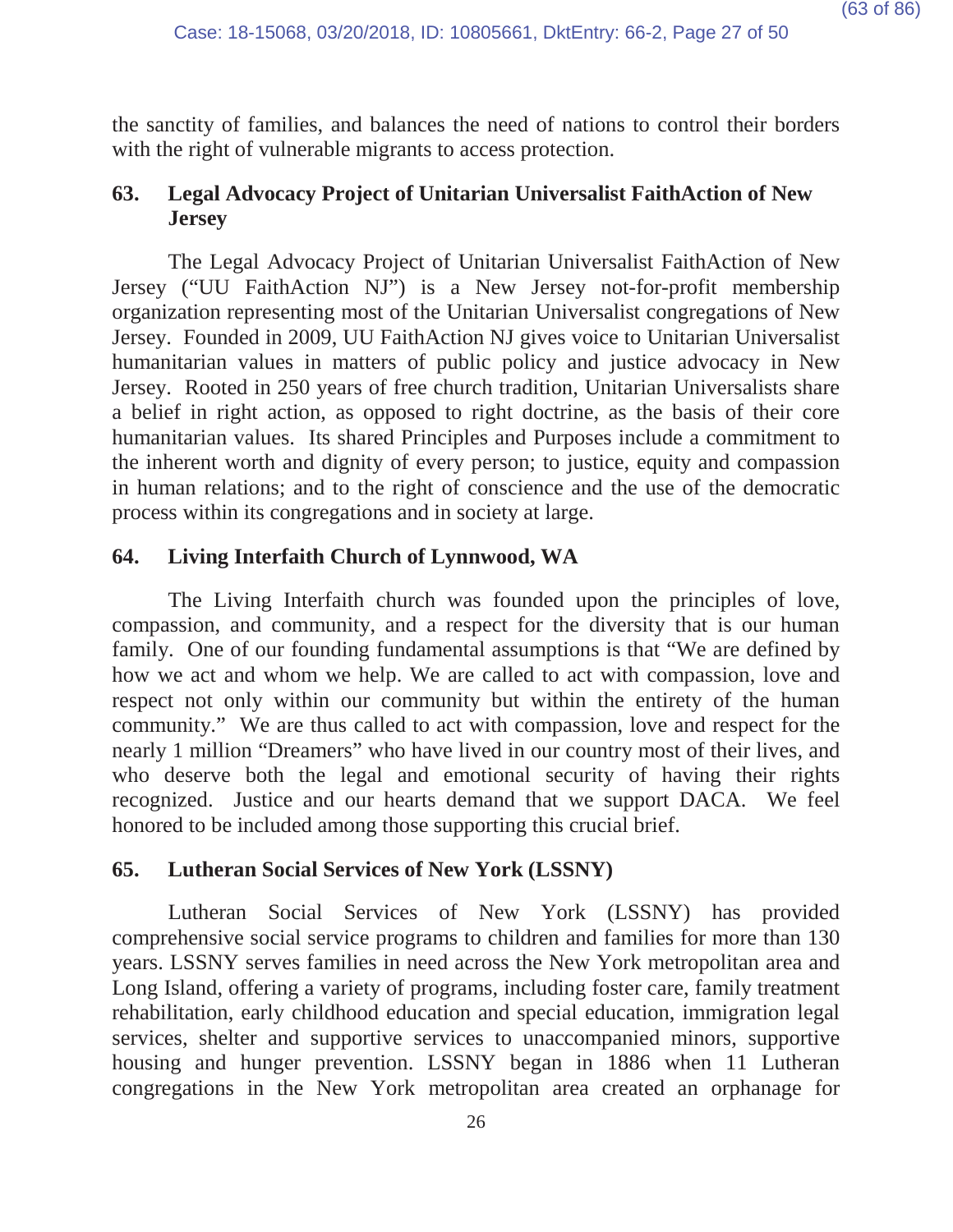the sanctity of families, and balances the need of nations to control their borders with the right of vulnerable migrants to access protection.

### 63. Legal Advocacy Project of Unitarian Universalist FaithAction of New Jersey

The Legal Advocacy Project of Unitarian Universalist FaithAction of New Jersey ("UU FaithAction NJ") is a New Jersey not-for-profit membership organization representing most of the Unitarian Universalist congregations of New Jersey. Founded in 2009, UU FaithAction NJ gives voice to Unitarian Universalist humanitarian values in matters of public policy and justice advocacy in New Jersey. Rooted in 250 years of free church tradition, Unitarian Universalists share a belief in right action, as opposed to right doctrine, as the basis of their core humanitarian values. Its shared Principles and Purposes include a commitment to the inherent worth and dignity of every person; to justice, equity and compassion in human relations; and to the right of conscience and the use of the democratic process within its congregations and in society at large.

### 64. Living Interfaith Church of Lynnwood, WA

The Living Interfaith church was founded upon the principles of love, compassion, and community, and a respect for the diversity that is our human family. One of our founding fundamental assumptions is that "We are defined by how we act and whom we help. We are called to act with compassion, love and respect not only within our community but within the entirety of the human community." We are thus called to act with compassion, love and respect for the nearly 1 million "Dreamers" who have lived in our country most of their lives, and who deserve both the legal and emotional security of having their rights recognized. Justice and our hearts demand that we support DACA. We feel honored to be included among those supporting this crucial brief.

### 65. Lutheran Social Services of New York (LSSNY)

Lutheran Social Services of New York (LSSNY) has provided comprehensive social service programs to children and families for more than 130 years. LSSNY serves families in need across the New York metropolitan area and Long Island, offering a variety of programs, including foster care, family treatment rehabilitation, early childhood education and special education, immigration legal services, shelter and supportive services to unaccompanied minors, supportive housing and hunger prevention. LSSNY began in 1886 when 11 Lutheran congregations in the New York metropolitan area created an orphanage for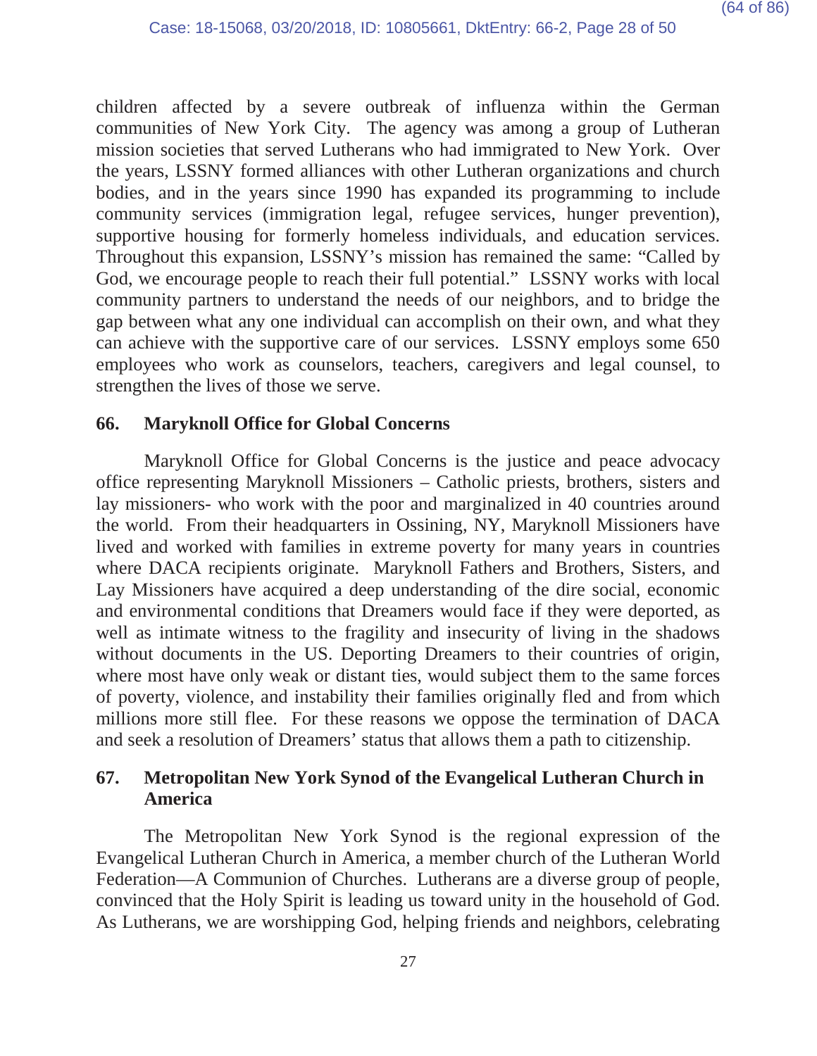children affected by a severe outbreak of influenza within the German communities of New York City. The agency was among a group of Lutheran mission societies that served Lutherans who had immigrated to New York. Over the years, LSSNY formed alliances with other Lutheran organizations and church bodies, and in the years since 1990 has expanded its programming to include community services (immigration legal, refugee services, hunger prevention), supportive housing for formerly homeless individuals, and education services. Throughout this expansion, LSSNY's mission has remained the same: "Called by God, we encourage people to reach their full potential." LSSNY works with local community partners to understand the needs of our neighbors, and to bridge the gap between what any one individual can accomplish on their own, and what they can achieve with the supportive care of our services. LSSNY employs some 650 employees who work as counselors, teachers, caregivers and legal counsel, to strengthen the lives of those we serve.

### 66. Maryknoll Office for Global Concerns

Maryknoll Office for Global Concerns is the justice and peace advocacy office representing Maryknoll Missioners – Catholic priests, brothers, sisters and lay missioners- who work with the poor and marginalized in 40 countries around the world. From their headquarters in Ossining, NY, Maryknoll Missioners have lived and worked with families in extreme poverty for many years in countries where DACA recipients originate. Maryknoll Fathers and Brothers, Sisters, and Lay Missioners have acquired a deep understanding of the dire social, economic and environmental conditions that Dreamers would face if they were deported, as well as intimate witness to the fragility and insecurity of living in the shadows without documents in the US. Deporting Dreamers to their countries of origin, where most have only weak or distant ties, would subject them to the same forces of poverty, violence, and instability their families originally fled and from which millions more still flee. For these reasons we oppose the termination of DACA and seek a resolution of Dreamers' status that allows them a path to citizenship.

### 67. Metropolitan New York Synod of the Evangelical Lutheran Church in America

The Metropolitan New York Synod is the regional expression of the Evangelical Lutheran Church in America, a member church of the Lutheran World Federation—A Communion of Churches. Lutherans are a diverse group of people, convinced that the Holy Spirit is leading us toward unity in the household of God. As Lutherans, we are worshipping God, helping friends and neighbors, celebrating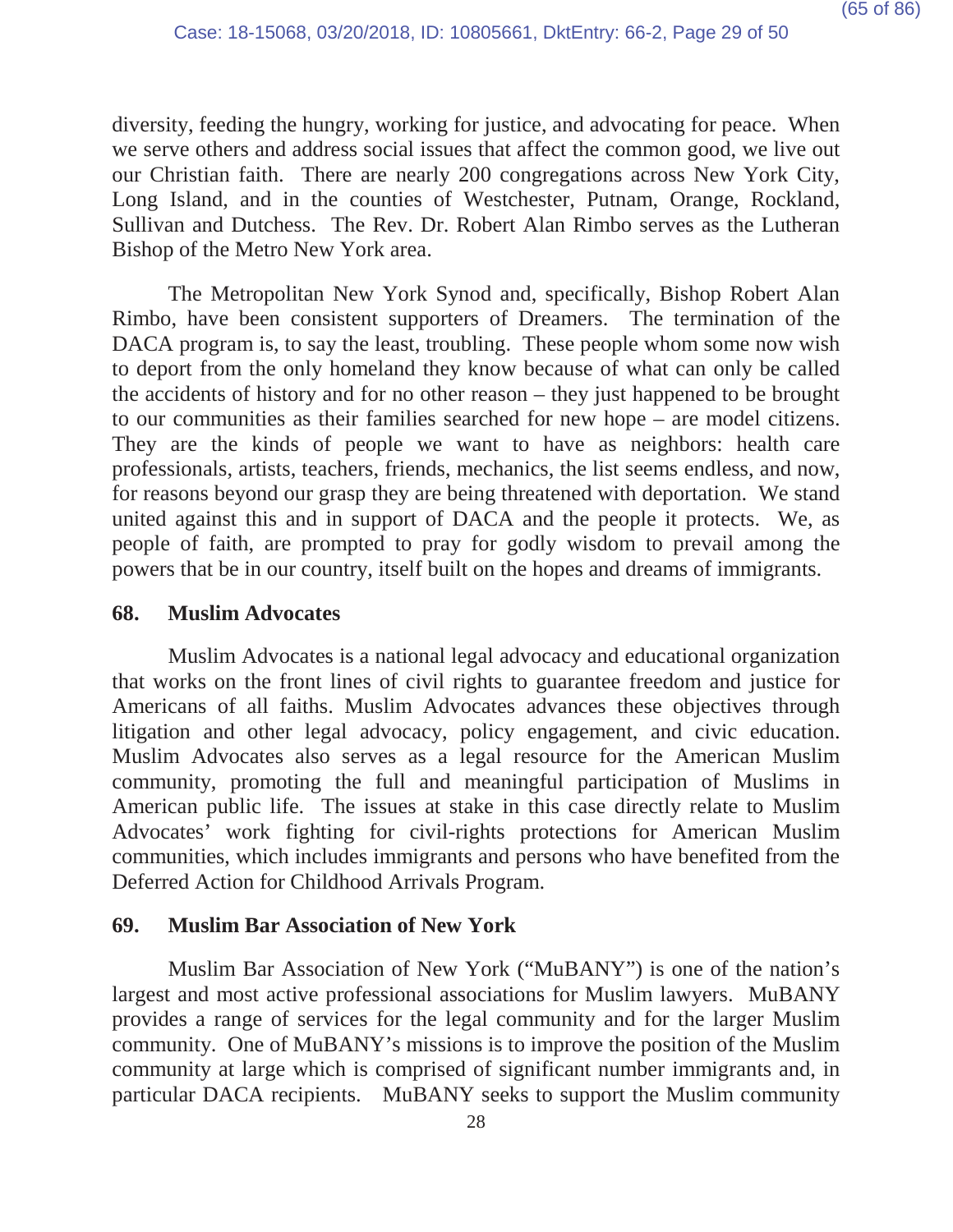diversity, feeding the hungry, working for justice, and advocating for peace. When we serve others and address social issues that affect the common good, we live out our Christian faith. There are nearly 200 congregations across New York City, Long Island, and in the counties of Westchester, Putnam, Orange, Rockland, Sullivan and Dutchess. The Rev. Dr. Robert Alan Rimbo serves as the Lutheran Bishop of the Metro New York area.

The Metropolitan New York Synod and, specifically, Bishop Robert Alan Rimbo, have been consistent supporters of Dreamers. The termination of the DACA program is, to say the least, troubling. These people whom some now wish to deport from the only homeland they know because of what can only be called the accidents of history and for no other reason – they just happened to be brought to our communities as their families searched for new hope – are model citizens. They are the kinds of people we want to have as neighbors: health care professionals, artists, teachers, friends, mechanics, the list seems endless, and now, for reasons beyond our grasp they are being threatened with deportation. We stand united against this and in support of DACA and the people it protects. We, as people of faith, are prompted to pray for godly wisdom to prevail among the powers that be in our country, itself built on the hopes and dreams of immigrants.

### 68. Muslim Advocates

Muslim Advocates is a national legal advocacy and educational organization that works on the front lines of civil rights to guarantee freedom and justice for Americans of all faiths. Muslim Advocates advances these objectives through litigation and other legal advocacy, policy engagement, and civic education. Muslim Advocates also serves as a legal resource for the American Muslim community, promoting the full and meaningful participation of Muslims in American public life. The issues at stake in this case directly relate to Muslim Advocates' work fighting for civil-rights protections for American Muslim communities, which includes immigrants and persons who have benefited from the Deferred Action for Childhood Arrivals Program.

### 69. Muslim Bar Association of New York

Muslim Bar Association of New York ("MuBANY") is one of the nation's largest and most active professional associations for Muslim lawyers. MuBANY provides a range of services for the legal community and for the larger Muslim community. One of MuBANY's missions is to improve the position of the Muslim community at large which is comprised of significant number immigrants and, in particular DACA recipients. MuBANY seeks to support the Muslim community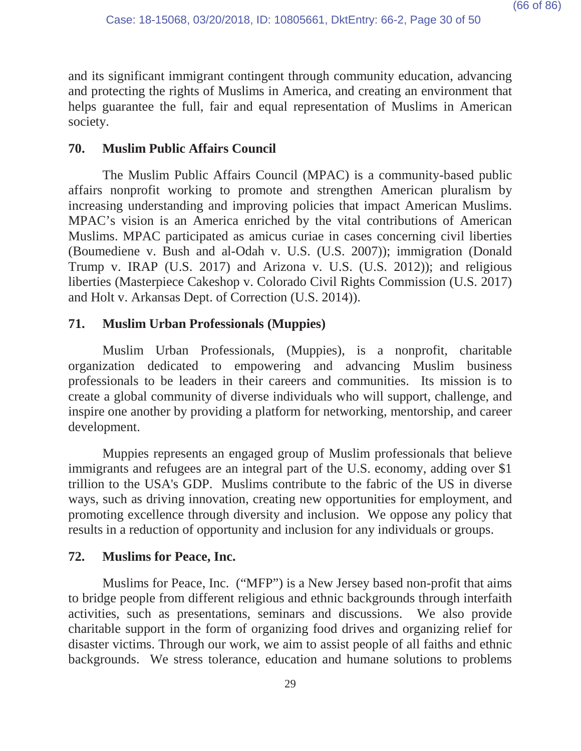and its significant immigrant contingent through community education, advancing and protecting the rights of Muslims in America, and creating an environment that helps guarantee the full, fair and equal representation of Muslims in American society.

### 70. Muslim Public Affairs Council

The Muslim Public Affairs Council (MPAC) is a community-based public affairs nonprofit working to promote and strengthen American pluralism by increasing understanding and improving policies that impact American Muslims. MPAC's vision is an America enriched by the vital contributions of American Muslims. MPAC participated as amicus curiae in cases concerning civil liberties (Boumediene v. Bush and al-Odah v. U.S. (U.S. 2007)); immigration (Donald Trump v. IRAP (U.S. 2017) and Arizona v. U.S. (U.S. 2012)); and religious liberties (Masterpiece Cakeshop v. Colorado Civil Rights Commission (U.S. 2017) and Holt v. Arkansas Dept. of Correction (U.S. 2014)).

### 71. Muslim Urban Professionals (Muppies)

Muslim Urban Professionals, (Muppies), is a nonprofit, charitable organization dedicated to empowering and advancing Muslim business professionals to be leaders in their careers and communities. Its mission is to create a global community of diverse individuals who will support, challenge, and inspire one another by providing a platform for networking, mentorship, and career development.

Muppies represents an engaged group of Muslim professionals that believe immigrants and refugees are an integral part of the U.S. economy, adding over $1 trillion to the USA's GDP. Muslims contribute to the fabric of the US in diverse ways, such as driving innovation, creating new opportunities for employment, and promoting excellence through diversity and inclusion. We oppose any policy that results in a reduction of opportunity and inclusion for any individuals or groups.

### 72. Muslims for Peace, Inc.

Muslims for Peace, Inc. ("MFP") is a New Jersey based non-profit that aims to bridge people from different religious and ethnic backgrounds through interfaith activities, such as presentations, seminars and discussions. We also provide charitable support in the form of organizing food drives and organizing relief for disaster victims. Through our work, we aim to assist people of all faiths and ethnic backgrounds. We stress tolerance, education and humane solutions to problems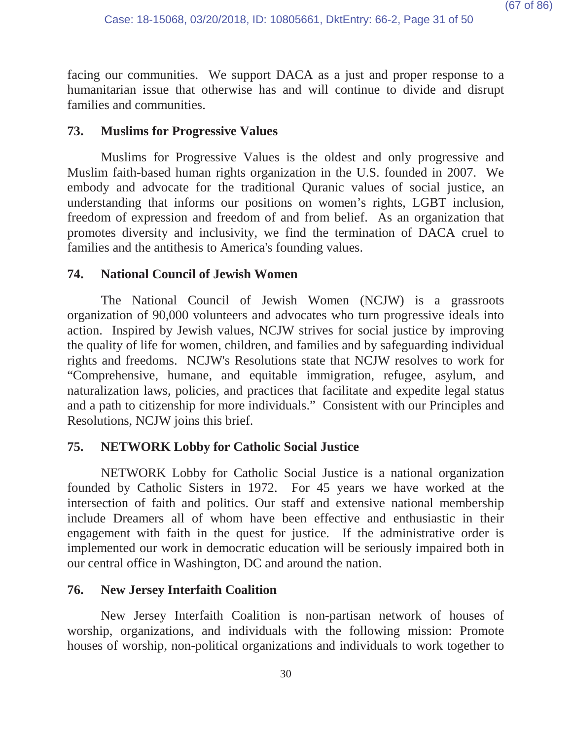facing our communities. We support DACA as a just and proper response to a humanitarian issue that otherwise has and will continue to divide and disrupt families and communities.

### 73. Muslims for Progressive Values

Muslims for Progressive Values is the oldest and only progressive and Muslim faith-based human rights organization in the U.S. founded in 2007. We embody and advocate for the traditional Quranic values of social justice, an understanding that informs our positions on women's rights, LGBT inclusion, freedom of expression and freedom of and from belief. As an organization that promotes diversity and inclusivity, we find the termination of DACA cruel to families and the antithesis to America's founding values.

### 74. National Council of Jewish Women

The National Council of Jewish Women (NCJW) is a grassroots organization of 90,000 volunteers and advocates who turn progressive ideals into action. Inspired by Jewish values, NCJW strives for social justice by improving the quality of life for women, children, and families and by safeguarding individual rights and freedoms. NCJW's Resolutions state that NCJW resolves to work for "Comprehensive, humane, and equitable immigration, refugee, asylum, and naturalization laws, policies, and practices that facilitate and expedite legal status and a path to citizenship for more individuals." Consistent with our Principles and Resolutions, NCJW joins this brief.

### 75. NETWORK Lobby for Catholic Social Justice

NETWORK Lobby for Catholic Social Justice is a national organization founded by Catholic Sisters in 1972. For 45 years we have worked at the intersection of faith and politics. Our staff and extensive national membership include Dreamers all of whom have been effective and enthusiastic in their engagement with faith in the quest for justice. If the administrative order is implemented our work in democratic education will be seriously impaired both in our central office in Washington, DC and around the nation.

### 76. New Jersey Interfaith Coalition

New Jersey Interfaith Coalition is non-partisan network of houses of worship, organizations, and individuals with the following mission: Promote houses of worship, non-political organizations and individuals to work together to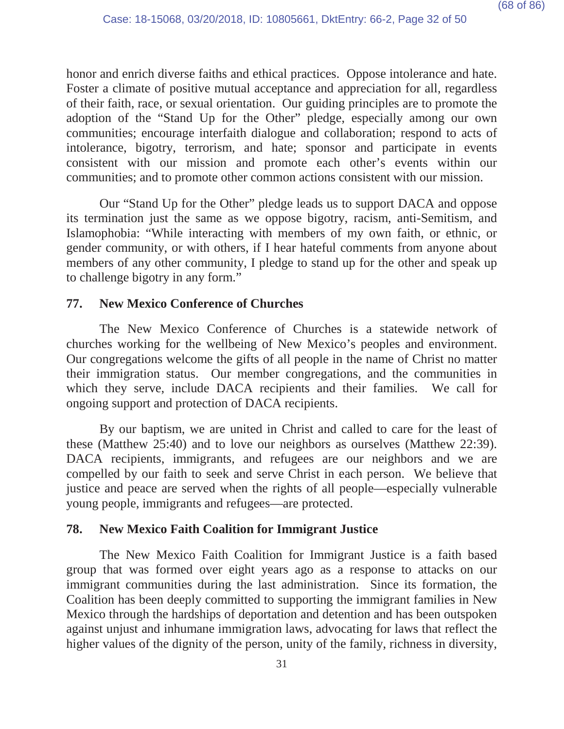honor and enrich diverse faiths and ethical practices. Oppose intolerance and hate. Foster a climate of positive mutual acceptance and appreciation for all, regardless of their faith, race, or sexual orientation. Our guiding principles are to promote the adoption of the "Stand Up for the Other" pledge, especially among our own communities; encourage interfaith dialogue and collaboration; respond to acts of intolerance, bigotry, terrorism, and hate; sponsor and participate in events consistent with our mission and promote each other's events within our communities; and to promote other common actions consistent with our mission.

Our "Stand Up for the Other" pledge leads us to support DACA and oppose its termination just the same as we oppose bigotry, racism, anti-Semitism, and Islamophobia: "While interacting with members of my own faith, or ethnic, or gender community, or with others, if I hear hateful comments from anyone about members of any other community, I pledge to stand up for the other and speak up to challenge bigotry in any form."

**77. New Mexico Conference of Churches**

The New Mexico Conference of Churches is a statewide network of churches working for the wellbeing of New Mexico's peoples and environment. Our congregations welcome the gifts of all people in the name of Christ no matter their immigration status. Our member congregations, and the communities in which they serve, include DACA recipients and their families. We call for ongoing support and protection of DACA recipients.

By our baptism, we are united in Christ and called to care for the least of these (Matthew 25:40) and to love our neighbors as ourselves (Matthew 22:39). DACA recipients, immigrants, and refugees are our neighbors and we are compelled by our faith to seek and serve Christ in each person. We believe that justice and peace are served when the rights of all people—especially vulnerable young people, immigrants and refugees—are protected.

**78. New Mexico Faith Coalition for Immigrant Justice**

The New Mexico Faith Coalition for Immigrant Justice is a faith based group that was formed over eight years ago as a response to attacks on our immigrant communities during the last administration. Since its formation, the Coalition has been deeply committed to supporting the immigrant families in New Mexico through the hardships of deportation and detention and has been outspoken against unjust and inhumane immigration laws, advocating for laws that reflect the higher values of the dignity of the person, unity of the family, richness in diversity,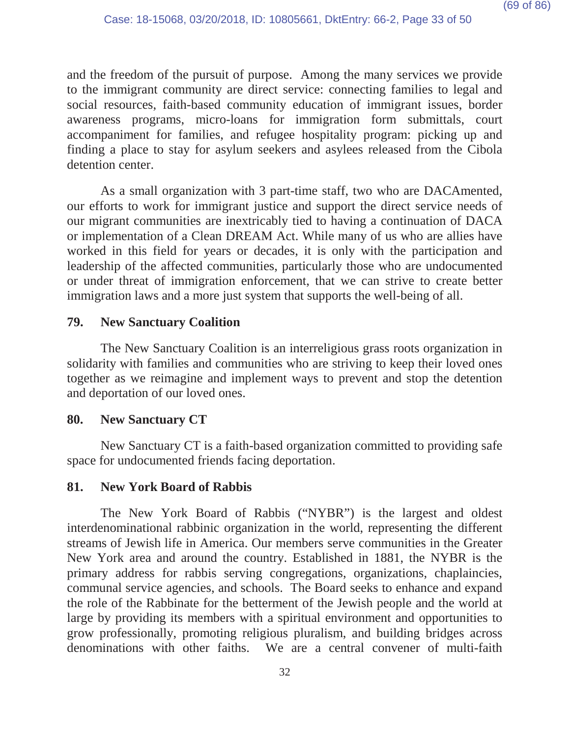and the freedom of the pursuit of purpose. Among the many services we provide to the immigrant community are direct service: connecting families to legal and social resources, faith-based community education of immigrant issues, border awareness programs, micro-loans for immigration form submittals, court accompaniment for families, and refugee hospitality program: picking up and finding a place to stay for asylum seekers and asylees released from the Cibola detention center.

As a small organization with 3 part-time staff, two who are DACAmented, our efforts to work for immigrant justice and support the direct service needs of our migrant communities are inextricably tied to having a continuation of DACA or implementation of a Clean DREAM Act. While many of us who are allies have worked in this field for years or decades, it is only with the participation and leadership of the affected communities, particularly those who are undocumented or under threat of immigration enforcement, that we can strive to create better immigration laws and a more just system that supports the well-being of all.

### 79. New Sanctuary Coalition

The New Sanctuary Coalition is an interreligious grass roots organization in solidarity with families and communities who are striving to keep their loved ones together as we reimagine and implement ways to prevent and stop the detention and deportation of our loved ones.

### 80. New Sanctuary CT

New Sanctuary CT is a faith-based organization committed to providing safe space for undocumented friends facing deportation.

### 81. New York Board of Rabbis

The New York Board of Rabbis ("NYBR") is the largest and oldest interdenominational rabbinic organization in the world, representing the different streams of Jewish life in America. Our members serve communities in the Greater New York area and around the country. Established in 1881, the NYBR is the primary address for rabbis serving congregations, organizations, chaplaincies, communal service agencies, and schools. The Board seeks to enhance and expand the role of the Rabbinate for the betterment of the Jewish people and the world at large by providing its members with a spiritual environment and opportunities to grow professionally, promoting religious pluralism, and building bridges across denominations with other faiths. We are a central convener of multi-faith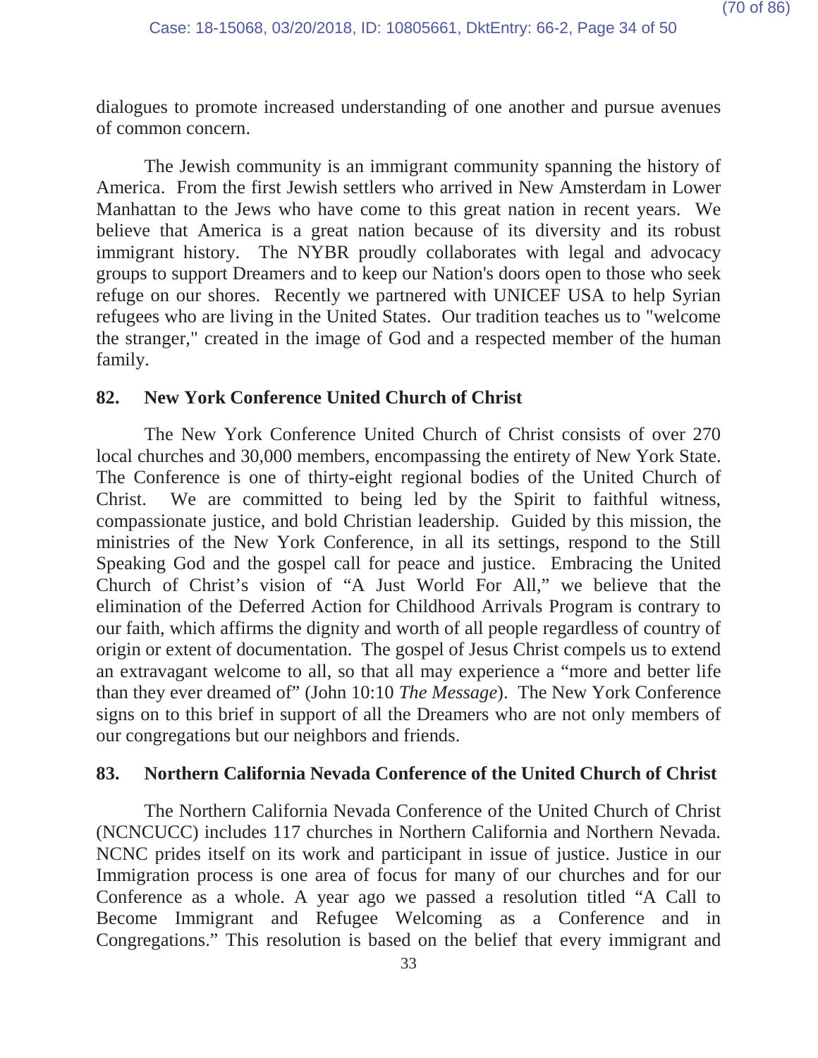dialogues to promote increased understanding of one another and pursue avenues of common concern.

The Jewish community is an immigrant community spanning the history of America. From the first Jewish settlers who arrived in New Amsterdam in Lower Manhattan to the Jews who have come to this great nation in recent years. We believe that America is a great nation because of its diversity and its robust immigrant history. The NYBR proudly collaborates with legal and advocacy groups to support Dreamers and to keep our Nation's doors open to those who seek refuge on our shores. Recently we partnered with UNICEF USA to help Syrian refugees who are living in the United States. Our tradition teaches us to "welcome the stranger," created in the image of God and a respected member of the human family.

**82. New York Conference United Church of Christ**

The New York Conference United Church of Christ consists of over 270 local churches and 30,000 members, encompassing the entirety of New York State. The Conference is one of thirty-eight regional bodies of the United Church of Christ. We are committed to being led by the Spirit to faithful witness, compassionate justice, and bold Christian leadership. Guided by this mission, the ministries of the New York Conference, in all its settings, respond to the Still Speaking God and the gospel call for peace and justice. Embracing the United Church of Christ's vision of "A Just World For All," we believe that the elimination of the Deferred Action for Childhood Arrivals Program is contrary to our faith, which affirms the dignity and worth of all people regardless of country of origin or extent of documentation. The gospel of Jesus Christ compels us to extend an extravagant welcome to all, so that all may experience a "more and better life than they ever dreamed of" (John 10:10 *The Message*). The New York Conference signs on to this brief in support of all the Dreamers who are not only members of our congregations but our neighbors and friends.

**83. Northern California Nevada Conference of the United Church of Christ**

The Northern California Nevada Conference of the United Church of Christ (NCNCUCC) includes 117 churches in Northern California and Northern Nevada. NCNC prides itself on its work and participant in issue of justice. Justice in our Immigration process is one area of focus for many of our churches and for our Conference as a whole. A year ago we passed a resolution titled "A Call to Become Immigrant and Refugee Welcoming as a Conference and in Congregations." This resolution is based on the belief that every immigrant and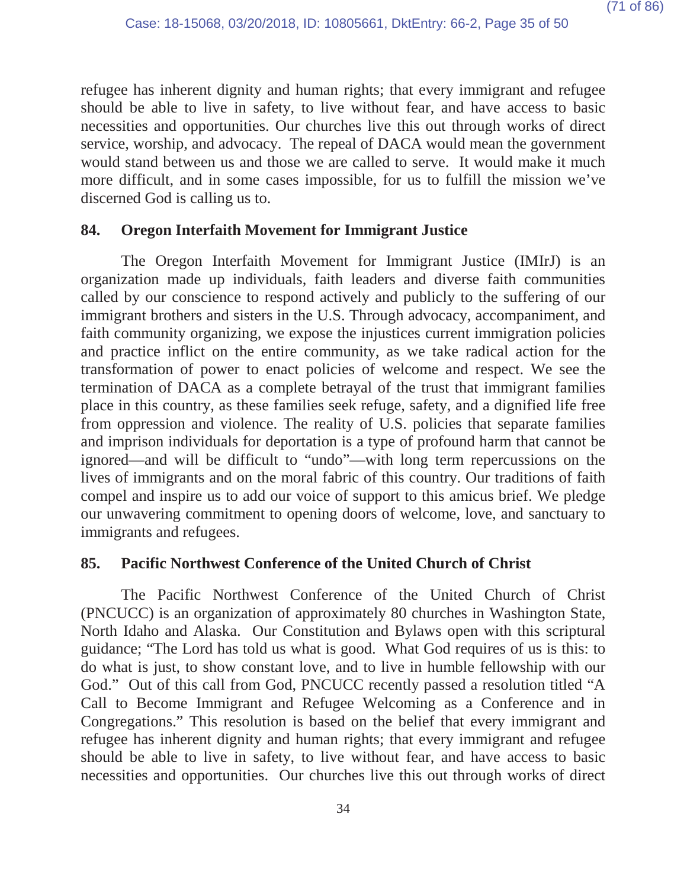refugee has inherent dignity and human rights; that every immigrant and refugee should be able to live in safety, to live without fear, and have access to basic necessities and opportunities. Our churches live this out through works of direct service, worship, and advocacy. The repeal of DACA would mean the government would stand between us and those we are called to serve. It would make it much more difficult, and in some cases impossible, for us to fulfill the mission we've discerned God is calling us to.

### 84. Oregon Interfaith Movement for Immigrant Justice

The Oregon Interfaith Movement for Immigrant Justice (IMIrJ) is an organization made up individuals, faith leaders and diverse faith communities called by our conscience to respond actively and publicly to the suffering of our immigrant brothers and sisters in the U.S. Through advocacy, accompaniment, and faith community organizing, we expose the injustices current immigration policies and practice inflict on the entire community, as we take radical action for the transformation of power to enact policies of welcome and respect. We see the termination of DACA as a complete betrayal of the trust that immigrant families place in this country, as these families seek refuge, safety, and a dignified life free from oppression and violence. The reality of U.S. policies that separate families and imprison individuals for deportation is a type of profound harm that cannot be ignored—and will be difficult to "undo"—with long term repercussions on the lives of immigrants and on the moral fabric of this country. Our traditions of faith compel and inspire us to add our voice of support to this amicus brief. We pledge our unwavering commitment to opening doors of welcome, love, and sanctuary to immigrants and refugees.

### 85. Pacific Northwest Conference of the United Church of Christ

The Pacific Northwest Conference of the United Church of Christ (PNCUCC) is an organization of approximately 80 churches in Washington State, North Idaho and Alaska. Our Constitution and Bylaws open with this scriptural guidance; "The Lord has told us what is good. What God requires of us is this: to do what is just, to show constant love, and to live in humble fellowship with our God." Out of this call from God, PNCUCC recently passed a resolution titled "A Call to Become Immigrant and Refugee Welcoming as a Conference and in Congregations." This resolution is based on the belief that every immigrant and refugee has inherent dignity and human rights; that every immigrant and refugee should be able to live in safety, to live without fear, and have access to basic necessities and opportunities. Our churches live this out through works of direct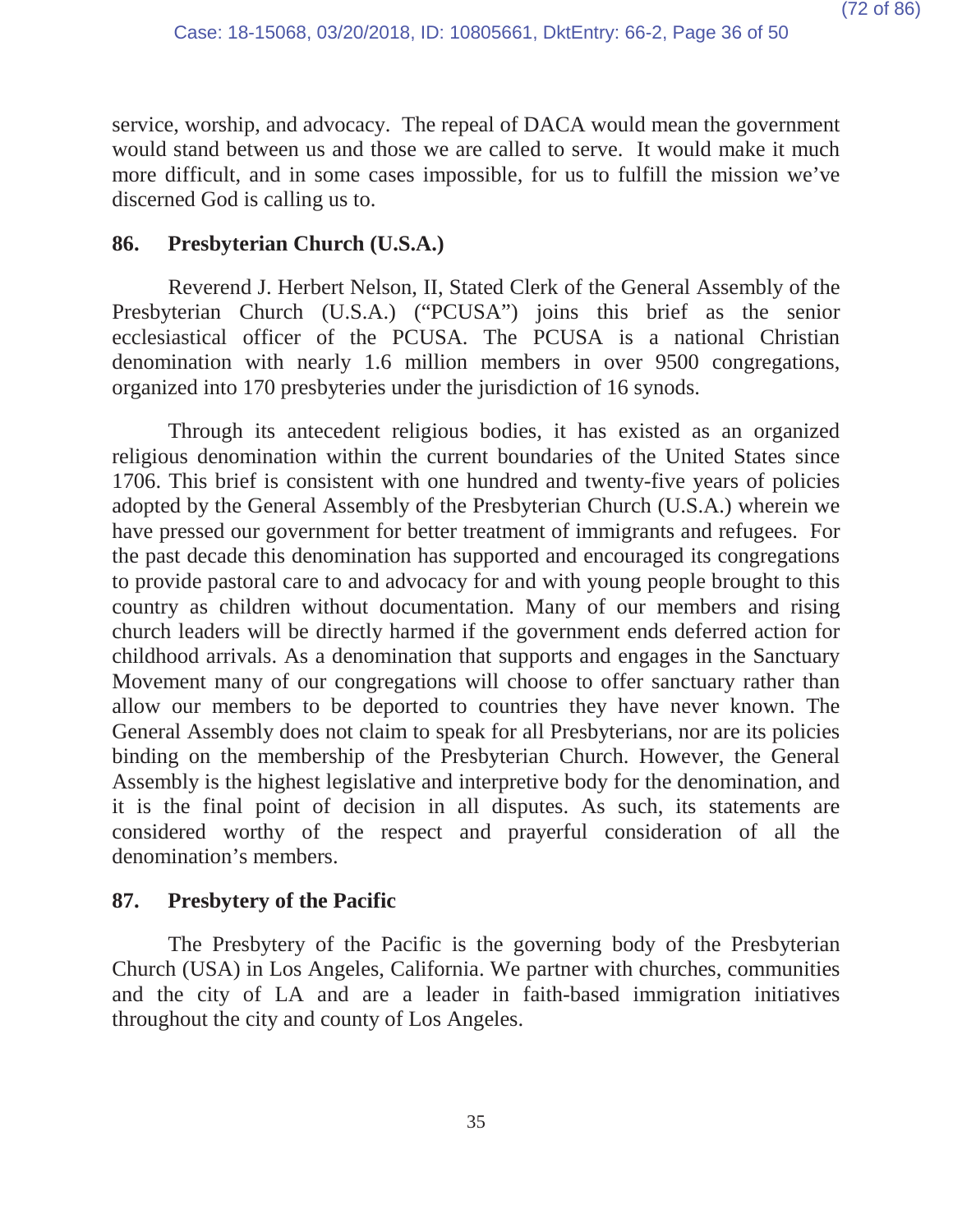service, worship, and advocacy. The repeal of DACA would mean the government would stand between us and those we are called to serve. It would make it much more difficult, and in some cases impossible, for us to fulfill the mission we've discerned God is calling us to.

### 86. Presbyterian Church (U.S.A.)

Reverend J. Herbert Nelson, II, Stated Clerk of the General Assembly of the Presbyterian Church (U.S.A.) ("PCUSA") joins this brief as the senior ecclesiastical officer of the PCUSA. The PCUSA is a national Christian denomination with nearly 1.6 million members in over 9500 congregations, organized into 170 presbyteries under the jurisdiction of 16 synods.

Through its antecedent religious bodies, it has existed as an organized religious denomination within the current boundaries of the United States since 1706. This brief is consistent with one hundred and twenty-five years of policies adopted by the General Assembly of the Presbyterian Church (U.S.A.) wherein we have pressed our government for better treatment of immigrants and refugees. For the past decade this denomination has supported and encouraged its congregations to provide pastoral care to and advocacy for and with young people brought to this country as children without documentation. Many of our members and rising church leaders will be directly harmed if the government ends deferred action for childhood arrivals. As a denomination that supports and engages in the Sanctuary Movement many of our congregations will choose to offer sanctuary rather than allow our members to be deported to countries they have never known. The General Assembly does not claim to speak for all Presbyterians, nor are its policies binding on the membership of the Presbyterian Church. However, the General Assembly is the highest legislative and interpretive body for the denomination, and it is the final point of decision in all disputes. As such, its statements are considered worthy of the respect and prayerful consideration of all the denomination's members.

### 87. Presbytery of the Pacific

The Presbytery of the Pacific is the governing body of the Presbyterian Church (USA) in Los Angeles, California. We partner with churches, communities and the city of LA and are a leader in faith-based immigration initiatives throughout the city and county of Los Angeles.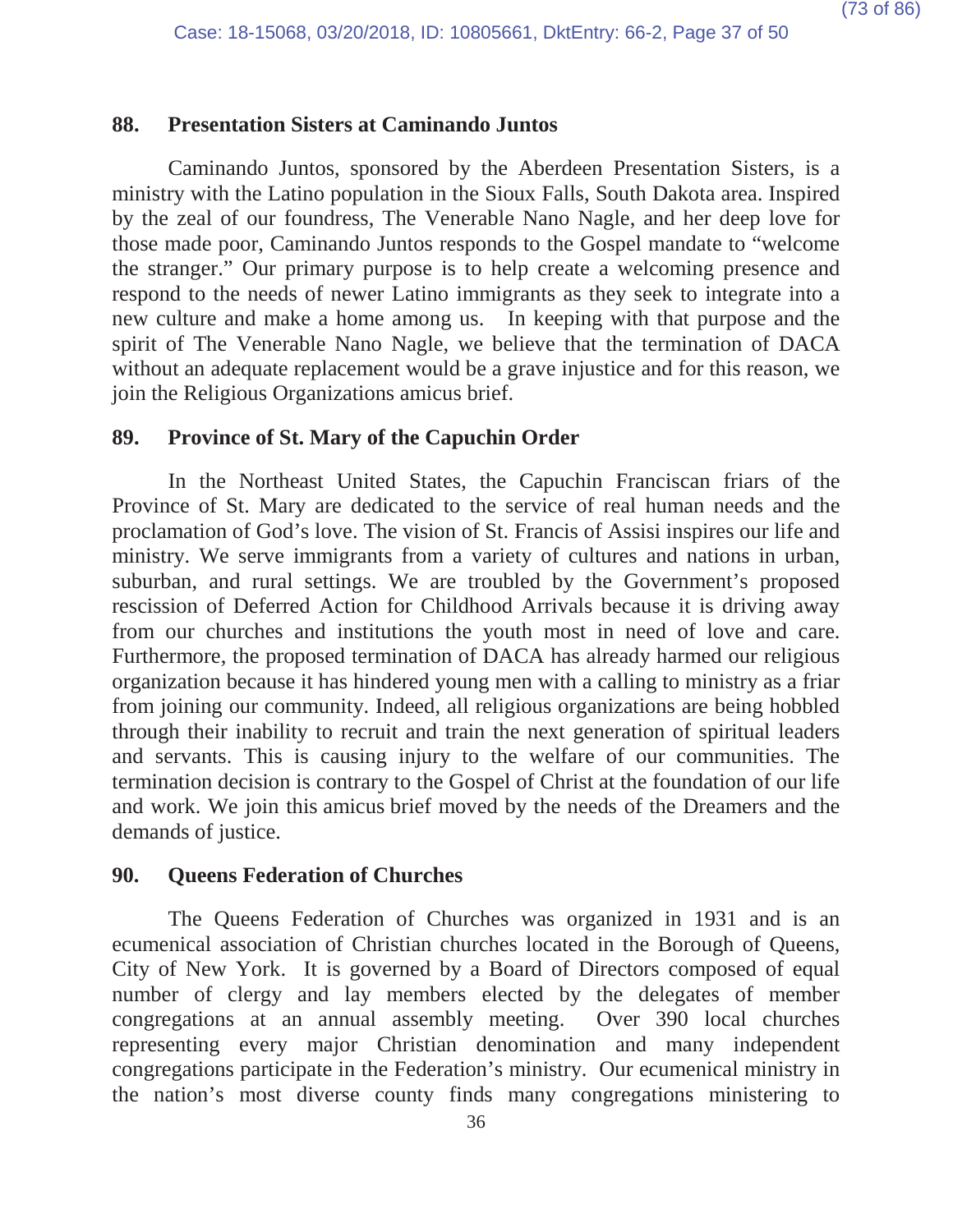## 88. Presentation Sisters at Caminando Juntos

Caminando Juntos, sponsored by the Aberdeen Presentation Sisters, is a ministry with the Latino population in the Sioux Falls, South Dakota area. Inspired by the zeal of our foundress, The Venerable Nano Nagle, and her deep love for those made poor, Caminando Juntos responds to the Gospel mandate to "welcome the stranger." Our primary purpose is to help create a welcoming presence and respond to the needs of newer Latino immigrants as they seek to integrate into a new culture and make a home among us. In keeping with that purpose and the spirit of The Venerable Nano Nagle, we believe that the termination of DACA without an adequate replacement would be a grave injustice and for this reason, we join the Religious Organizations amicus brief.

## 89. Province of St. Mary of the Capuchin Order

In the Northeast United States, the Capuchin Franciscan friars of the Province of St. Mary are dedicated to the service of real human needs and the proclamation of God's love. The vision of St. Francis of Assisi inspires our life and ministry. We serve immigrants from a variety of cultures and nations in urban, suburban, and rural settings. We are troubled by the Government's proposed rescission of Deferred Action for Childhood Arrivals because it is driving away from our churches and institutions the youth most in need of love and care. Furthermore, the proposed termination of DACA has already harmed our religious organization because it has hindered young men with a calling to ministry as a friar from joining our community. Indeed, all religious organizations are being hobbled through their inability to recruit and train the next generation of spiritual leaders and servants. This is causing injury to the welfare of our communities. The termination decision is contrary to the Gospel of Christ at the foundation of our life and work. We join this amicus brief moved by the needs of the Dreamers and the demands of justice.

## 90. Queens Federation of Churches

The Queens Federation of Churches was organized in 1931 and is an ecumenical association of Christian churches located in the Borough of Queens, City of New York. It is governed by a Board of Directors composed of equal number of clergy and lay members elected by the delegates of member congregations at an annual assembly meeting. Over 390 local churches representing every major Christian denomination and many independent congregations participate in the Federation's ministry. Our ecumenical ministry in the nation's most diverse county finds many congregations ministering to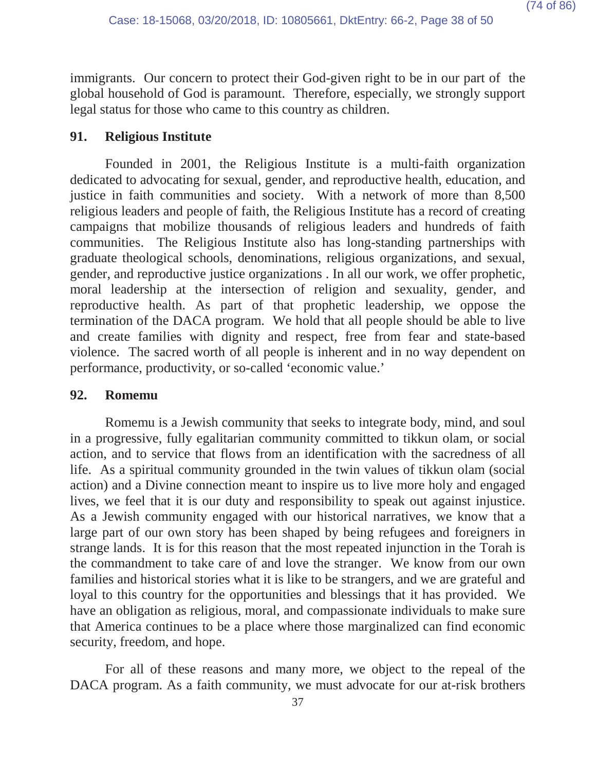immigrants. Our concern to protect their God-given right to be in our part of the global household of God is paramount. Therefore, especially, we strongly support legal status for those who came to this country as children.

### 91. Religious Institute

Founded in 2001, the Religious Institute is a multi-faith organization dedicated to advocating for sexual, gender, and reproductive health, education, and justice in faith communities and society. With a network of more than 8,500 religious leaders and people of faith, the Religious Institute has a record of creating campaigns that mobilize thousands of religious leaders and hundreds of faith communities. The Religious Institute also has long-standing partnerships with graduate theological schools, denominations, religious organizations, and sexual, gender, and reproductive justice organizations . In all our work, we offer prophetic, moral leadership at the intersection of religion and sexuality, gender, and reproductive health. As part of that prophetic leadership, we oppose the termination of the DACA program. We hold that all people should be able to live and create families with dignity and respect, free from fear and state-based violence. The sacred worth of all people is inherent and in no way dependent on performance, productivity, or so-called 'economic value.'

### 92. Romemu

Romemu is a Jewish community that seeks to integrate body, mind, and soul in a progressive, fully egalitarian community committed to tikkun olam, or social action, and to service that flows from an identification with the sacredness of all life. As a spiritual community grounded in the twin values of tikkun olam (social action) and a Divine connection meant to inspire us to live more holy and engaged lives, we feel that it is our duty and responsibility to speak out against injustice. As a Jewish community engaged with our historical narratives, we know that a large part of our own story has been shaped by being refugees and foreigners in strange lands. It is for this reason that the most repeated injunction in the Torah is the commandment to take care of and love the stranger. We know from our own families and historical stories what it is like to be strangers, and we are grateful and loyal to this country for the opportunities and blessings that it has provided. We have an obligation as religious, moral, and compassionate individuals to make sure that America continues to be a place where those marginalized can find economic security, freedom, and hope.

For all of these reasons and many more, we object to the repeal of the DACA program. As a faith community, we must advocate for our at-risk brothers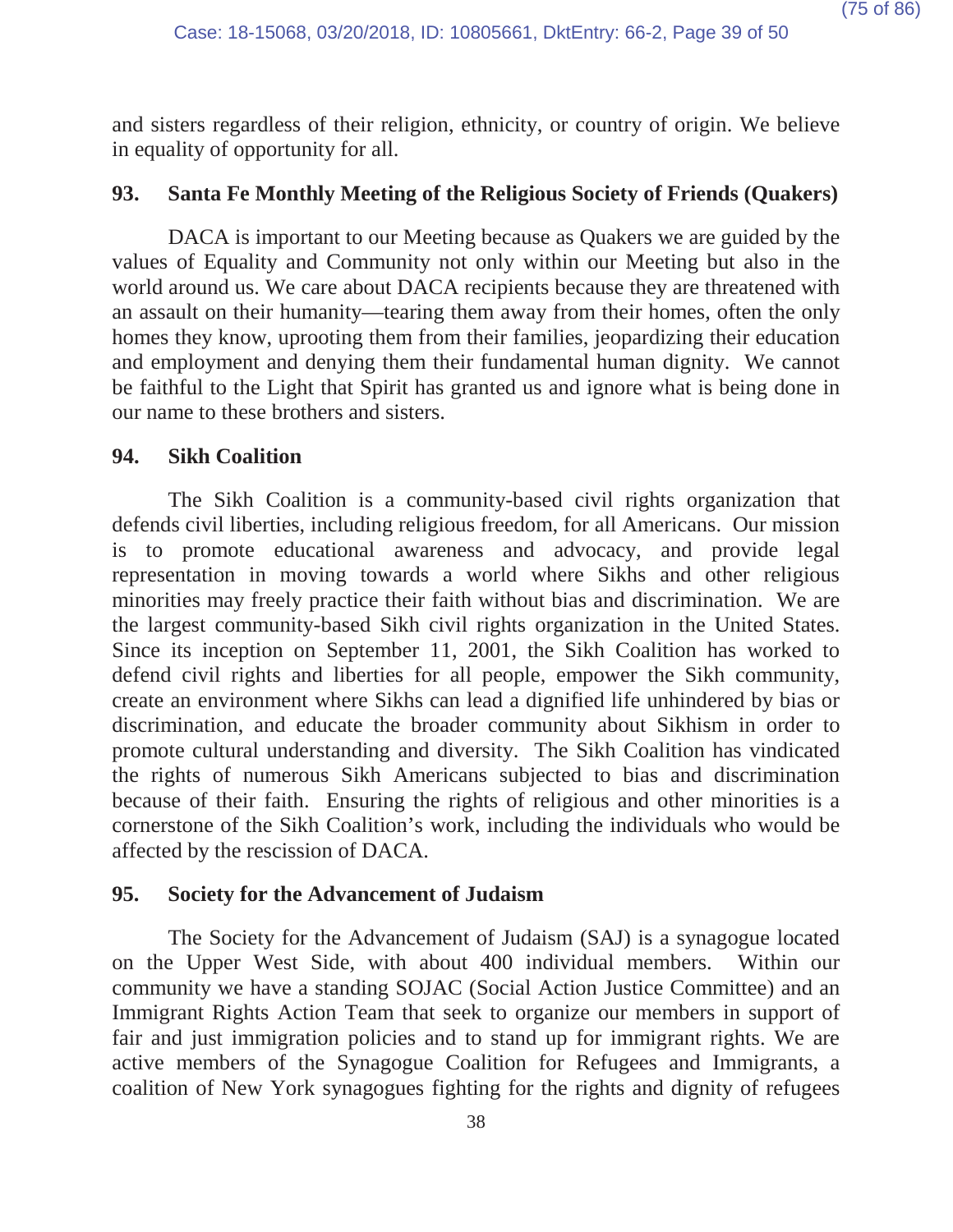and sisters regardless of their religion, ethnicity, or country of origin. We believe in equality of opportunity for all.

**93. Santa Fe Monthly Meeting of the Religious Society of Friends (Quakers)**

DACA is important to our Meeting because as Quakers we are guided by the values of Equality and Community not only within our Meeting but also in the world around us. We care about DACA recipients because they are threatened with an assault on their humanity—tearing them away from their homes, often the only homes they know, uprooting them from their families, jeopardizing their education and employment and denying them their fundamental human dignity. We cannot be faithful to the Light that Spirit has granted us and ignore what is being done in our name to these brothers and sisters.

**94. Sikh Coalition**

The Sikh Coalition is a community-based civil rights organization that defends civil liberties, including religious freedom, for all Americans. Our mission is to promote educational awareness and advocacy, and provide legal representation in moving towards a world where Sikhs and other religious minorities may freely practice their faith without bias and discrimination. We are the largest community-based Sikh civil rights organization in the United States. Since its inception on September 11, 2001, the Sikh Coalition has worked to defend civil rights and liberties for all people, empower the Sikh community, create an environment where Sikhs can lead a dignified life unhindered by bias or discrimination, and educate the broader community about Sikhism in order to promote cultural understanding and diversity. The Sikh Coalition has vindicated the rights of numerous Sikh Americans subjected to bias and discrimination because of their faith. Ensuring the rights of religious and other minorities is a cornerstone of the Sikh Coalition's work, including the individuals who would be affected by the rescission of DACA.

**95. Society for the Advancement of Judaism**

The Society for the Advancement of Judaism (SAJ) is a synagogue located on the Upper West Side, with about 400 individual members. Within our community we have a standing SOJAC (Social Action Justice Committee) and an Immigrant Rights Action Team that seek to organize our members in support of fair and just immigration policies and to stand up for immigrant rights. We are active members of the Synagogue Coalition for Refugees and Immigrants, a coalition of New York synagogues fighting for the rights and dignity of refugees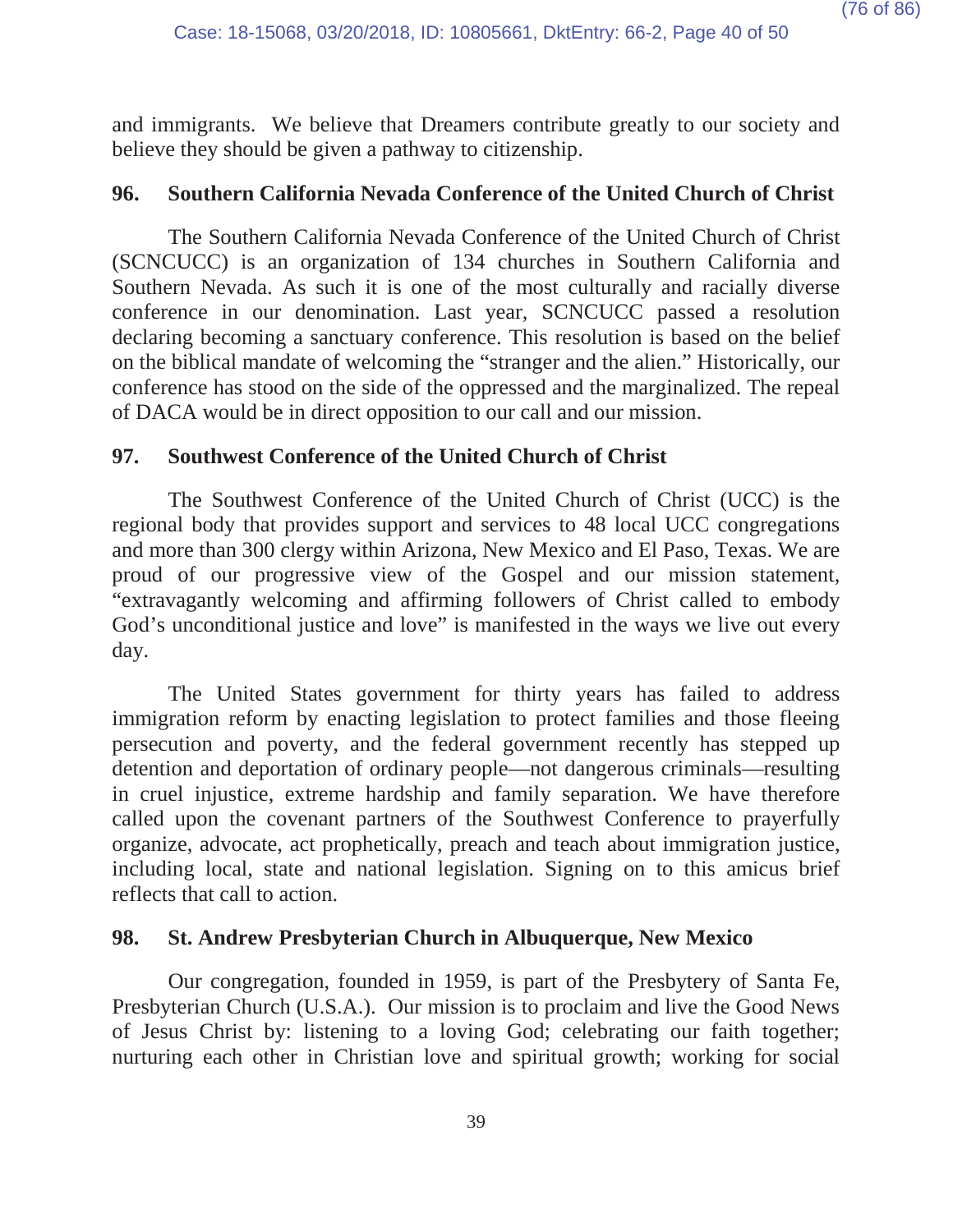and immigrants. We believe that Dreamers contribute greatly to our society and believe they should be given a pathway to citizenship.

### 96. Southern California Nevada Conference of the United Church of Christ

The Southern California Nevada Conference of the United Church of Christ (SCNCUCC) is an organization of 134 churches in Southern California and Southern Nevada. As such it is one of the most culturally and racially diverse conference in our denomination. Last year, SCNCUCC passed a resolution declaring becoming a sanctuary conference. This resolution is based on the belief on the biblical mandate of welcoming the "stranger and the alien." Historically, our conference has stood on the side of the oppressed and the marginalized. The repeal of DACA would be in direct opposition to our call and our mission.

### 97. Southwest Conference of the United Church of Christ

The Southwest Conference of the United Church of Christ (UCC) is the regional body that provides support and services to 48 local UCC congregations and more than 300 clergy within Arizona, New Mexico and El Paso, Texas. We are proud of our progressive view of the Gospel and our mission statement, "extravagantly welcoming and affirming followers of Christ called to embody God's unconditional justice and love" is manifested in the ways we live out every day.

The United States government for thirty years has failed to address immigration reform by enacting legislation to protect families and those fleeing persecution and poverty, and the federal government recently has stepped up detention and deportation of ordinary people—not dangerous criminals—resulting in cruel injustice, extreme hardship and family separation. We have therefore called upon the covenant partners of the Southwest Conference to prayerfully organize, advocate, act prophetically, preach and teach about immigration justice, including local, state and national legislation. Signing on to this amicus brief reflects that call to action.

### 98. St. Andrew Presbyterian Church in Albuquerque, New Mexico

Our congregation, founded in 1959, is part of the Presbytery of Santa Fe, Presbyterian Church (U.S.A.). Our mission is to proclaim and live the Good News of Jesus Christ by: listening to a loving God; celebrating our faith together; nurturing each other in Christian love and spiritual growth; working for social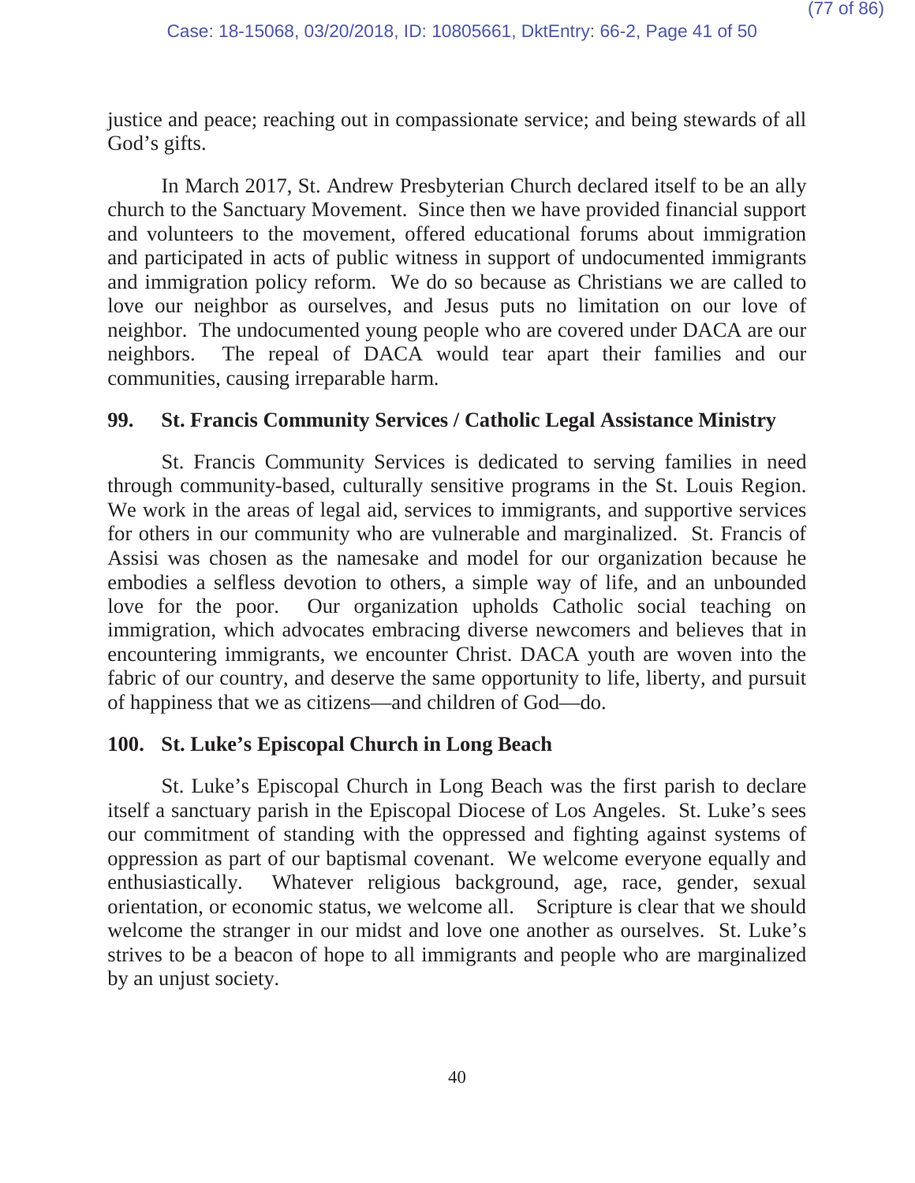justice and peace; reaching out in compassionate service; and being stewards of all God's gifts.

In March 2017, St. Andrew Presbyterian Church declared itself to be an ally church to the Sanctuary Movement. Since then we have provided financial support and volunteers to the movement, offered educational forums about immigration and participated in acts of public witness in support of undocumented immigrants and immigration policy reform. We do so because as Christians we are called to love our neighbor as ourselves, and Jesus puts no limitation on our love of neighbor. The undocumented young people who are covered under DACA are our neighbors. The repeal of DACA would tear apart their families and our communities, causing irreparable harm.

**99. St. Francis Community Services / Catholic Legal Assistance Ministry**

St. Francis Community Services is dedicated to serving families in need through community-based, culturally sensitive programs in the St. Louis Region. We work in the areas of legal aid, services to immigrants, and supportive services for others in our community who are vulnerable and marginalized. St. Francis of Assisi was chosen as the namesake and model for our organization because he embodies a selfless devotion to others, a simple way of life, and an unbounded love for the poor. Our organization upholds Catholic social teaching on immigration, which advocates embracing diverse newcomers and believes that in encountering immigrants, we encounter Christ. DACA youth are woven into the fabric of our country, and deserve the same opportunity to life, liberty, and pursuit of happiness that we as citizens—and children of God—do.

**100. St. Luke's Episcopal Church in Long Beach**

St. Luke's Episcopal Church in Long Beach was the first parish to declare itself a sanctuary parish in the Episcopal Diocese of Los Angeles. St. Luke's sees our commitment of standing with the oppressed and fighting against systems of oppression as part of our baptismal covenant. We welcome everyone equally and enthusiastically. Whatever religious background, age, race, gender, sexual orientation, or economic status, we welcome all. Scripture is clear that we should welcome the stranger in our midst and love one another as ourselves. St. Luke's strives to be a beacon of hope to all immigrants and people who are marginalized by an unjust society.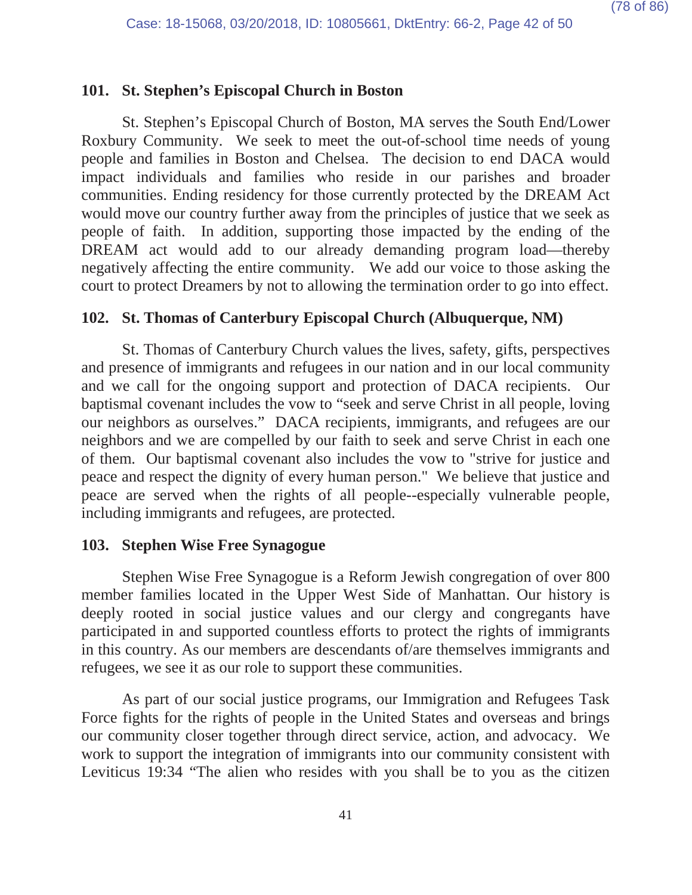### 101. St. Stephen's Episcopal Church in Boston

St. Stephen's Episcopal Church of Boston, MA serves the South End/Lower Roxbury Community. We seek to meet the out-of-school time needs of young people and families in Boston and Chelsea. The decision to end DACA would impact individuals and families who reside in our parishes and broader communities. Ending residency for those currently protected by the DREAM Act would move our country further away from the principles of justice that we seek as people of faith. In addition, supporting those impacted by the ending of the DREAM act would add to our already demanding program load—thereby negatively affecting the entire community. We add our voice to those asking the court to protect Dreamers by not to allowing the termination order to go into effect.

### 102. St. Thomas of Canterbury Episcopal Church (Albuquerque, NM)

St. Thomas of Canterbury Church values the lives, safety, gifts, perspectives and presence of immigrants and refugees in our nation and in our local community and we call for the ongoing support and protection of DACA recipients. Our baptismal covenant includes the vow to "seek and serve Christ in all people, loving our neighbors as ourselves." DACA recipients, immigrants, and refugees are our neighbors and we are compelled by our faith to seek and serve Christ in each one of them. Our baptismal covenant also includes the vow to "strive for justice and peace and respect the dignity of every human person." We believe that justice and peace are served when the rights of all people--especially vulnerable people, including immigrants and refugees, are protected.

### 103. Stephen Wise Free Synagogue

Stephen Wise Free Synagogue is a Reform Jewish congregation of over 800 member families located in the Upper West Side of Manhattan. Our history is deeply rooted in social justice values and our clergy and congregants have participated in and supported countless efforts to protect the rights of immigrants in this country. As our members are descendants of/are themselves immigrants and refugees, we see it as our role to support these communities.

As part of our social justice programs, our Immigration and Refugees Task Force fights for the rights of people in the United States and overseas and brings our community closer together through direct service, action, and advocacy. We work to support the integration of immigrants into our community consistent with Leviticus 19:34 "The alien who resides with you shall be to you as the citizen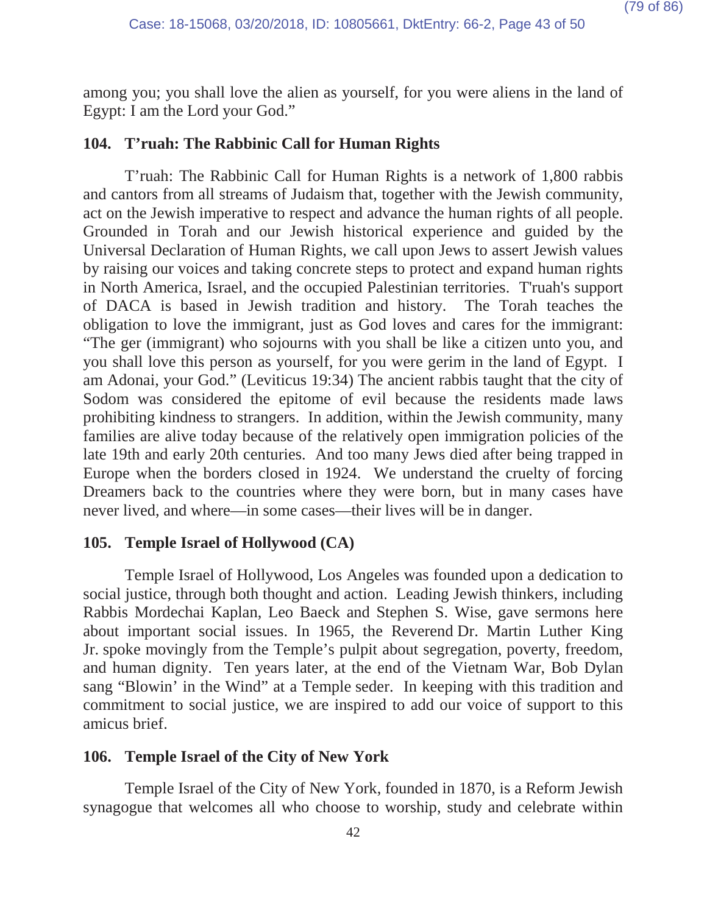among you; you shall love the alien as yourself, for you were aliens in the land of Egypt: I am the Lord your God."

### 104. T'ruah: The Rabbinic Call for Human Rights

T'ruah: The Rabbinic Call for Human Rights is a network of 1,800 rabbis and cantors from all streams of Judaism that, together with the Jewish community, act on the Jewish imperative to respect and advance the human rights of all people. Grounded in Torah and our Jewish historical experience and guided by the Universal Declaration of Human Rights, we call upon Jews to assert Jewish values by raising our voices and taking concrete steps to protect and expand human rights in North America, Israel, and the occupied Palestinian territories. T'ruah's support of DACA is based in Jewish tradition and history. The Torah teaches the obligation to love the immigrant, just as God loves and cares for the immigrant: "The ger (immigrant) who sojourns with you shall be like a citizen unto you, and you shall love this person as yourself, for you were gerim in the land of Egypt. I am Adonai, your God." (Leviticus 19:34) The ancient rabbis taught that the city of Sodom was considered the epitome of evil because the residents made laws prohibiting kindness to strangers. In addition, within the Jewish community, many families are alive today because of the relatively open immigration policies of the late 19th and early 20th centuries. And too many Jews died after being trapped in Europe when the borders closed in 1924. We understand the cruelty of forcing Dreamers back to the countries where they were born, but in many cases have never lived, and where—in some cases—their lives will be in danger.

### 105. Temple Israel of Hollywood (CA)

Temple Israel of Hollywood, Los Angeles was founded upon a dedication to social justice, through both thought and action. Leading Jewish thinkers, including Rabbis Mordechai Kaplan, Leo Baeck and Stephen S. Wise, gave sermons here about important social issues. In 1965, the Reverend Dr. Martin Luther King Jr. spoke movingly from the Temple's pulpit about segregation, poverty, freedom, and human dignity. Ten years later, at the end of the Vietnam War, Bob Dylan sang "Blowin' in the Wind" at a Temple seder. In keeping with this tradition and commitment to social justice, we are inspired to add our voice of support to this amicus brief.

### 106. Temple Israel of the City of New York

Temple Israel of the City of New York, founded in 1870, is a Reform Jewish synagogue that welcomes all who choose to worship, study and celebrate within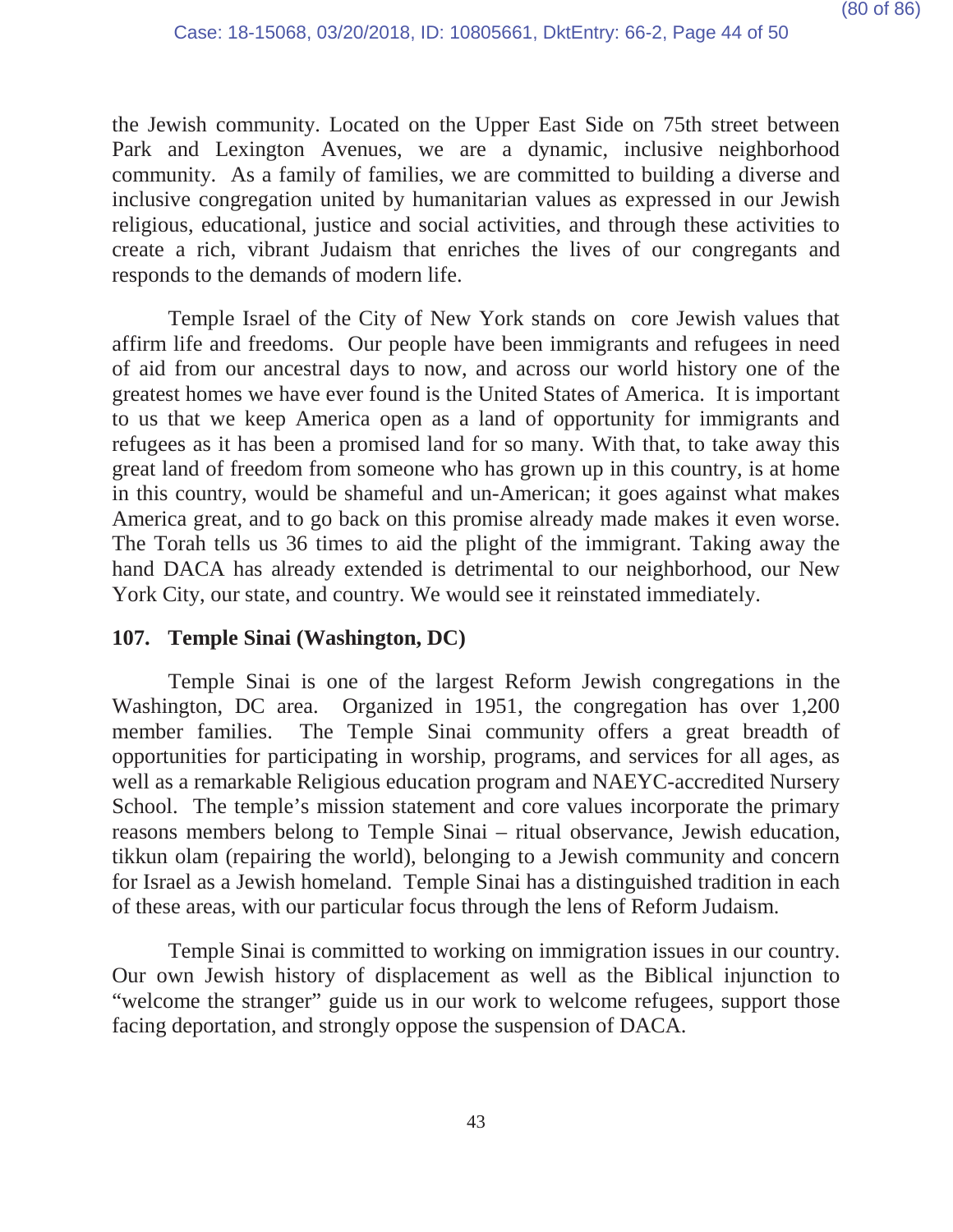the Jewish community. Located on the Upper East Side on 75th street between Park and Lexington Avenues, we are a dynamic, inclusive neighborhood community. As a family of families, we are committed to building a diverse and inclusive congregation united by humanitarian values as expressed in our Jewish religious, educational, justice and social activities, and through these activities to create a rich, vibrant Judaism that enriches the lives of our congregants and responds to the demands of modern life.

Temple Israel of the City of New York stands on core Jewish values that affirm life and freedoms. Our people have been immigrants and refugees in need of aid from our ancestral days to now, and across our world history one of the greatest homes we have ever found is the United States of America. It is important to us that we keep America open as a land of opportunity for immigrants and refugees as it has been a promised land for so many. With that, to take away this great land of freedom from someone who has grown up in this country, is at home in this country, would be shameful and un-American; it goes against what makes America great, and to go back on this promise already made makes it even worse. The Torah tells us 36 times to aid the plight of the immigrant. Taking away the hand DACA has already extended is detrimental to our neighborhood, our New York City, our state, and country. We would see it reinstated immediately.

### 107. Temple Sinai (Washington, DC)

Temple Sinai is one of the largest Reform Jewish congregations in the Washington, DC area. Organized in 1951, the congregation has over 1,200 member families. The Temple Sinai community offers a great breadth of opportunities for participating in worship, programs, and services for all ages, as well as a remarkable Religious education program and NAEYC-accredited Nursery School. The temple's mission statement and core values incorporate the primary reasons members belong to Temple Sinai – ritual observance, Jewish education, tikkun olam (repairing the world), belonging to a Jewish community and concern for Israel as a Jewish homeland. Temple Sinai has a distinguished tradition in each of these areas, with our particular focus through the lens of Reform Judaism.

Temple Sinai is committed to working on immigration issues in our country. Our own Jewish history of displacement as well as the Biblical injunction to "welcome the stranger" guide us in our work to welcome refugees, support those facing deportation, and strongly oppose the suspension of DACA.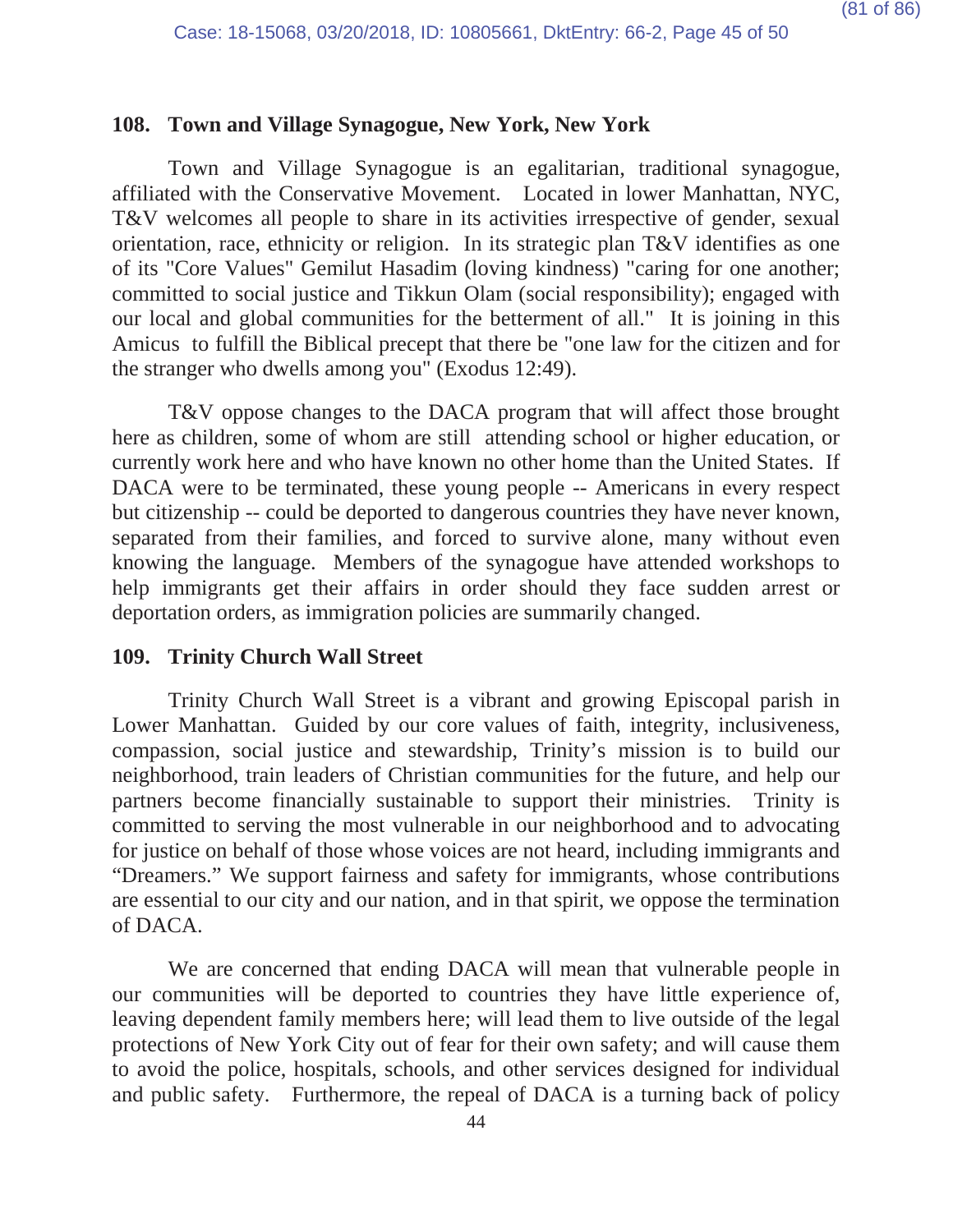### 108. Town and Village Synagogue, New York, New York

Town and Village Synagogue is an egalitarian, traditional synagogue, affiliated with the Conservative Movement. Located in lower Manhattan, NYC, T&V welcomes all people to share in its activities irrespective of gender, sexual orientation, race, ethnicity or religion. In its strategic plan T&V identifies as one of its "Core Values" Gemilut Hasadim (loving kindness) "caring for one another; committed to social justice and Tikkun Olam (social responsibility); engaged with our local and global communities for the betterment of all." It is joining in this Amicus to fulfill the Biblical precept that there be "one law for the citizen and for the stranger who dwells among you" (Exodus 12:49).

T&V oppose changes to the DACA program that will affect those brought here as children, some of whom are still attending school or higher education, or currently work here and who have known no other home than the United States. If DACA were to be terminated, these young people -- Americans in every respect but citizenship -- could be deported to dangerous countries they have never known, separated from their families, and forced to survive alone, many without even knowing the language. Members of the synagogue have attended workshops to help immigrants get their affairs in order should they face sudden arrest or deportation orders, as immigration policies are summarily changed.

### 109. Trinity Church Wall Street

Trinity Church Wall Street is a vibrant and growing Episcopal parish in Lower Manhattan. Guided by our core values of faith, integrity, inclusiveness, compassion, social justice and stewardship, Trinity's mission is to build our neighborhood, train leaders of Christian communities for the future, and help our partners become financially sustainable to support their ministries. Trinity is committed to serving the most vulnerable in our neighborhood and to advocating for justice on behalf of those whose voices are not heard, including immigrants and "Dreamers." We support fairness and safety for immigrants, whose contributions are essential to our city and our nation, and in that spirit, we oppose the termination of DACA.

We are concerned that ending DACA will mean that vulnerable people in our communities will be deported to countries they have little experience of, leaving dependent family members here; will lead them to live outside of the legal protections of New York City out of fear for their own safety; and will cause them to avoid the police, hospitals, schools, and other services designed for individual and public safety. Furthermore, the repeal of DACA is a turning back of policy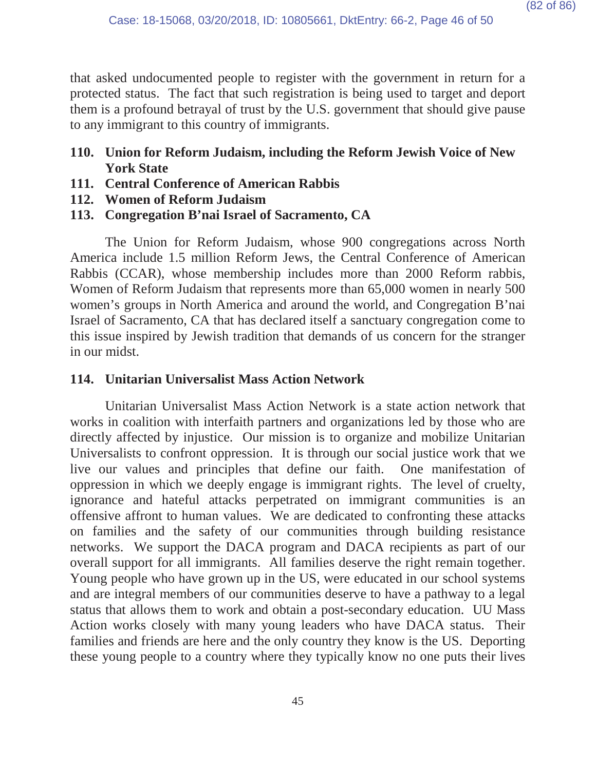that asked undocumented people to register with the government in return for a protected status. The fact that such registration is being used to target and deport them is a profound betrayal of trust by the U.S. government that should give pause to any immigrant to this country of immigrants.

**110. Union for Reform Judaism, including the Reform Jewish Voice of New York State**
**111. Central Conference of American Rabbis**
**112. Women of Reform Judaism**
**113. Congregation B'nai Israel of Sacramento, CA**

The Union for Reform Judaism, whose 900 congregations across North America include 1.5 million Reform Jews, the Central Conference of American Rabbis (CCAR), whose membership includes more than 2000 Reform rabbis, Women of Reform Judaism that represents more than 65,000 women in nearly 500 women's groups in North America and around the world, and Congregation B'nai Israel of Sacramento, CA that has declared itself a sanctuary congregation come to this issue inspired by Jewish tradition that demands of us concern for the stranger in our midst.

**114. Unitarian Universalist Mass Action Network**

Unitarian Universalist Mass Action Network is a state action network that works in coalition with interfaith partners and organizations led by those who are directly affected by injustice. Our mission is to organize and mobilize Unitarian Universalists to confront oppression. It is through our social justice work that we live our values and principles that define our faith. One manifestation of oppression in which we deeply engage is immigrant rights. The level of cruelty, ignorance and hateful attacks perpetrated on immigrant communities is an offensive affront to human values. We are dedicated to confronting these attacks on families and the safety of our communities through building resistance networks. We support the DACA program and DACA recipients as part of our overall support for all immigrants. All families deserve the right remain together. Young people who have grown up in the US, were educated in our school systems and are integral members of our communities deserve to have a pathway to a legal status that allows them to work and obtain a post-secondary education. UU Mass Action works closely with many young leaders who have DACA status. Their families and friends are here and the only country they know is the US. Deporting these young people to a country where they typically know no one puts their lives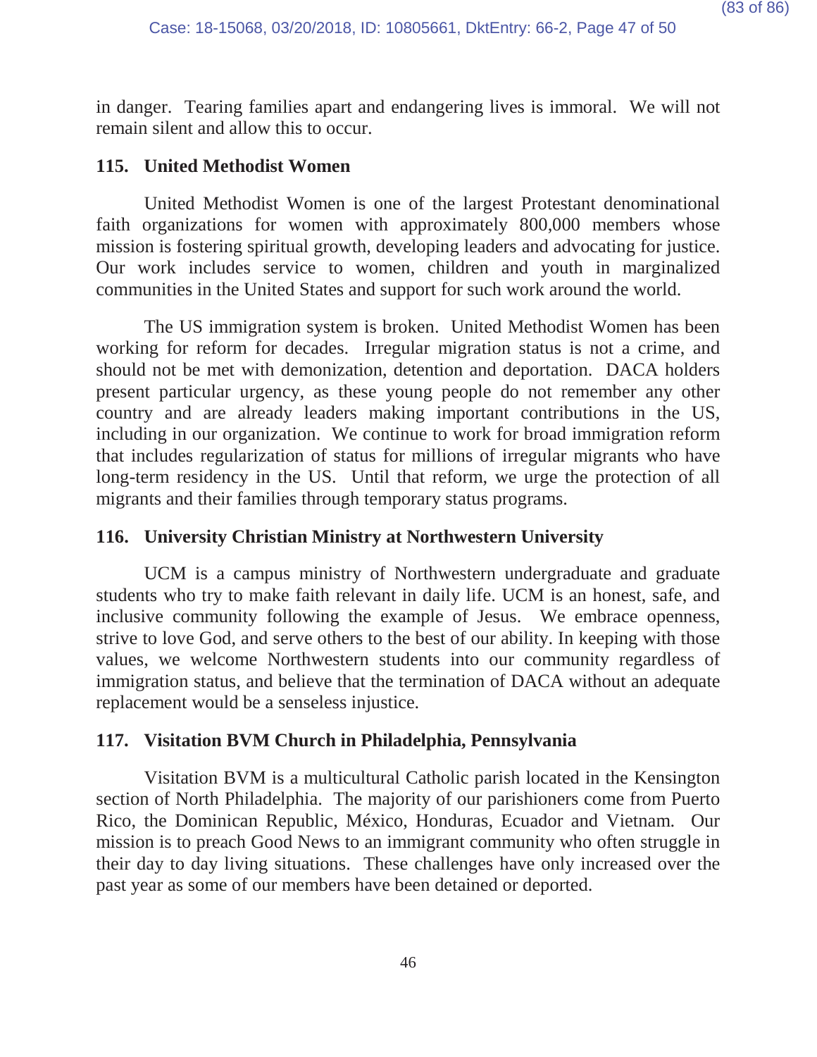in danger. Tearing families apart and endangering lives is immoral. We will not remain silent and allow this to occur.

### 115. United Methodist Women

United Methodist Women is one of the largest Protestant denominational faith organizations for women with approximately 800,000 members whose mission is fostering spiritual growth, developing leaders and advocating for justice. Our work includes service to women, children and youth in marginalized communities in the United States and support for such work around the world.

The US immigration system is broken. United Methodist Women has been working for reform for decades. Irregular migration status is not a crime, and should not be met with demonization, detention and deportation. DACA holders present particular urgency, as these young people do not remember any other country and are already leaders making important contributions in the US, including in our organization. We continue to work for broad immigration reform that includes regularization of status for millions of irregular migrants who have long-term residency in the US. Until that reform, we urge the protection of all migrants and their families through temporary status programs.

### 116. University Christian Ministry at Northwestern University

UCM is a campus ministry of Northwestern undergraduate and graduate students who try to make faith relevant in daily life. UCM is an honest, safe, and inclusive community following the example of Jesus. We embrace openness, strive to love God, and serve others to the best of our ability. In keeping with those values, we welcome Northwestern students into our community regardless of immigration status, and believe that the termination of DACA without an adequate replacement would be a senseless injustice.

### 117. Visitation BVM Church in Philadelphia, Pennsylvania

Visitation BVM is a multicultural Catholic parish located in the Kensington section of North Philadelphia. The majority of our parishioners come from Puerto Rico, the Dominican Republic, México, Honduras, Ecuador and Vietnam. Our mission is to preach Good News to an immigrant community who often struggle in their day to day living situations. These challenges have only increased over the past year as some of our members have been detained or deported.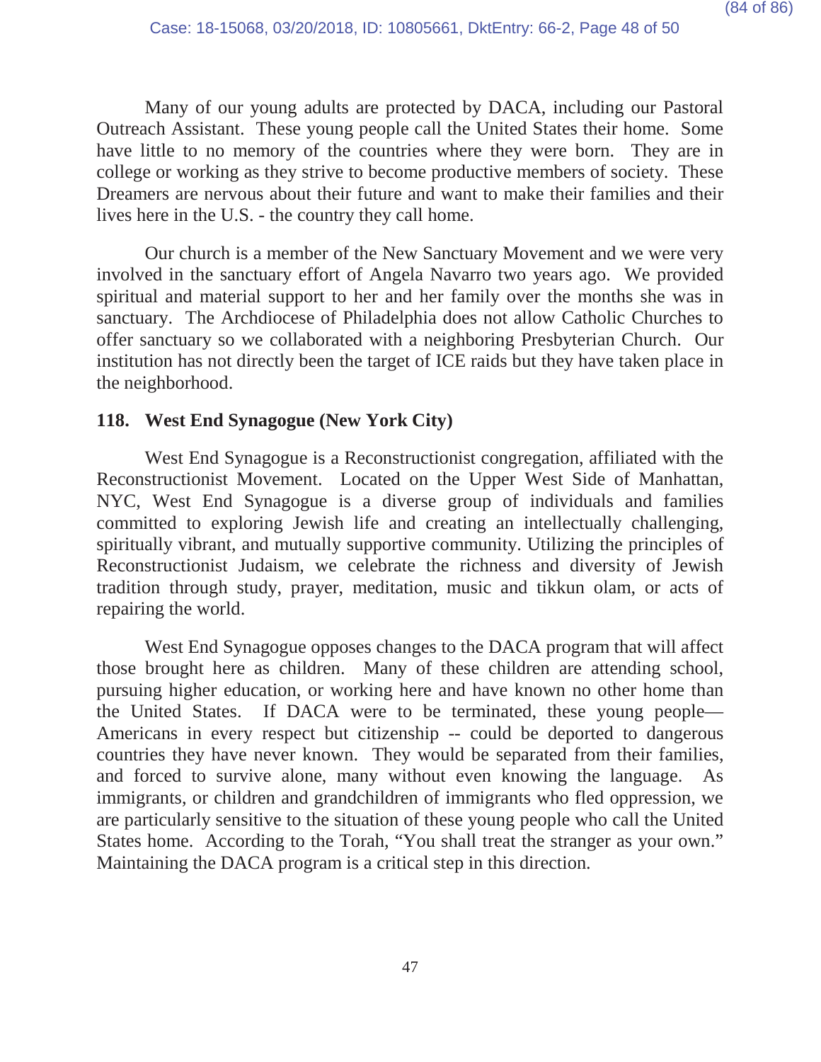Many of our young adults are protected by DACA, including our Pastoral Outreach Assistant. These young people call the United States their home. Some have little to no memory of the countries where they were born. They are in college or working as they strive to become productive members of society. These Dreamers are nervous about their future and want to make their families and their lives here in the U.S. - the country they call home.

Our church is a member of the New Sanctuary Movement and we were very involved in the sanctuary effort of Angela Navarro two years ago. We provided spiritual and material support to her and her family over the months she was in sanctuary. The Archdiocese of Philadelphia does not allow Catholic Churches to offer sanctuary so we collaborated with a neighboring Presbyterian Church. Our institution has not directly been the target of ICE raids but they have taken place in the neighborhood.

### 118. West End Synagogue (New York City)

West End Synagogue is a Reconstructionist congregation, affiliated with the Reconstructionist Movement. Located on the Upper West Side of Manhattan, NYC, West End Synagogue is a diverse group of individuals and families committed to exploring Jewish life and creating an intellectually challenging, spiritually vibrant, and mutually supportive community. Utilizing the principles of Reconstructionist Judaism, we celebrate the richness and diversity of Jewish tradition through study, prayer, meditation, music and tikkun olam, or acts of repairing the world.

West End Synagogue opposes changes to the DACA program that will affect those brought here as children. Many of these children are attending school, pursuing higher education, or working here and have known no other home than the United States. If DACA were to be terminated, these young people—Americans in every respect but citizenship -- could be deported to dangerous countries they have never known. They would be separated from their families, and forced to survive alone, many without even knowing the language. As immigrants, or children and grandchildren of immigrants who fled oppression, we are particularly sensitive to the situation of these young people who call the United States home. According to the Torah, "You shall treat the stranger as your own." Maintaining the DACA program is a critical step in this direction.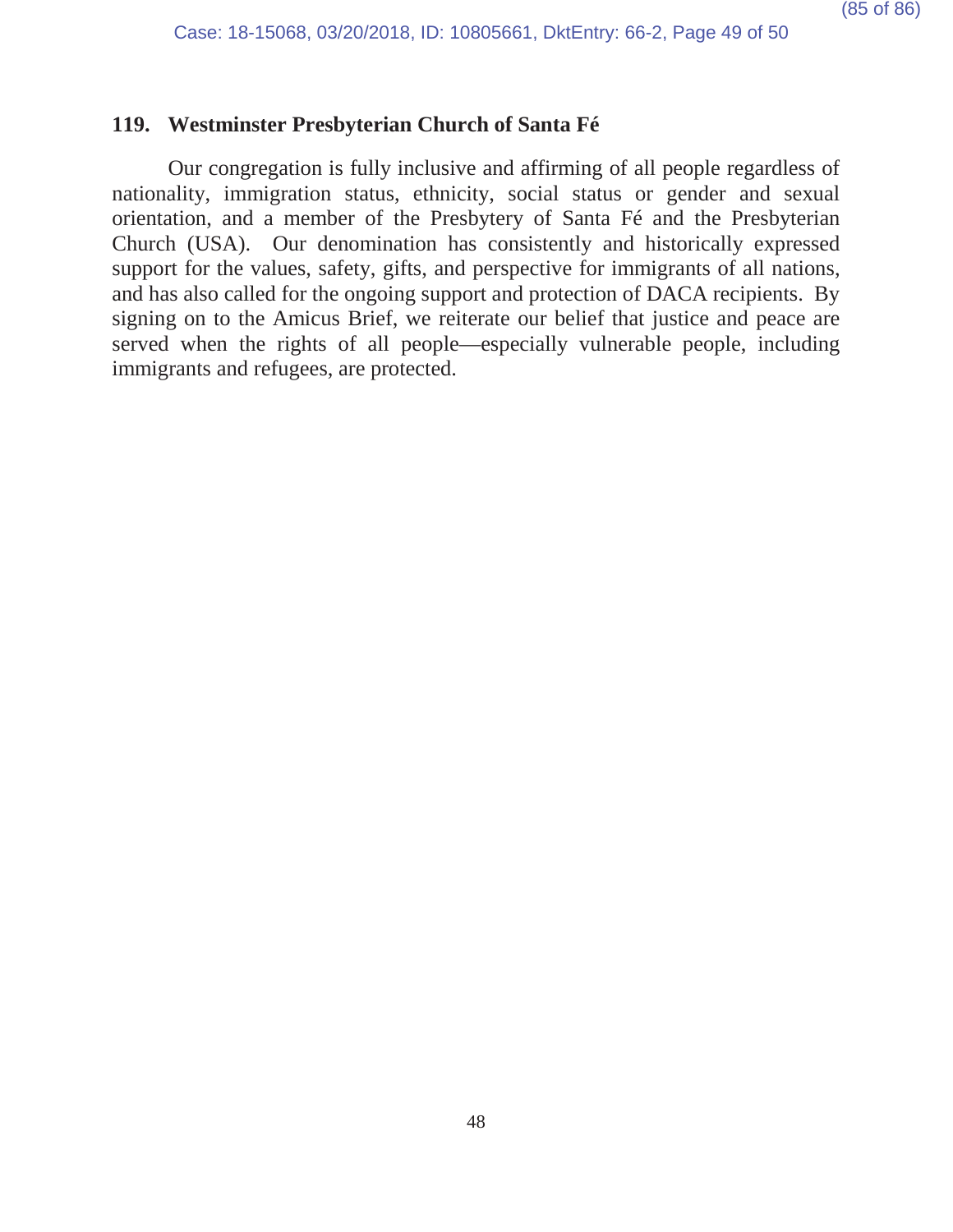**119. Westminster Presbyterian Church of Santa Fé**

Our congregation is fully inclusive and affirming of all people regardless of nationality, immigration status, ethnicity, social status or gender and sexual orientation, and a member of the Presbytery of Santa Fé and the Presbyterian Church (USA). Our denomination has consistently and historically expressed support for the values, safety, gifts, and perspective for immigrants of all nations, and has also called for the ongoing support and protection of DACA recipients. By signing on to the Amicus Brief, we reiterate our belief that justice and peace are served when the rights of all people—especially vulnerable people, including immigrants and refugees, are protected.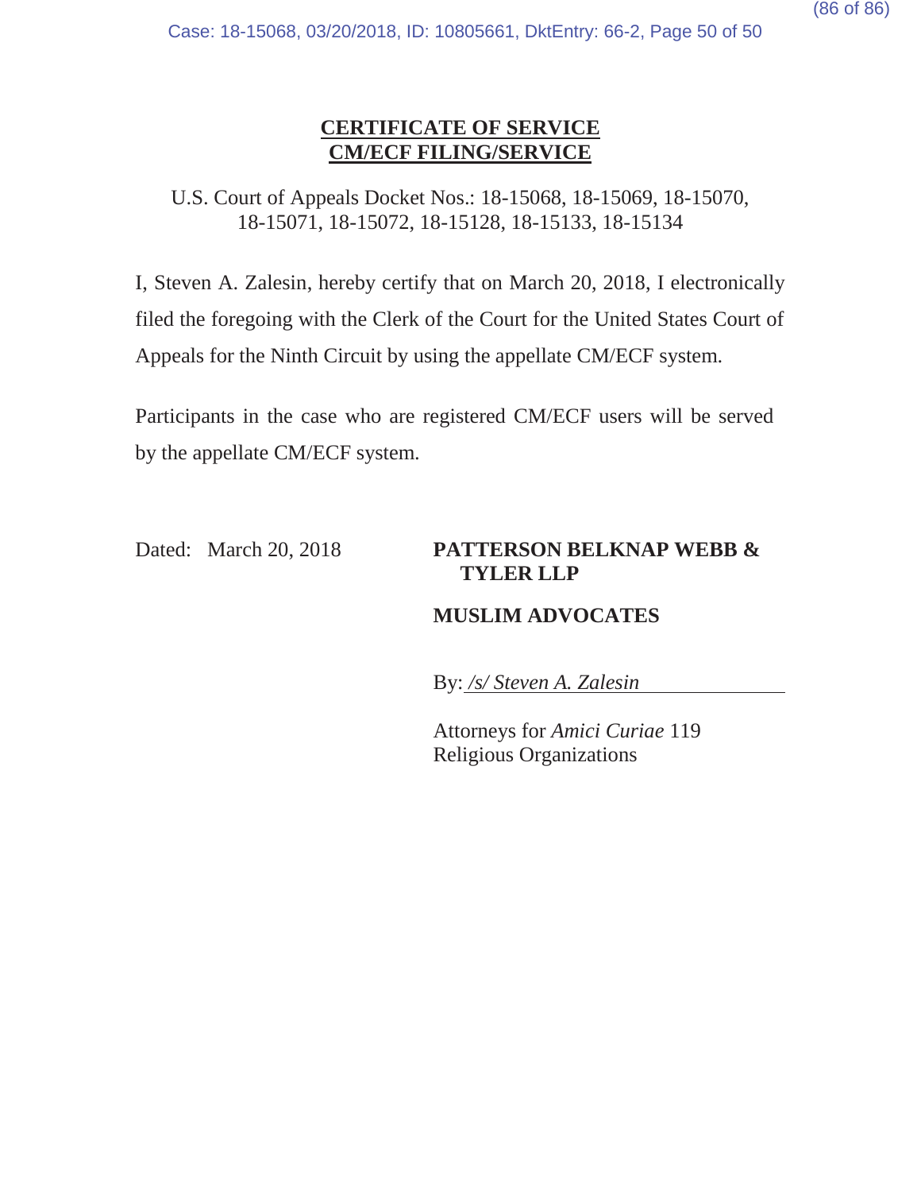# CERTIFICATE OF SERVICE
# CM/ECF FILING/SERVICE

U.S. Court of Appeals Docket Nos.: 18-15068, 18-15069, 18-15070, 18-15071, 18-15072, 18-15128, 18-15133, 18-15134

I, Steven A. Zalesin, hereby certify that on March 20, 2018, I electronically filed the foregoing with the Clerk of the Court for the United States Court of Appeals for the Ninth Circuit by using the appellate CM/ECF system.

Participants in the case who are registered CM/ECF users will be served by the appellate CM/ECF system.

Dated: March 20, 2018

**PATTERSON BELKNAP WEBB & TYLER LLP**

**MUSLIM ADVOCATES**

By: */s/ Steven A. Zalesin*

Attorneys for *Amici Curiae* 119 Religious Organizations